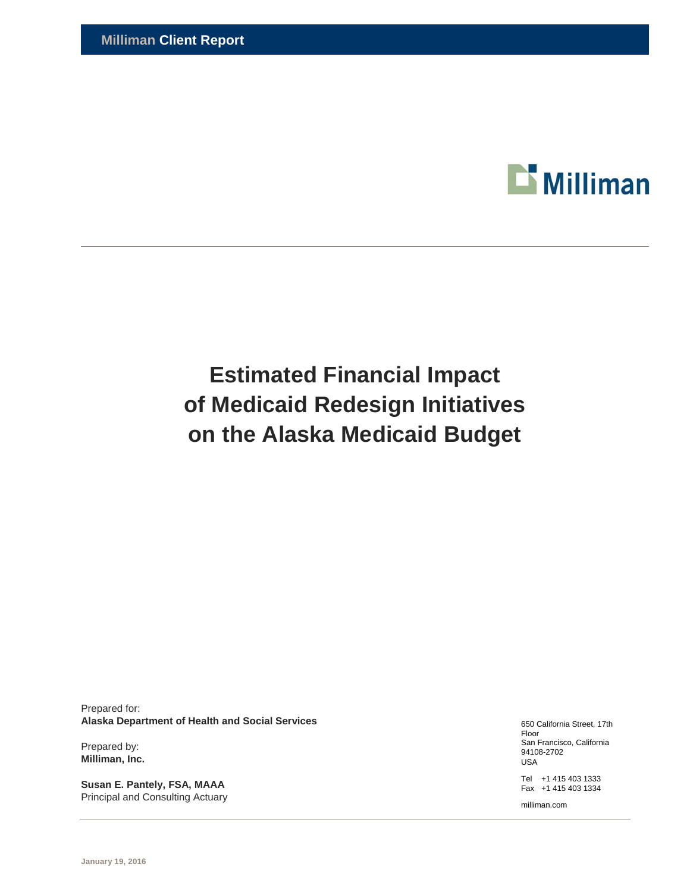**Milliman Client Report**

Milliman

# Estimated Financial Impact of Medicaid Redesign Initiatives on the Alaska Medicaid Budget

Prepared for:
**Alaska Department of Health and Social Services**

Prepared by:
**Milliman, Inc.**

**Susan E. Pantely, FSA, MAAA**
Principal and Consulting Actuary

650 California Street, 17th Floor
San Francisco, California 94108-2702
USA

Tel +1 415 403 1333
Fax +1 415 403 1334

milliman.com

January 19, 2016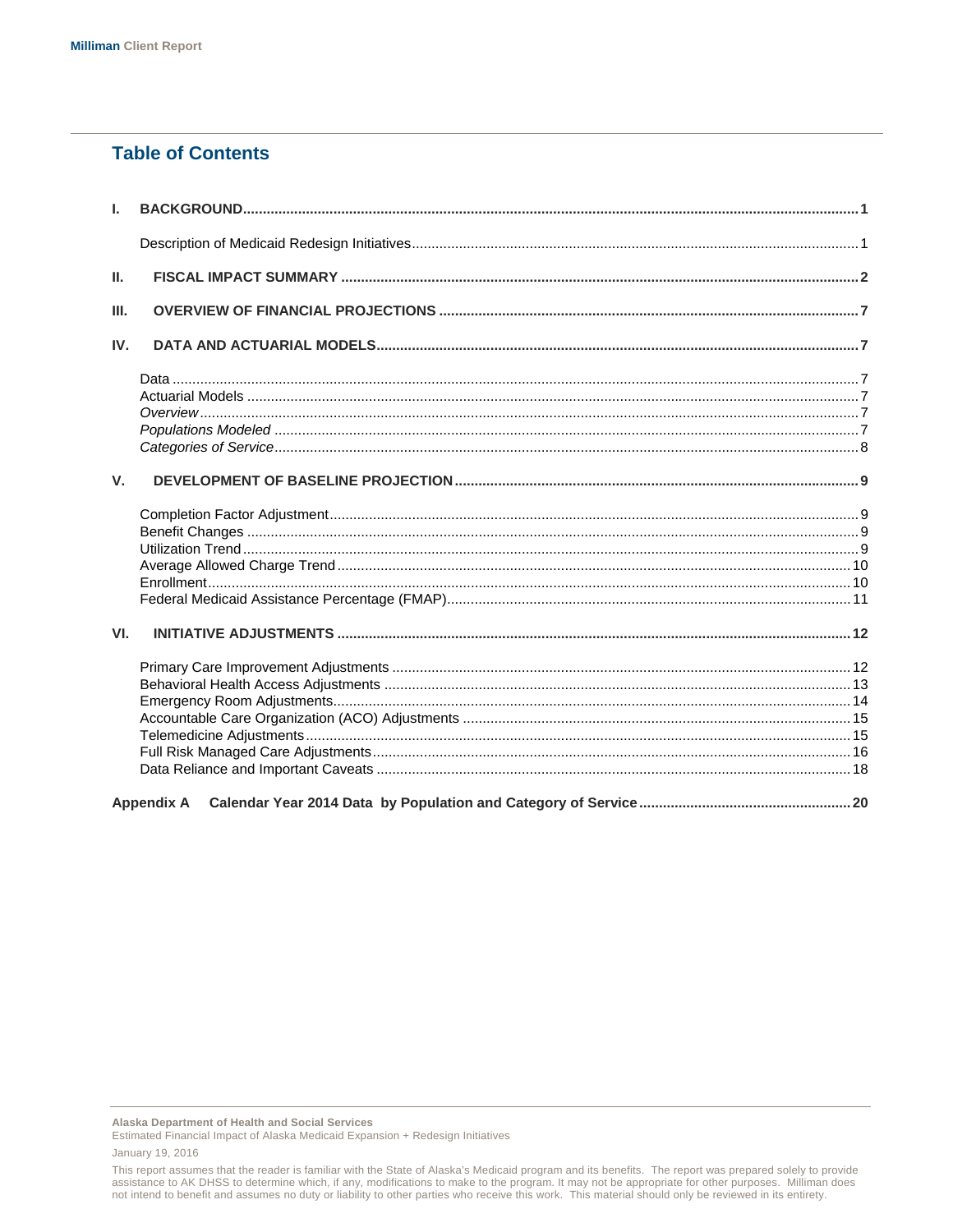## Table of Contents

| | | |
|---|---|---|
| **I.** | **BACKGROUND** | **1** |
| | Description of Medicaid Redesign Initiatives | 1 |
| **II.** | **FISCAL IMPACT SUMMARY** | **2** |
| **III.** | **OVERVIEW OF FINANCIAL PROJECTIONS** | **7** |
| **IV.** | **DATA AND ACTUARIAL MODELS** | **7** |
| | Data | 7 |
| | Actuarial Models | 7 |
| | *Overview* | 7 |
| | *Populations Modeled* | 7 |
| | *Categories of Service* | 8 |
| **V.** | **DEVELOPMENT OF BASELINE PROJECTION** | **9** |
| | Completion Factor Adjustment | 9 |
| | Benefit Changes | 9 |
| | Utilization Trend | 9 |
| | Average Allowed Charge Trend | 10 |
| | Enrollment | 10 |
| | Federal Medicaid Assistance Percentage (FMAP) | 11 |
| **VI.** | **INITIATIVE ADJUSTMENTS** | **12** |
| | Primary Care Improvement Adjustments | 12 |
| | Behavioral Health Access Adjustments | 13 |
| | Emergency Room Adjustments | 14 |
| | Accountable Care Organization (ACO) Adjustments | 15 |
| | Telemedicine Adjustments | 15 |
| | Full Risk Managed Care Adjustments | 16 |
| | Data Reliance and Important Caveats | 18 |
| **Appendix A** | **Calendar Year 2014 Data by Population and Category of Service** | **20** |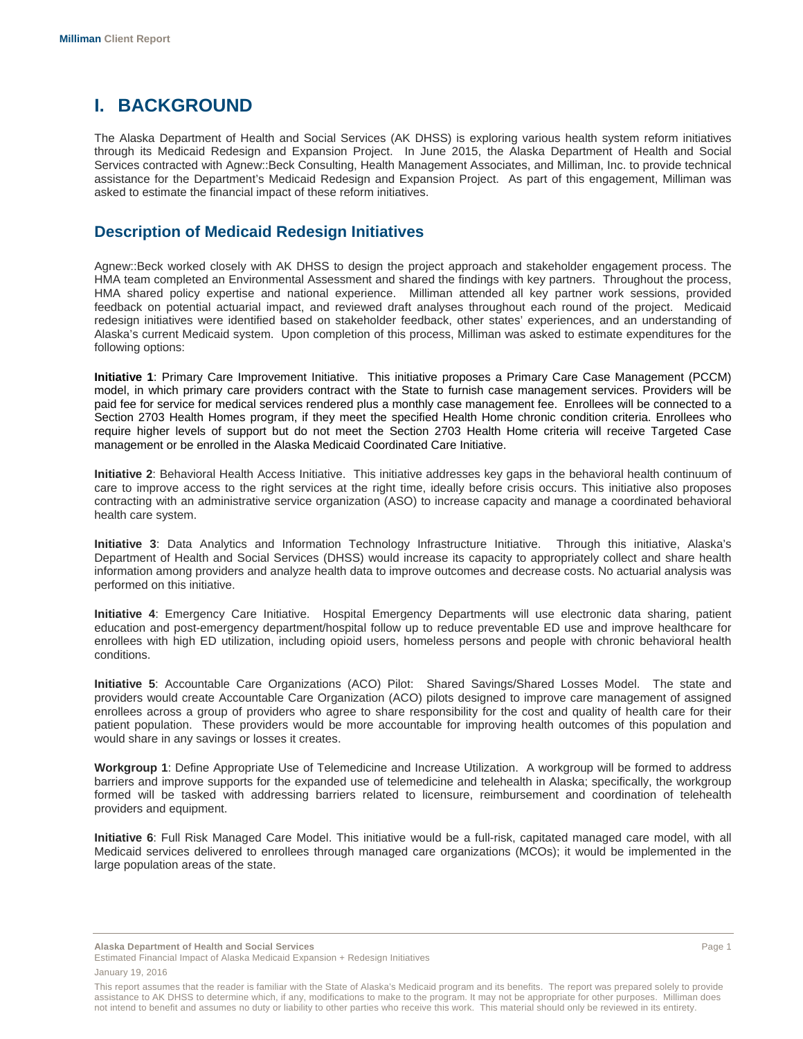# I. BACKGROUND

The Alaska Department of Health and Social Services (AK DHSS) is exploring various health system reform initiatives through its Medicaid Redesign and Expansion Project. In June 2015, the Alaska Department of Health and Social Services contracted with Agnew::Beck Consulting, Health Management Associates, and Milliman, Inc. to provide technical assistance for the Department's Medicaid Redesign and Expansion Project. As part of this engagement, Milliman was asked to estimate the financial impact of these reform initiatives.

## Description of Medicaid Redesign Initiatives

Agnew::Beck worked closely with AK DHSS to design the project approach and stakeholder engagement process. The HMA team completed an Environmental Assessment and shared the findings with key partners. Throughout the process, HMA shared policy expertise and national experience. Milliman attended all key partner work sessions, provided feedback on potential actuarial impact, and reviewed draft analyses throughout each round of the project. Medicaid redesign initiatives were identified based on stakeholder feedback, other states' experiences, and an understanding of Alaska's current Medicaid system. Upon completion of this process, Milliman was asked to estimate expenditures for the following options:

**Initiative 1**: Primary Care Improvement Initiative. This initiative proposes a Primary Care Case Management (PCCM) model, in which primary care providers contract with the State to furnish case management services. Providers will be paid fee for service for medical services rendered plus a monthly case management fee. Enrollees will be connected to a Section 2703 Health Homes program, if they meet the specified Health Home chronic condition criteria. Enrollees who require higher levels of support but do not meet the Section 2703 Health Home criteria will receive Targeted Case management or be enrolled in the Alaska Medicaid Coordinated Care Initiative.

**Initiative 2**: Behavioral Health Access Initiative. This initiative addresses key gaps in the behavioral health continuum of care to improve access to the right services at the right time, ideally before crisis occurs. This initiative also proposes contracting with an administrative service organization (ASO) to increase capacity and manage a coordinated behavioral health care system.

**Initiative 3**: Data Analytics and Information Technology Infrastructure Initiative. Through this initiative, Alaska's Department of Health and Social Services (DHSS) would increase its capacity to appropriately collect and share health information among providers and analyze health data to improve outcomes and decrease costs. No actuarial analysis was performed on this initiative.

**Initiative 4**: Emergency Care Initiative. Hospital Emergency Departments will use electronic data sharing, patient education and post-emergency department/hospital follow up to reduce preventable ED use and improve healthcare for enrollees with high ED utilization, including opioid users, homeless persons and people with chronic behavioral health conditions.

**Initiative 5**: Accountable Care Organizations (ACO) Pilot: Shared Savings/Shared Losses Model. The state and providers would create Accountable Care Organization (ACO) pilots designed to improve care management of assigned enrollees across a group of providers who agree to share responsibility for the cost and quality of health care for their patient population. These providers would be more accountable for improving health outcomes of this population and would share in any savings or losses it creates.

**Workgroup 1**: Define Appropriate Use of Telemedicine and Increase Utilization. A workgroup will be formed to address barriers and improve supports for the expanded use of telemedicine and telehealth in Alaska; specifically, the workgroup formed will be tasked with addressing barriers related to licensure, reimbursement and coordination of telehealth providers and equipment.

**Initiative 6**: Full Risk Managed Care Model. This initiative would be a full-risk, capitated managed care model, with all Medicaid services delivered to enrollees through managed care organizations (MCOs); it would be implemented in the large population areas of the state.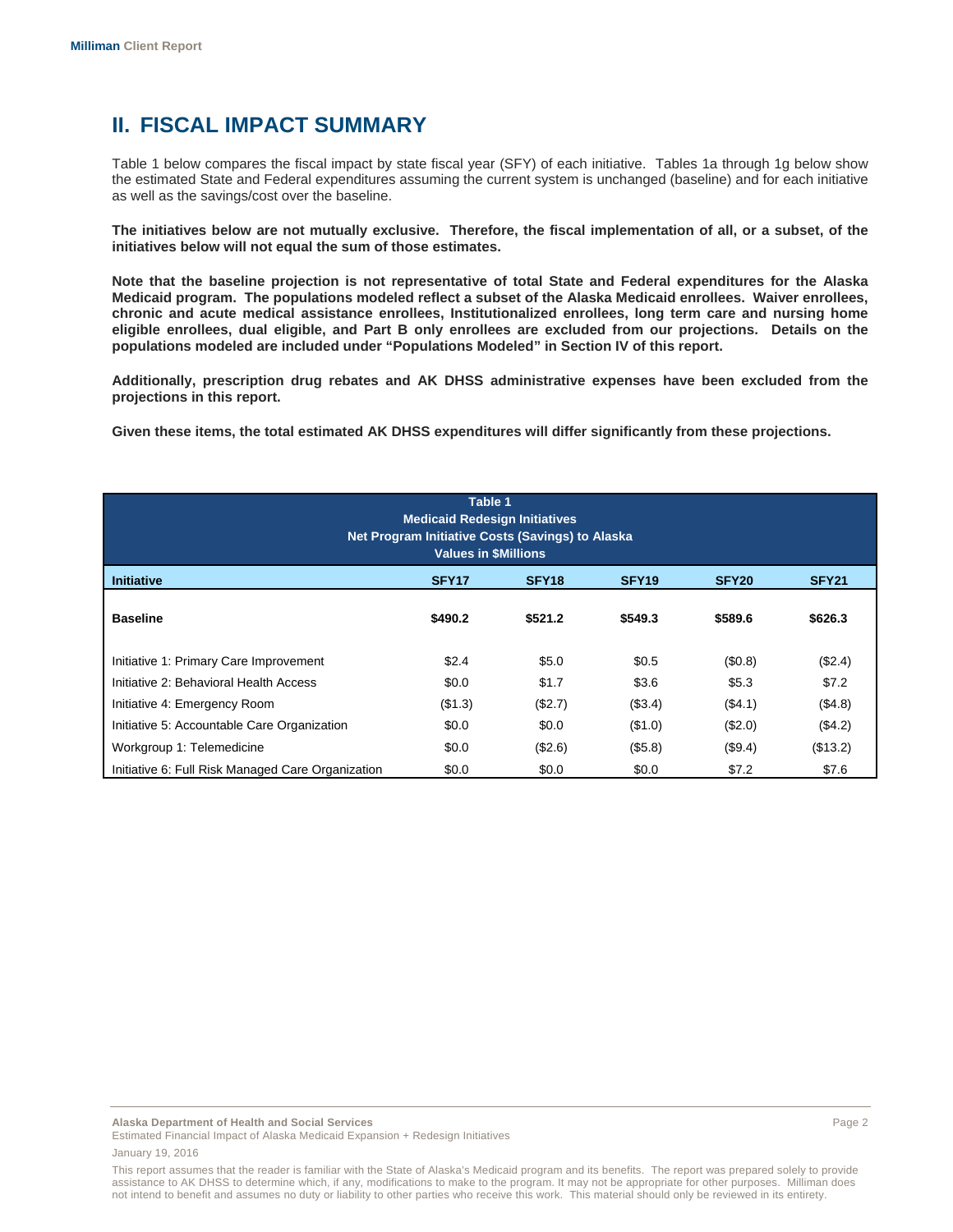## II. FISCAL IMPACT SUMMARY

Table 1 below compares the fiscal impact by state fiscal year (SFY) of each initiative. Tables 1a through 1g below show the estimated State and Federal expenditures assuming the current system is unchanged (baseline) and for each initiative as well as the savings/cost over the baseline.

**The initiatives below are not mutually exclusive. Therefore, the fiscal implementation of all, or a subset, of the initiatives below will not equal the sum of those estimates.**

**Note that the baseline projection is not representative of total State and Federal expenditures for the Alaska Medicaid program. The populations modeled reflect a subset of the Alaska Medicaid enrollees. Waiver enrollees, chronic and acute medical assistance enrollees, Institutionalized enrollees, long term care and nursing home eligible enrollees, dual eligible, and Part B only enrollees are excluded from our projections. Details on the populations modeled are included under "Populations Modeled" in Section IV of this report.**

**Additionally, prescription drug rebates and AK DHSS administrative expenses have been excluded from the projections in this report.**

**Given these items, the total estimated AK DHSS expenditures will differ significantly from these projections.**

**Table 1**
**Medicaid Redesign Initiatives**
**Net Program Initiative Costs (Savings) to Alaska**
**Values in $Millions**

| Initiative | SFY17 | SFY18 | SFY19 | SFY20 | SFY21 |
|---|---|---|---|---|---|
| **Baseline** | **$490.2** | **$521.2** | **$549.3** | **$589.6** | **$626.3** |
| Initiative 1: Primary Care Improvement | $2.4 | $5.0 | $0.5 | ($0.8) | ($2.4) |
| Initiative 2: Behavioral Health Access | $0.0 | $1.7 | $3.6 | $5.3 | $7.2 |
| Initiative 4: Emergency Room | ($1.3) | ($2.7) | ($3.4) | ($4.1) | ($4.8) |
| Initiative 5: Accountable Care Organization | $0.0 | $0.0 | ($1.0) | ($2.0) | ($4.2) |
| Workgroup 1: Telemedicine | $0.0 | ($2.6) | ($5.8) | ($9.4) | ($13.2) |
| Initiative 6: Full Risk Managed Care Organization | $0.0 | $0.0 | $0.0 | $7.2 | $7.6 |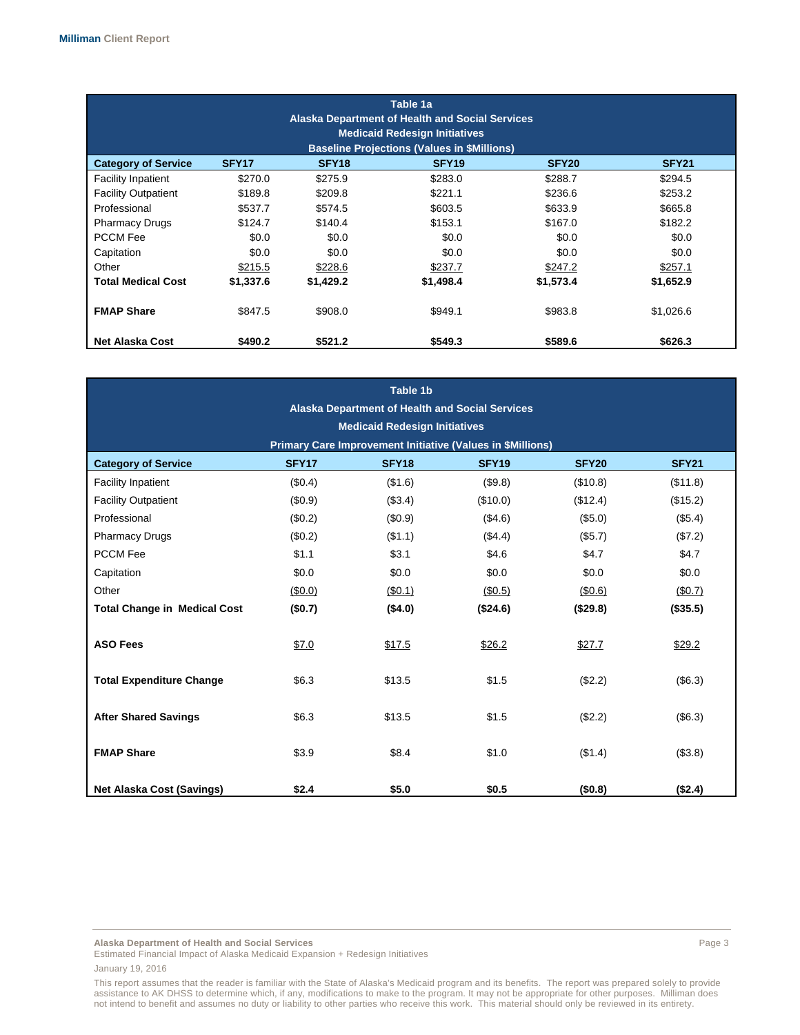| Table 1a<br>Alaska Department of Health and Social Services<br>Medicaid Redesign Initiatives<br>Baseline Projections (Values in $Millions) | | | | | |
|---|---|---|---|---|---|
| **Category of Service** | **SFY17** | **SFY18** | **SFY19** | **SFY20** | **SFY21** |
| Facility Inpatient | $270.0 | $275.9 | $283.0 | $288.7 | $294.5 |
| Facility Outpatient | $189.8 | $209.8 | $221.1 | $236.6 | $253.2 |
| Professional | $537.7 | $574.5 | $603.5 | $633.9 | $665.8 |
| Pharmacy Drugs | $124.7 | $140.4 | $153.1 | $167.0 | $182.2 |
| PCCM Fee | $0.0 | $0.0 | $0.0 | $0.0 | $0.0 |
| Capitation | $0.0 | $0.0 | $0.0 | $0.0 | $0.0 |
| Other | $215.5 | $228.6 | $237.7 | $247.2 | $257.1 |
| **Total Medical Cost** | **$1,337.6** | **$1,429.2** | **$1,498.4** | **$1,573.4** | **$1,652.9** |
| **FMAP Share** | $847.5 | $908.0 | $949.1 | $983.8 | $1,026.6 |
| **Net Alaska Cost** | **$490.2** | **$521.2** | **$549.3** | **$589.6** | **$626.3** |

| Table 1b<br>Alaska Department of Health and Social Services<br>Medicaid Redesign Initiatives<br>Primary Care Improvement Initiative (Values in $Millions) | | | | | |
|---|---|---|---|---|---|
| **Category of Service** | **SFY17** | **SFY18** | **SFY19** | **SFY20** | **SFY21** |
| Facility Inpatient | ($0.4) | ($1.6) | ($9.8) | ($10.8) | ($11.8) |
| Facility Outpatient | ($0.9) | ($3.4) | ($10.0) | ($12.4) | ($15.2) |
| Professional | ($0.2) | ($0.9) | ($4.6) | ($5.0) | ($5.4) |
| Pharmacy Drugs | ($0.2) | ($1.1) | ($4.4) | ($5.7) | ($7.2) |
| PCCM Fee | $1.1 | $3.1 | $4.6 | $4.7 | $4.7 |
| Capitation | $0.0 | $0.0 | $0.0 | $0.0 | $0.0 |
| Other | ($0.0) | ($0.1) | ($0.5) | ($0.6) | ($0.7) |
| **Total Change in Medical Cost** | **($0.7)** | **($4.0)** | **($24.6)** | **($29.8)** | **($35.5)** |
| **ASO Fees** | $7.0 | $17.5 | $26.2 | $27.7 | $29.2 |
| **Total Expenditure Change** | $6.3 | $13.5 | $1.5 | ($2.2) | ($6.3) |
| **After Shared Savings** | $6.3 | $13.5 | $1.5 | ($2.2) | ($6.3) |
| **FMAP Share** | $3.9 | $8.4 | $1.0 | ($1.4) | ($3.8) |
| **Net Alaska Cost (Savings)** | **$2.4** | **$5.0** | **$0.5** | **($0.8)** | **($2.4)** |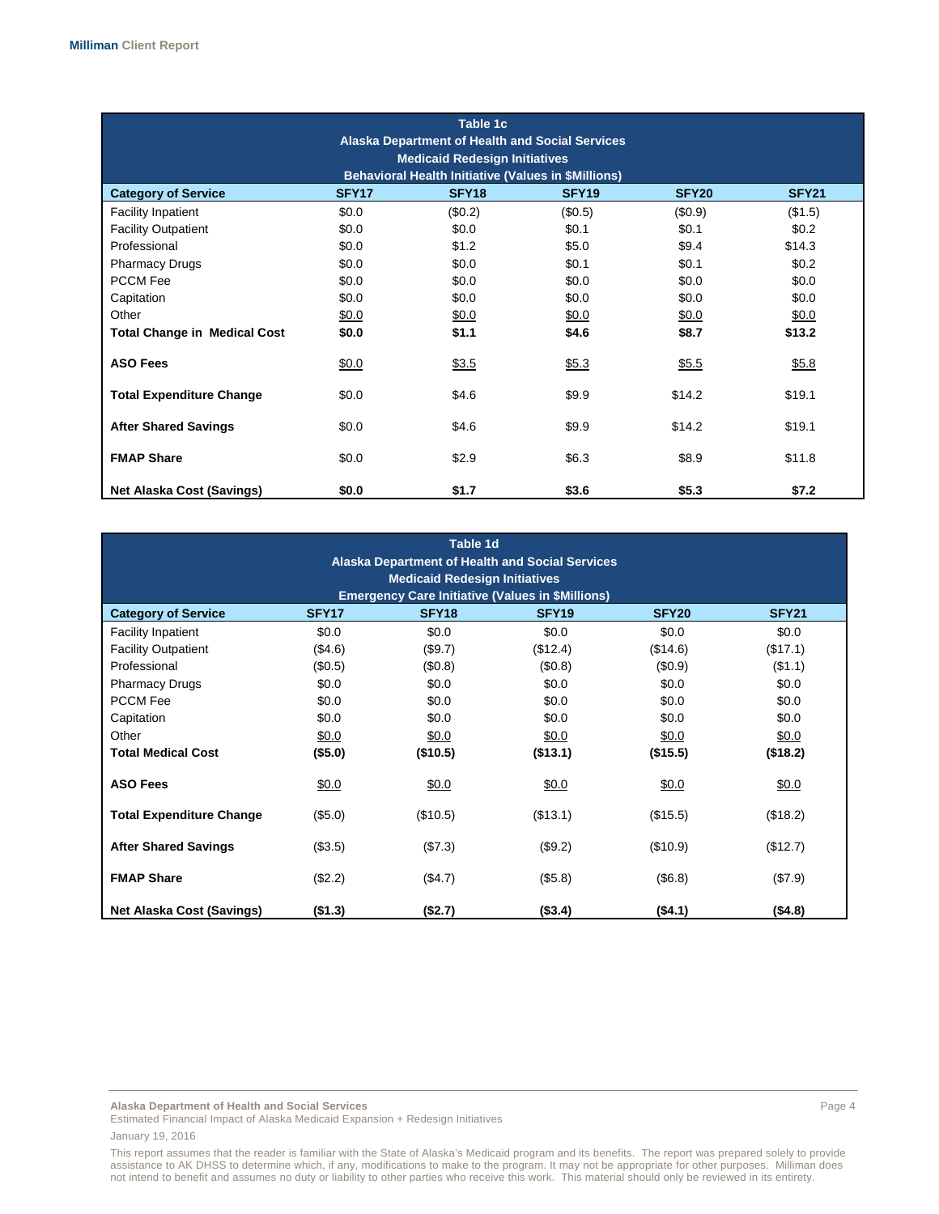| Table 1c<br>Alaska Department of Health and Social Services<br>Medicaid Redesign Initiatives<br>Behavioral Health Initiative (Values in $Millions) | | | | | |
|---|---|---|---|---|---|
| **Category of Service** | **SFY17** | **SFY18** | **SFY19** | **SFY20** | **SFY21** |
| Facility Inpatient | $0.0 | ($0.2) | ($0.5) | ($0.9) | ($1.5) |
| Facility Outpatient | $0.0 | $0.0 | $0.1 | $0.1 | $0.2 |
| Professional | $0.0 | $1.2 | $5.0 | $9.4 | $14.3 |
| Pharmacy Drugs | $0.0 | $0.0 | $0.1 | $0.1 | $0.2 |
| PCCM Fee | $0.0 | $0.0 | $0.0 | $0.0 | $0.0 |
| Capitation | $0.0 | $0.0 | $0.0 | $0.0 | $0.0 |
| Other | $0.0 | $0.0 | $0.0 | $0.0 | $0.0 |
| **Total Change in Medical Cost** | **$0.0** | **$1.1** | **$4.6** | **$8.7** | **$13.2** |
| **ASO Fees** | $0.0 | $3.5 | $5.3 | $5.5 | $5.8 |
| **Total Expenditure Change** | $0.0 | $4.6 | $9.9 | $14.2 | $19.1 |
| **After Shared Savings** | $0.0 | $4.6 | $9.9 | $14.2 | $19.1 |
| **FMAP Share** | $0.0 | $2.9 | $6.3 | $8.9 | $11.8 |
| **Net Alaska Cost (Savings)** | **$0.0** | **$1.7** | **$3.6** | **$5.3** | **$7.2** |

| Table 1d<br>Alaska Department of Health and Social Services<br>Medicaid Redesign Initiatives<br>Emergency Care Initiative (Values in $Millions) | | | | | |
|---|---|---|---|---|---|
| **Category of Service** | **SFY17** | **SFY18** | **SFY19** | **SFY20** | **SFY21** |
| Facility Inpatient | $0.0 | $0.0 | $0.0 | $0.0 | $0.0 |
| Facility Outpatient | ($4.6) | ($9.7) | ($12.4) | ($14.6) | ($17.1) |
| Professional | ($0.5) | ($0.8) | ($0.8) | ($0.9) | ($1.1) |
| Pharmacy Drugs | $0.0 | $0.0 | $0.0 | $0.0 | $0.0 |
| PCCM Fee | $0.0 | $0.0 | $0.0 | $0.0 | $0.0 |
| Capitation | $0.0 | $0.0 | $0.0 | $0.0 | $0.0 |
| Other | $0.0 | $0.0 | $0.0 | $0.0 | $0.0 |
| **Total Medical Cost** | **($5.0)** | **($10.5)** | **($13.1)** | **($15.5)** | **($18.2)** |
| **ASO Fees** | $0.0 | $0.0 | $0.0 | $0.0 | $0.0 |
| **Total Expenditure Change** | ($5.0) | ($10.5) | ($13.1) | ($15.5) | ($18.2) |
| **After Shared Savings** | ($3.5) | ($7.3) | ($9.2) | ($10.9) | ($12.7) |
| **FMAP Share** | ($2.2) | ($4.7) | ($5.8) | ($6.8) | ($7.9) |
| **Net Alaska Cost (Savings)** | **($1.3)** | **($2.7)** | **($3.4)** | **($4.1)** | **($4.8)** |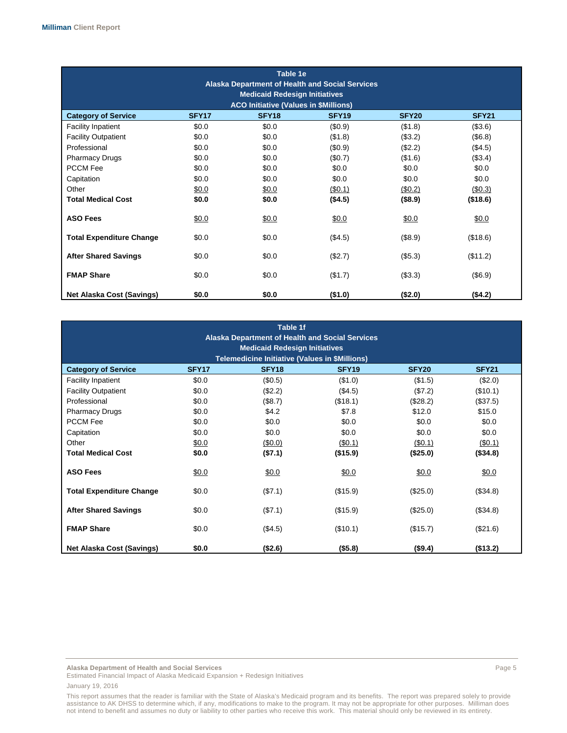**Table 1e**
**Alaska Department of Health and Social Services**
**Medicaid Redesign Initiatives**
**ACO Initiative (Values in $Millions)**

| Category of Service | SFY17 | SFY18 | SFY19 | SFY20 | SFY21 |
|---|---|---|---|---|---|
| Facility Inpatient | $0.0 | $0.0 | ($0.9) | ($1.8) | ($3.6) |
| Facility Outpatient | $0.0 | $0.0 | ($1.8) | ($3.2) | ($6.8) |
| Professional | $0.0 | $0.0 | ($0.9) | ($2.2) | ($4.5) |
| Pharmacy Drugs | $0.0 | $0.0 | ($0.7) | ($1.6) | ($3.4) |
| PCCM Fee | $0.0 | $0.0 | $0.0 | $0.0 | $0.0 |
| Capitation | $0.0 | $0.0 | $0.0 | $0.0 | $0.0 |
| Other | $0.0 | $0.0 | ($0.1) | ($0.2) | ($0.3) |
| **Total Medical Cost** | **$0.0** | **$0.0** | **($4.5)** | **($8.9)** | **($18.6)** |
| **ASO Fees** | $0.0 | $0.0 | $0.0 | $0.0 | $0.0 |
| **Total Expenditure Change** | $0.0 | $0.0 | ($4.5) | ($8.9) | ($18.6) |
| **After Shared Savings** | $0.0 | $0.0 | ($2.7) | ($5.3) | ($11.2) |
| **FMAP Share** | $0.0 | $0.0 | ($1.7) | ($3.3) | ($6.9) |
| **Net Alaska Cost (Savings)** | **$0.0** | **$0.0** | **($1.0)** | **($2.0)** | **($4.2)** |

**Table 1f**
**Alaska Department of Health and Social Services**
**Medicaid Redesign Initiatives**
**Telemedicine Initiative (Values in $Millions)**

| Category of Service | SFY17 | SFY18 | SFY19 | SFY20 | SFY21 |
|---|---|---|---|---|---|
| Facility Inpatient | $0.0 | ($0.5) | ($1.0) | ($1.5) | ($2.0) |
| Facility Outpatient | $0.0 | ($2.2) | ($4.5) | ($7.2) | ($10.1) |
| Professional | $0.0 | ($8.7) | ($18.1) | ($28.2) | ($37.5) |
| Pharmacy Drugs | $0.0 | $4.2 | $7.8 | $12.0 | $15.0 |
| PCCM Fee | $0.0 | $0.0 | $0.0 | $0.0 | $0.0 |
| Capitation | $0.0 | $0.0 | $0.0 | $0.0 | $0.0 |
| Other | $0.0 | ($0.0) | ($0.1) | ($0.1) | ($0.1) |
| **Total Medical Cost** | **$0.0** | **($7.1)** | **($15.9)** | **($25.0)** | **($34.8)** |
| **ASO Fees** | $0.0 | $0.0 | $0.0 | $0.0 | $0.0 |
| **Total Expenditure Change** | $0.0 | ($7.1) | ($15.9) | ($25.0) | ($34.8) |
| **After Shared Savings** | $0.0 | ($7.1) | ($15.9) | ($25.0) | ($34.8) |
| **FMAP Share** | $0.0 | ($4.5) | ($10.1) | ($15.7) | ($21.6) |
| **Net Alaska Cost (Savings)** | **$0.0** | **($2.6)** | **($5.8)** | **($9.4)** | **($13.2)** |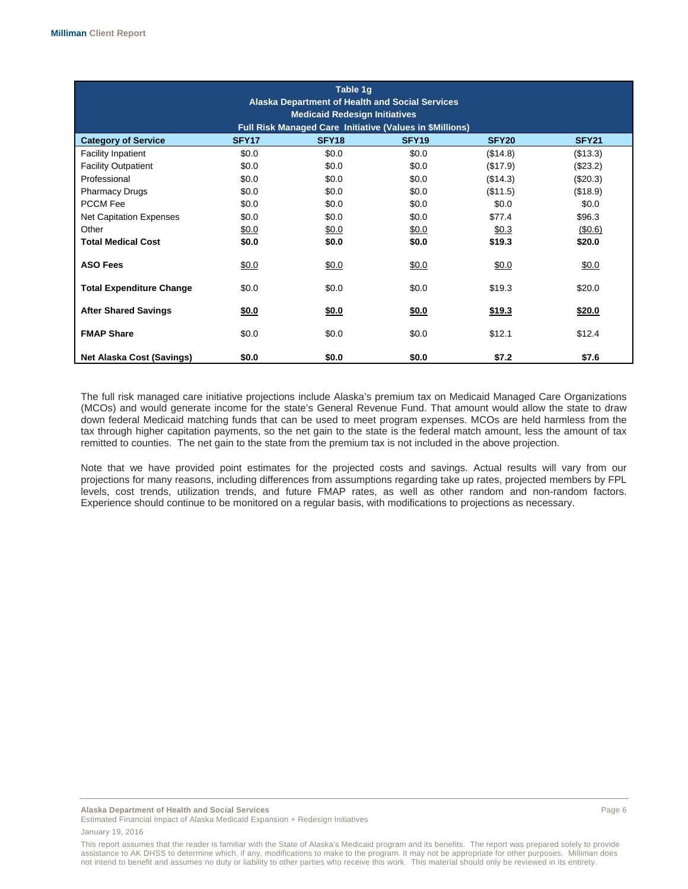| Table 1g<br>Alaska Department of Health and Social Services<br>Medicaid Redesign Initiatives<br>Full Risk Managed Care Initiative (Values in $Millions) | | | | | |
|---|---|---|---|---|---|
| **Category of Service** | **SFY17** | **SFY18** | **SFY19** | **SFY20** | **SFY21** |
| Facility Inpatient | $0.0 | $0.0 | $0.0 | ($14.8) | ($13.3) |
| Facility Outpatient | $0.0 | $0.0 | $0.0 | ($17.9) | ($23.2) |
| Professional | $0.0 | $0.0 | $0.0 | ($14.3) | ($20.3) |
| Pharmacy Drugs | $0.0 | $0.0 | $0.0 | ($11.5) | ($18.9) |
| PCCM Fee | $0.0 | $0.0 | $0.0 | $0.0 | $0.0 |
| Net Capitation Expenses | $0.0 | $0.0 | $0.0 | $77.4 | $96.3 |
| Other | $0.0 | $0.0 | $0.0 | $0.3 | ($0.6) |
| **Total Medical Cost** | **$0.0** | **$0.0** | **$0.0** | **$19.3** | **$20.0** |
| **ASO Fees** | $0.0 | $0.0 | $0.0 | $0.0 | $0.0 |
| **Total Expenditure Change** | $0.0 | $0.0 | $0.0 | $19.3 | $20.0 |
| **After Shared Savings** | **$0.0** | **$0.0** | **$0.0** | **$19.3** | **$20.0** |
| **FMAP Share** | $0.0 | $0.0 | $0.0 | $12.1 | $12.4 |
| **Net Alaska Cost (Savings)** | **$0.0** | **$0.0** | **$0.0** | **$7.2** | **$7.6** |

The full risk managed care initiative projections include Alaska's premium tax on Medicaid Managed Care Organizations (MCOs) and would generate income for the state's General Revenue Fund. That amount would allow the state to draw down federal Medicaid matching funds that can be used to meet program expenses. MCOs are held harmless from the tax through higher capitation payments, so the net gain to the state is the federal match amount, less the amount of tax remitted to counties. The net gain to the state from the premium tax is not included in the above projection.

Note that we have provided point estimates for the projected costs and savings. Actual results will vary from our projections for many reasons, including differences from assumptions regarding take up rates, projected members by FPL levels, cost trends, utilization trends, and future FMAP rates, as well as other random and non-random factors. Experience should continue to be monitored on a regular basis, with modifications to projections as necessary.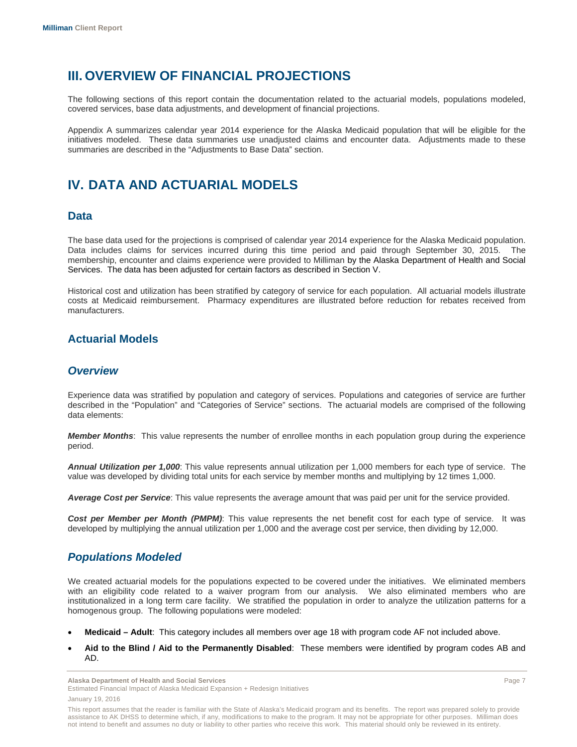# III. OVERVIEW OF FINANCIAL PROJECTIONS

The following sections of this report contain the documentation related to the actuarial models, populations modeled, covered services, base data adjustments, and development of financial projections.

Appendix A summarizes calendar year 2014 experience for the Alaska Medicaid population that will be eligible for the initiatives modeled. These data summaries use unadjusted claims and encounter data. Adjustments made to these summaries are described in the "Adjustments to Base Data" section.

# IV. DATA AND ACTUARIAL MODELS

## Data

The base data used for the projections is comprised of calendar year 2014 experience for the Alaska Medicaid population. Data includes claims for services incurred during this time period and paid through September 30, 2015. The membership, encounter and claims experience were provided to Milliman by the Alaska Department of Health and Social Services. The data has been adjusted for certain factors as described in Section V.

Historical cost and utilization has been stratified by category of service for each population. All actuarial models illustrate costs at Medicaid reimbursement. Pharmacy expenditures are illustrated before reduction for rebates received from manufacturers.

## Actuarial Models

### *Overview*

Experience data was stratified by population and category of services. Populations and categories of service are further described in the "Population" and "Categories of Service" sections. The actuarial models are comprised of the following data elements:

***Member Months***: This value represents the number of enrollee months in each population group during the experience period.

***Annual Utilization per 1,000***: This value represents annual utilization per 1,000 members for each type of service. The value was developed by dividing total units for each service by member months and multiplying by 12 times 1,000.

***Average Cost per Service***: This value represents the average amount that was paid per unit for the service provided.

***Cost per Member per Month (PMPM)***: This value represents the net benefit cost for each type of service. It was developed by multiplying the annual utilization per 1,000 and the average cost per service, then dividing by 12,000.

### *Populations Modeled*

We created actuarial models for the populations expected to be covered under the initiatives. We eliminated members with an eligibility code related to a waiver program from our analysis. We also eliminated members who are institutionalized in a long term care facility. We stratified the population in order to analyze the utilization patterns for a homogenous group. The following populations were modeled:

- **Medicaid – Adult**: This category includes all members over age 18 with program code AF not included above.
- **Aid to the Blind / Aid to the Permanently Disabled**: These members were identified by program codes AB and AD.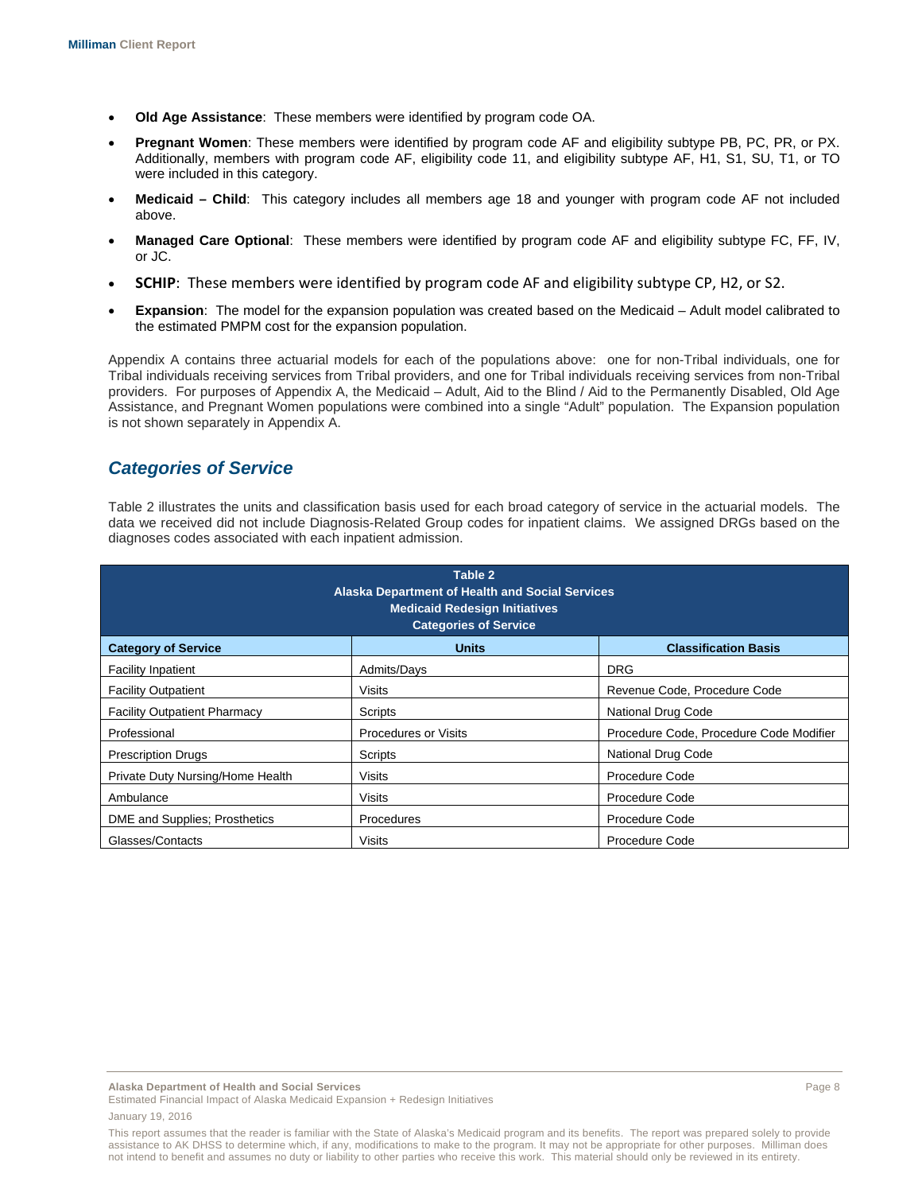- **Old Age Assistance**: These members were identified by program code OA.
- **Pregnant Women**: These members were identified by program code AF and eligibility subtype PB, PC, PR, or PX. Additionally, members with program code AF, eligibility code 11, and eligibility subtype AF, H1, S1, SU, T1, or TO were included in this category.
- **Medicaid – Child**: This category includes all members age 18 and younger with program code AF not included above.
- **Managed Care Optional**: These members were identified by program code AF and eligibility subtype FC, FF, IV, or JC.
- **SCHIP**: These members were identified by program code AF and eligibility subtype CP, H2, or S2.
- **Expansion**: The model for the expansion population was created based on the Medicaid – Adult model calibrated to the estimated PMPM cost for the expansion population.

Appendix A contains three actuarial models for each of the populations above: one for non-Tribal individuals, one for Tribal individuals receiving services from Tribal providers, and one for Tribal individuals receiving services from non-Tribal providers. For purposes of Appendix A, the Medicaid – Adult, Aid to the Blind / Aid to the Permanently Disabled, Old Age Assistance, and Pregnant Women populations were combined into a single "Adult" population. The Expansion population is not shown separately in Appendix A.

## *Categories of Service*

Table 2 illustrates the units and classification basis used for each broad category of service in the actuarial models. The data we received did not include Diagnosis-Related Group codes for inpatient claims. We assigned DRGs based on the diagnoses codes associated with each inpatient admission.

**Table 2**
**Alaska Department of Health and Social Services**
**Medicaid Redesign Initiatives**
**Categories of Service**

| Category of Service | Units | Classification Basis |
|---|---|---|
| Facility Inpatient | Admits/Days | DRG |
| Facility Outpatient | Visits | Revenue Code, Procedure Code |
| Facility Outpatient Pharmacy | Scripts | National Drug Code |
| Professional | Procedures or Visits | Procedure Code, Procedure Code Modifier |
| Prescription Drugs | Scripts | National Drug Code |
| Private Duty Nursing/Home Health | Visits | Procedure Code |
| Ambulance | Visits | Procedure Code |
| DME and Supplies; Prosthetics | Procedures | Procedure Code |
| Glasses/Contacts | Visits | Procedure Code |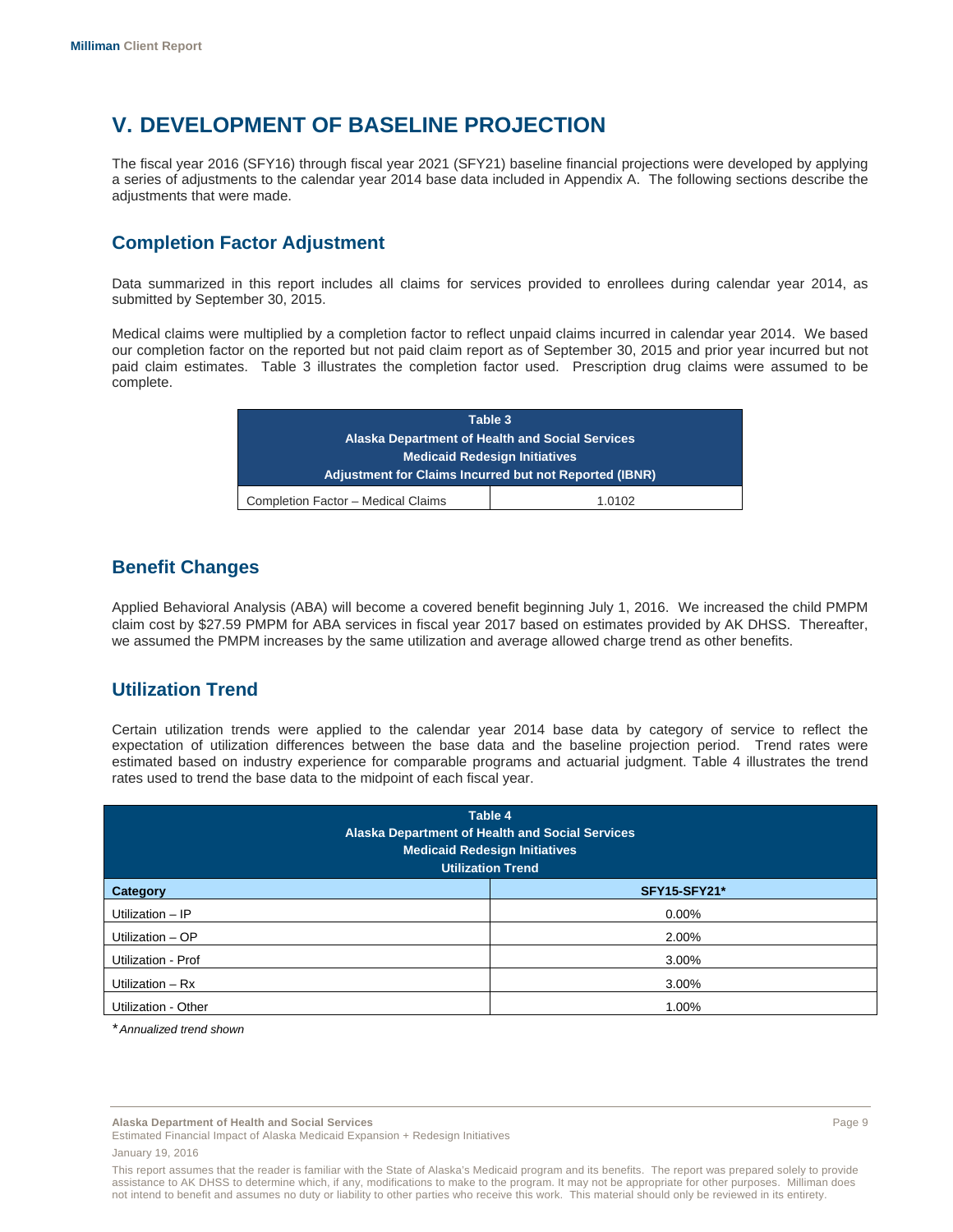# V. DEVELOPMENT OF BASELINE PROJECTION

The fiscal year 2016 (SFY16) through fiscal year 2021 (SFY21) baseline financial projections were developed by applying a series of adjustments to the calendar year 2014 base data included in Appendix A. The following sections describe the adjustments that were made.

## Completion Factor Adjustment

Data summarized in this report includes all claims for services provided to enrollees during calendar year 2014, as submitted by September 30, 2015.

Medical claims were multiplied by a completion factor to reflect unpaid claims incurred in calendar year 2014. We based our completion factor on the reported but not paid claim report as of September 30, 2015 and prior year incurred but not paid claim estimates. Table 3 illustrates the completion factor used. Prescription drug claims were assumed to be complete.

| Table 3<br>Alaska Department of Health and Social Services<br>Medicaid Redesign Initiatives<br>Adjustment for Claims Incurred but not Reported (IBNR) | |
|---|---|
| Completion Factor – Medical Claims | 1.0102 |

## Benefit Changes

Applied Behavioral Analysis (ABA) will become a covered benefit beginning July 1, 2016. We increased the child PMPM claim cost by $27.59 PMPM for ABA services in fiscal year 2017 based on estimates provided by AK DHSS. Thereafter, we assumed the PMPM increases by the same utilization and average allowed charge trend as other benefits.

## Utilization Trend

Certain utilization trends were applied to the calendar year 2014 base data by category of service to reflect the expectation of utilization differences between the base data and the baseline projection period. Trend rates were estimated based on industry experience for comparable programs and actuarial judgment. Table 4 illustrates the trend rates used to trend the base data to the midpoint of each fiscal year.

| Table 4<br>Alaska Department of Health and Social Services<br>Medicaid Redesign Initiatives<br>Utilization Trend | |
|---|---|
| **Category** | **SFY15-SFY21*** |
| Utilization – IP | 0.00% |
| Utilization – OP | 2.00% |
| Utilization - Prof | 3.00% |
| Utilization – Rx | 3.00% |
| Utilization - Other | 1.00% |

*\*Annualized trend shown*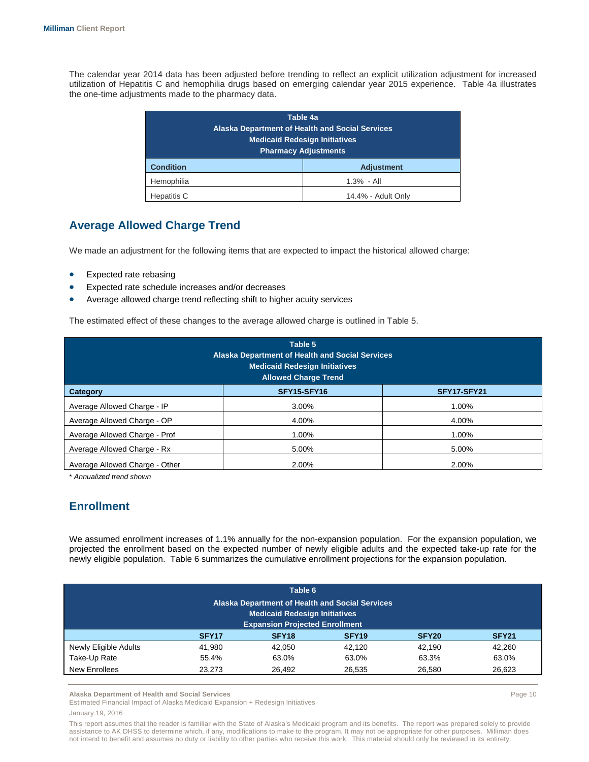The calendar year 2014 data has been adjusted before trending to reflect an explicit utilization adjustment for increased utilization of Hepatitis C and hemophilia drugs based on emerging calendar year 2015 experience. Table 4a illustrates the one-time adjustments made to the pharmacy data.

| Table 4a<br>Alaska Department of Health and Social Services<br>Medicaid Redesign Initiatives<br>Pharmacy Adjustments | |
|---|---|
| **Condition** | **Adjustment** |
| Hemophilia | 1.3% - All |
| Hepatitis C | 14.4% - Adult Only |

## Average Allowed Charge Trend

We made an adjustment for the following items that are expected to impact the historical allowed charge:

- Expected rate rebasing
- Expected rate schedule increases and/or decreases
- Average allowed charge trend reflecting shift to higher acuity services

The estimated effect of these changes to the average allowed charge is outlined in Table 5.

| Table 5<br>Alaska Department of Health and Social Services<br>Medicaid Redesign Initiatives<br>Allowed Charge Trend | | |
|---|---|---|
| **Category** | **SFY15-SFY16** | **SFY17-SFY21** |
| Average Allowed Charge - IP | 3.00% | 1.00% |
| Average Allowed Charge - OP | 4.00% | 4.00% |
| Average Allowed Charge - Prof | 1.00% | 1.00% |
| Average Allowed Charge - Rx | 5.00% | 5.00% |
| Average Allowed Charge - Other | 2.00% | 2.00% |

*\* Annualized trend shown*

## Enrollment

We assumed enrollment increases of 1.1% annually for the non-expansion population. For the expansion population, we projected the enrollment based on the expected number of newly eligible adults and the expected take-up rate for the newly eligible population. Table 6 summarizes the cumulative enrollment projections for the expansion population.

| Table 6<br>Alaska Department of Health and Social Services<br>Medicaid Redesign Initiatives<br>Expansion Projected Enrollment | | | | | |
|---|---|---|---|---|---|
| | **SFY17** | **SFY18** | **SFY19** | **SFY20** | **SFY21** |
| Newly Eligible Adults | 41,980 | 42,050 | 42,120 | 42,190 | 42,260 |
| Take-Up Rate | 55.4% | 63.0% | 63.0% | 63.3% | 63.0% |
| New Enrollees | 23,273 | 26,492 | 26,535 | 26,580 | 26,623 |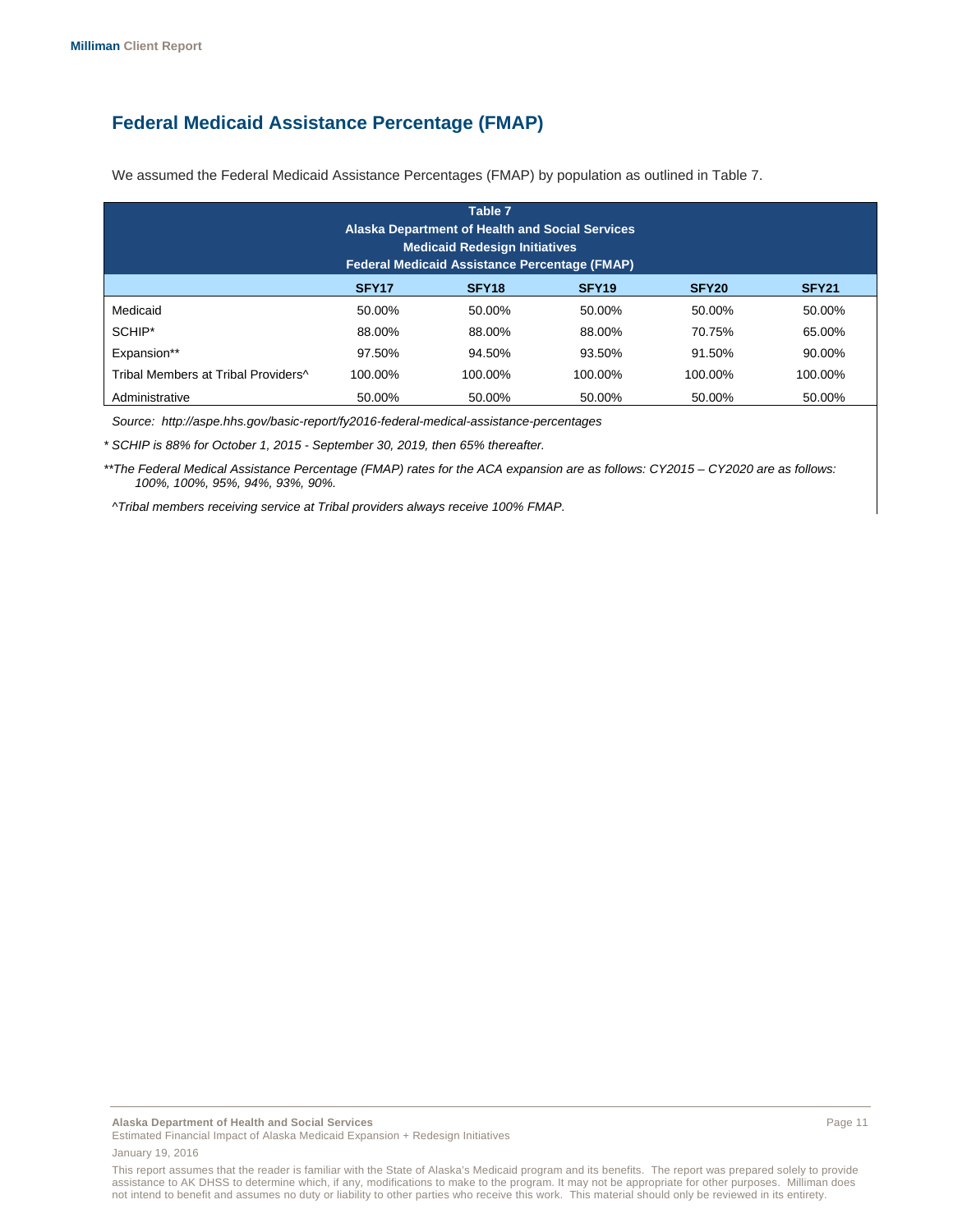## Federal Medicaid Assistance Percentage (FMAP)

We assumed the Federal Medicaid Assistance Percentages (FMAP) by population as outlined in Table 7.

**Table 7**
**Alaska Department of Health and Social Services**
**Medicaid Redesign Initiatives**
**Federal Medicaid Assistance Percentage (FMAP)**

| | SFY17 | SFY18 | SFY19 | SFY20 | SFY21 |
|---|---|---|---|---|---|
| Medicaid | 50.00% | 50.00% | 50.00% | 50.00% | 50.00% |
| SCHIP* | 88.00% | 88.00% | 88.00% | 70.75% | 65.00% |
| Expansion** | 97.50% | 94.50% | 93.50% | 91.50% | 90.00% |
| Tribal Members at Tribal Providers^ | 100.00% | 100.00% | 100.00% | 100.00% | 100.00% |
| Administrative | 50.00% | 50.00% | 50.00% | 50.00% | 50.00% |

*Source: http://aspe.hhs.gov/basic-report/fy2016-federal-medical-assistance-percentages*

*\* SCHIP is 88% for October 1, 2015 - September 30, 2019, then 65% thereafter.*

*\*\*The Federal Medical Assistance Percentage (FMAP) rates for the ACA expansion are as follows: CY2015 – CY2020 are as follows: 100%, 100%, 95%, 94%, 93%, 90%.*

*^Tribal members receiving service at Tribal providers always receive 100% FMAP.*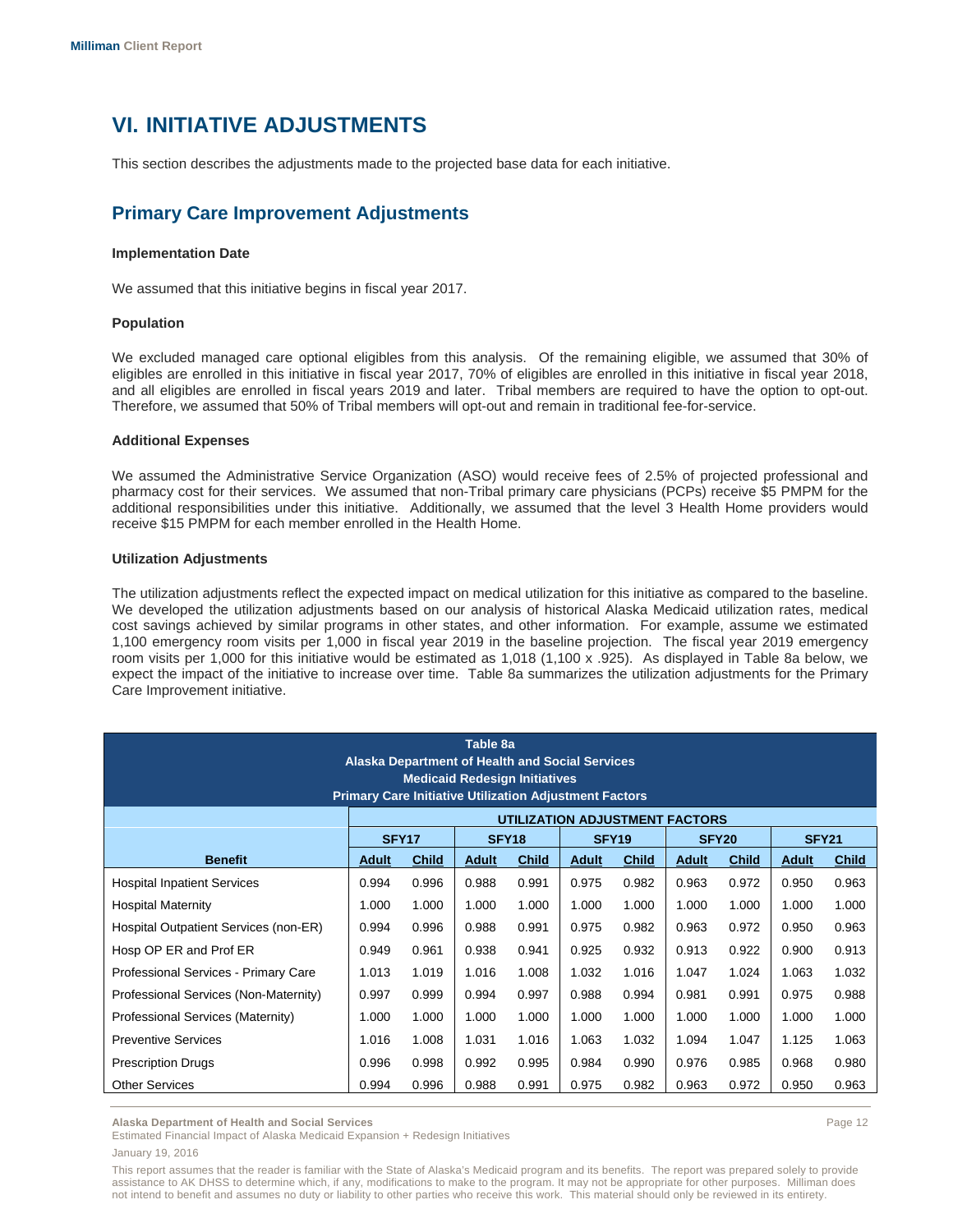# VI. INITIATIVE ADJUSTMENTS

This section describes the adjustments made to the projected base data for each initiative.

## Primary Care Improvement Adjustments

### Implementation Date

We assumed that this initiative begins in fiscal year 2017.

### Population

We excluded managed care optional eligibles from this analysis. Of the remaining eligible, we assumed that 30% of eligibles are enrolled in this initiative in fiscal year 2017, 70% of eligibles are enrolled in this initiative in fiscal year 2018, and all eligibles are enrolled in fiscal years 2019 and later. Tribal members are required to have the option to opt-out. Therefore, we assumed that 50% of Tribal members will opt-out and remain in traditional fee-for-service.

### Additional Expenses

We assumed the Administrative Service Organization (ASO) would receive fees of 2.5% of projected professional and pharmacy cost for their services. We assumed that non-Tribal primary care physicians (PCPs) receive $5 PMPM for the additional responsibilities under this initiative. Additionally, we assumed that the level 3 Health Home providers would receive $15 PMPM for each member enrolled in the Health Home.

### Utilization Adjustments

The utilization adjustments reflect the expected impact on medical utilization for this initiative as compared to the baseline. We developed the utilization adjustments based on our analysis of historical Alaska Medicaid utilization rates, medical cost savings achieved by similar programs in other states, and other information. For example, assume we estimated 1,100 emergency room visits per 1,000 in fiscal year 2019 in the baseline projection. The fiscal year 2019 emergency room visits per 1,000 for this initiative would be estimated as 1,018 (1,100 x .925). As displayed in Table 8a below, we expect the impact of the initiative to increase over time. Table 8a summarizes the utilization adjustments for the Primary Care Improvement initiative.

**Table 8a**
**Alaska Department of Health and Social Services**
**Medicaid Redesign Initiatives**
**Primary Care Initiative Utilization Adjustment Factors**

| | UTILIZATION ADJUSTMENT FACTORS | | | | | | | | | |
|---|---|---|---|---|---|---|---|---|---|---|
| | SFY17 | | SFY18 | | SFY19 | | SFY20 | | SFY21 | |
| **Benefit** | **Adult** | **Child** | **Adult** | **Child** | **Adult** | **Child** | **Adult** | **Child** | **Adult** | **Child** |
| Hospital Inpatient Services | 0.994 | 0.996 | 0.988 | 0.991 | 0.975 | 0.982 | 0.963 | 0.972 | 0.950 | 0.963 |
| Hospital Maternity | 1.000 | 1.000 | 1.000 | 1.000 | 1.000 | 1.000 | 1.000 | 1.000 | 1.000 | 1.000 |
| Hospital Outpatient Services (non-ER) | 0.994 | 0.996 | 0.988 | 0.991 | 0.975 | 0.982 | 0.963 | 0.972 | 0.950 | 0.963 |
| Hosp OP ER and Prof ER | 0.949 | 0.961 | 0.938 | 0.941 | 0.925 | 0.932 | 0.913 | 0.922 | 0.900 | 0.913 |
| Professional Services - Primary Care | 1.013 | 1.019 | 1.016 | 1.008 | 1.032 | 1.016 | 1.047 | 1.024 | 1.063 | 1.032 |
| Professional Services (Non-Maternity) | 0.997 | 0.999 | 0.994 | 0.997 | 0.988 | 0.994 | 0.981 | 0.991 | 0.975 | 0.988 |
| Professional Services (Maternity) | 1.000 | 1.000 | 1.000 | 1.000 | 1.000 | 1.000 | 1.000 | 1.000 | 1.000 | 1.000 |
| Preventive Services | 1.016 | 1.008 | 1.031 | 1.016 | 1.063 | 1.032 | 1.094 | 1.047 | 1.125 | 1.063 |
| Prescription Drugs | 0.996 | 0.998 | 0.992 | 0.995 | 0.984 | 0.990 | 0.976 | 0.985 | 0.968 | 0.980 |
| Other Services | 0.994 | 0.996 | 0.988 | 0.991 | 0.975 | 0.982 | 0.963 | 0.972 | 0.950 | 0.963 |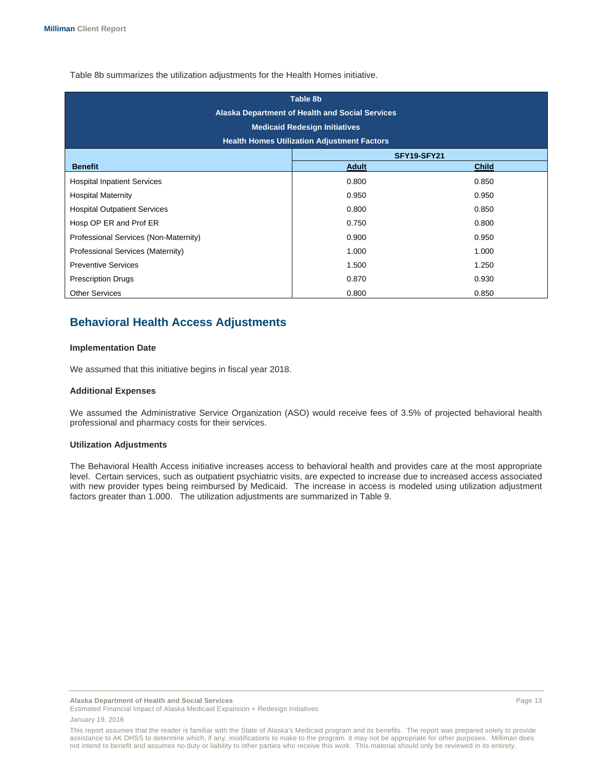Table 8b summarizes the utilization adjustments for the Health Homes initiative.

| Table 8b<br>Alaska Department of Health and Social Services<br>Medicaid Redesign Initiatives<br>Health Homes Utilization Adjustment Factors | | |
|---|---|---|
| | SFY19-SFY21 | |
| **Benefit** | **Adult** | **Child** |
| Hospital Inpatient Services | 0.800 | 0.850 |
| Hospital Maternity | 0.950 | 0.950 |
| Hospital Outpatient Services | 0.800 | 0.850 |
| Hosp OP ER and Prof ER | 0.750 | 0.800 |
| Professional Services (Non-Maternity) | 0.900 | 0.950 |
| Professional Services (Maternity) | 1.000 | 1.000 |
| Preventive Services | 1.500 | 1.250 |
| Prescription Drugs | 0.870 | 0.930 |
| Other Services | 0.800 | 0.850 |

## Behavioral Health Access Adjustments

### Implementation Date

We assumed that this initiative begins in fiscal year 2018.

### Additional Expenses

We assumed the Administrative Service Organization (ASO) would receive fees of 3.5% of projected behavioral health professional and pharmacy costs for their services.

### Utilization Adjustments

The Behavioral Health Access initiative increases access to behavioral health and provides care at the most appropriate level. Certain services, such as outpatient psychiatric visits, are expected to increase due to increased access associated with new provider types being reimbursed by Medicaid. The increase in access is modeled using utilization adjustment factors greater than 1.000. The utilization adjustments are summarized in Table 9.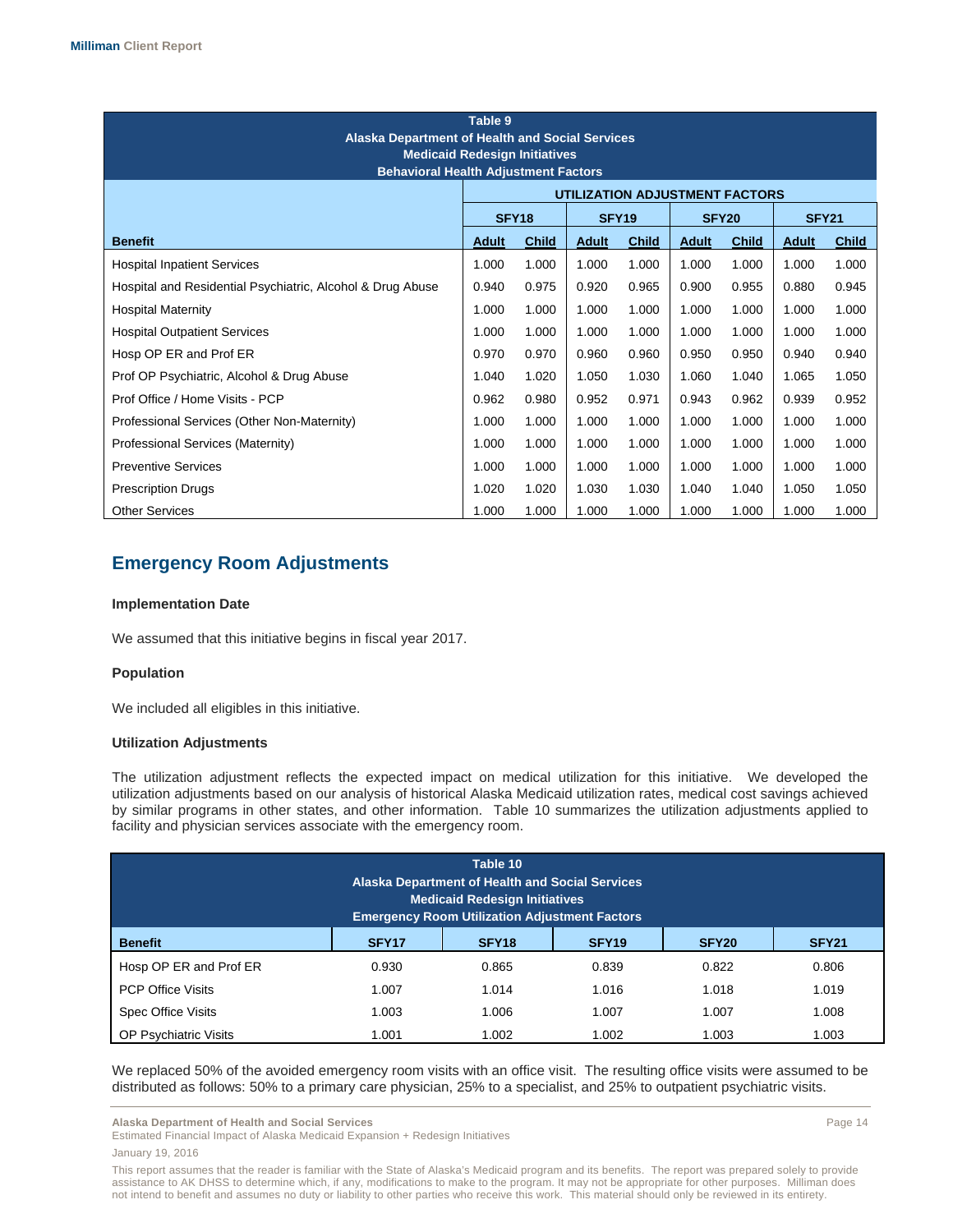| Table 9<br>Alaska Department of Health and Social Services<br>Medicaid Redesign Initiatives<br>Behavioral Health Adjustment Factors | | | | | | | | |
|---|---|---|---|---|---|---|---|---|
| | UTILIZATION ADJUSTMENT FACTORS | | | | | | | |
| | SFY18 | | SFY19 | | SFY20 | | SFY21 | |
| **Benefit** | Adult | Child | Adult | Child | Adult | Child | Adult | Child |
| Hospital Inpatient Services | 1.000 | 1.000 | 1.000 | 1.000 | 1.000 | 1.000 | 1.000 | 1.000 |
| Hospital and Residential Psychiatric, Alcohol & Drug Abuse | 0.940 | 0.975 | 0.920 | 0.965 | 0.900 | 0.955 | 0.880 | 0.945 |
| Hospital Maternity | 1.000 | 1.000 | 1.000 | 1.000 | 1.000 | 1.000 | 1.000 | 1.000 |
| Hospital Outpatient Services | 1.000 | 1.000 | 1.000 | 1.000 | 1.000 | 1.000 | 1.000 | 1.000 |
| Hosp OP ER and Prof ER | 0.970 | 0.970 | 0.960 | 0.960 | 0.950 | 0.950 | 0.940 | 0.940 |
| Prof OP Psychiatric, Alcohol & Drug Abuse | 1.040 | 1.020 | 1.050 | 1.030 | 1.060 | 1.040 | 1.065 | 1.050 |
| Prof Office / Home Visits - PCP | 0.962 | 0.980 | 0.952 | 0.971 | 0.943 | 0.962 | 0.939 | 0.952 |
| Professional Services (Other Non-Maternity) | 1.000 | 1.000 | 1.000 | 1.000 | 1.000 | 1.000 | 1.000 | 1.000 |
| Professional Services (Maternity) | 1.000 | 1.000 | 1.000 | 1.000 | 1.000 | 1.000 | 1.000 | 1.000 |
| Preventive Services | 1.000 | 1.000 | 1.000 | 1.000 | 1.000 | 1.000 | 1.000 | 1.000 |
| Prescription Drugs | 1.020 | 1.020 | 1.030 | 1.030 | 1.040 | 1.040 | 1.050 | 1.050 |
| Other Services | 1.000 | 1.000 | 1.000 | 1.000 | 1.000 | 1.000 | 1.000 | 1.000 |

## Emergency Room Adjustments

**Implementation Date**

We assumed that this initiative begins in fiscal year 2017.

**Population**

We included all eligibles in this initiative.

**Utilization Adjustments**

The utilization adjustment reflects the expected impact on medical utilization for this initiative. We developed the utilization adjustments based on our analysis of historical Alaska Medicaid utilization rates, medical cost savings achieved by similar programs in other states, and other information. Table 10 summarizes the utilization adjustments applied to facility and physician services associate with the emergency room.

| Table 10<br>Alaska Department of Health and Social Services<br>Medicaid Redesign Initiatives<br>Emergency Room Utilization Adjustment Factors | | | | | |
|---|---|---|---|---|---|
| **Benefit** | **SFY17** | **SFY18** | **SFY19** | **SFY20** | **SFY21** |
| Hosp OP ER and Prof ER | 0.930 | 0.865 | 0.839 | 0.822 | 0.806 |
| PCP Office Visits | 1.007 | 1.014 | 1.016 | 1.018 | 1.019 |
| Spec Office Visits | 1.003 | 1.006 | 1.007 | 1.007 | 1.008 |
| OP Psychiatric Visits | 1.001 | 1.002 | 1.002 | 1.003 | 1.003 |

We replaced 50% of the avoided emergency room visits with an office visit. The resulting office visits were assumed to be distributed as follows: 50% to a primary care physician, 25% to a specialist, and 25% to outpatient psychiatric visits.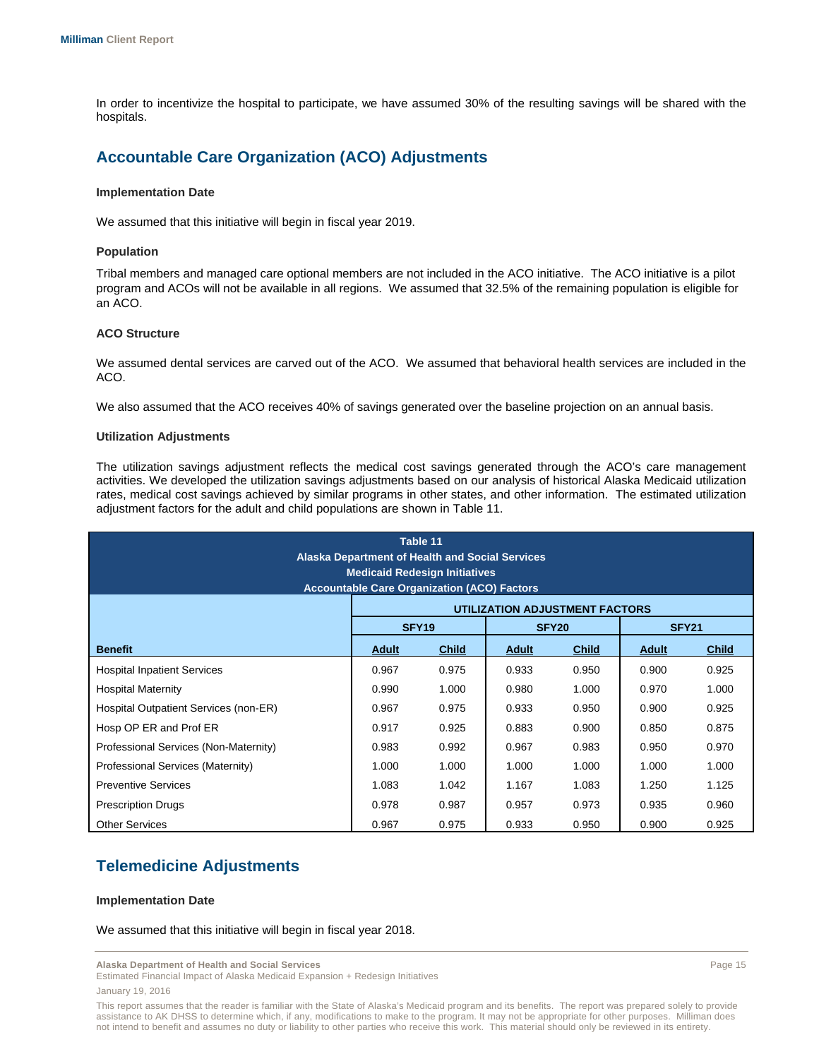In order to incentivize the hospital to participate, we have assumed 30% of the resulting savings will be shared with the hospitals.

## Accountable Care Organization (ACO) Adjustments

**Implementation Date**

We assumed that this initiative will begin in fiscal year 2019.

**Population**

Tribal members and managed care optional members are not included in the ACO initiative. The ACO initiative is a pilot program and ACOs will not be available in all regions. We assumed that 32.5% of the remaining population is eligible for an ACO.

**ACO Structure**

We assumed dental services are carved out of the ACO. We assumed that behavioral health services are included in the ACO.

We also assumed that the ACO receives 40% of savings generated over the baseline projection on an annual basis.

**Utilization Adjustments**

The utilization savings adjustment reflects the medical cost savings generated through the ACO's care management activities. We developed the utilization savings adjustments based on our analysis of historical Alaska Medicaid utilization rates, medical cost savings achieved by similar programs in other states, and other information. The estimated utilization adjustment factors for the adult and child populations are shown in Table 11.

**Table 11**
**Alaska Department of Health and Social Services**
**Medicaid Redesign Initiatives**
**Accountable Care Organization (ACO) Factors**

| | UTILIZATION ADJUSTMENT FACTORS | | | | | |
|---|---|---|---|---|---|---|
| | SFY19 | | SFY20 | | SFY21 | |
| **Benefit** | **Adult** | **Child** | **Adult** | **Child** | **Adult** | **Child** |
| Hospital Inpatient Services | 0.967 | 0.975 | 0.933 | 0.950 | 0.900 | 0.925 |
| Hospital Maternity | 0.990 | 1.000 | 0.980 | 1.000 | 0.970 | 1.000 |
| Hospital Outpatient Services (non-ER) | 0.967 | 0.975 | 0.933 | 0.950 | 0.900 | 0.925 |
| Hosp OP ER and Prof ER | 0.917 | 0.925 | 0.883 | 0.900 | 0.850 | 0.875 |
| Professional Services (Non-Maternity) | 0.983 | 0.992 | 0.967 | 0.983 | 0.950 | 0.970 |
| Professional Services (Maternity) | 1.000 | 1.000 | 1.000 | 1.000 | 1.000 | 1.000 |
| Preventive Services | 1.083 | 1.042 | 1.167 | 1.083 | 1.250 | 1.125 |
| Prescription Drugs | 0.978 | 0.987 | 0.957 | 0.973 | 0.935 | 0.960 |
| Other Services | 0.967 | 0.975 | 0.933 | 0.950 | 0.900 | 0.925 |

## Telemedicine Adjustments

**Implementation Date**

We assumed that this initiative will begin in fiscal year 2018.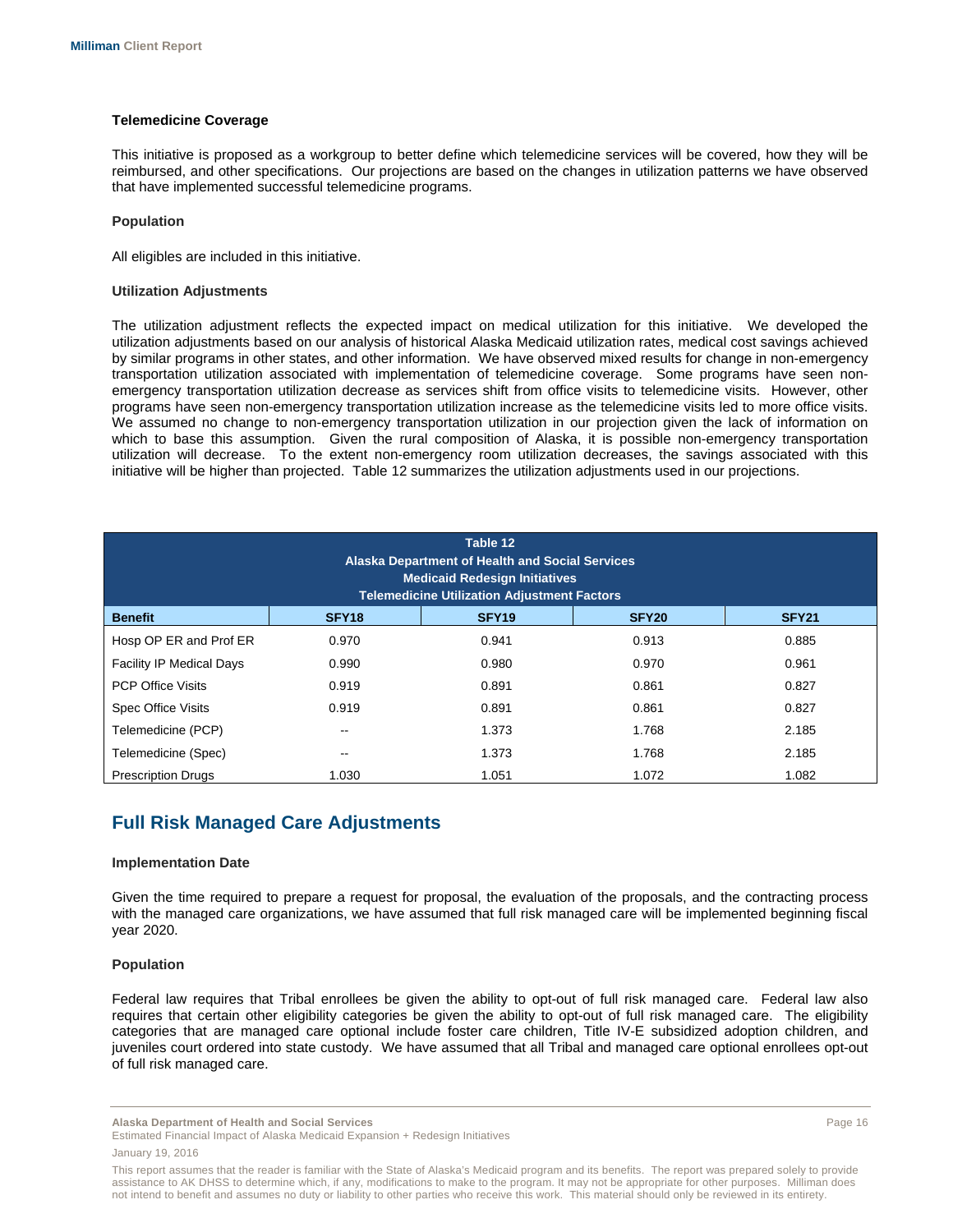### Telemedicine Coverage

This initiative is proposed as a workgroup to better define which telemedicine services will be covered, how they will be reimbursed, and other specifications. Our projections are based on the changes in utilization patterns we have observed that have implemented successful telemedicine programs.

#### Population

All eligibles are included in this initiative.

#### Utilization Adjustments

The utilization adjustment reflects the expected impact on medical utilization for this initiative. We developed the utilization adjustments based on our analysis of historical Alaska Medicaid utilization rates, medical cost savings achieved by similar programs in other states, and other information. We have observed mixed results for change in non-emergency transportation utilization associated with implementation of telemedicine coverage. Some programs have seen non-emergency transportation utilization decrease as services shift from office visits to telemedicine visits. However, other programs have seen non-emergency transportation utilization increase as the telemedicine visits led to more office visits. We assumed no change to non-emergency transportation utilization in our projection given the lack of information on which to base this assumption. Given the rural composition of Alaska, it is possible non-emergency transportation utilization will decrease. To the extent non-emergency room utilization decreases, the savings associated with this initiative will be higher than projected. Table 12 summarizes the utilization adjustments used in our projections.

**Table 12**
**Alaska Department of Health and Social Services**
**Medicaid Redesign Initiatives**
**Telemedicine Utilization Adjustment Factors**

| Benefit | SFY18 | SFY19 | SFY20 | SFY21 |
|---|---|---|---|---|
| Hosp OP ER and Prof ER | 0.970 | 0.941 | 0.913 | 0.885 |
| Facility IP Medical Days | 0.990 | 0.980 | 0.970 | 0.961 |
| PCP Office Visits | 0.919 | 0.891 | 0.861 | 0.827 |
| Spec Office Visits | 0.919 | 0.891 | 0.861 | 0.827 |
| Telemedicine (PCP) | -- | 1.373 | 1.768 | 2.185 |
| Telemedicine (Spec) | -- | 1.373 | 1.768 | 2.185 |
| Prescription Drugs | 1.030 | 1.051 | 1.072 | 1.082 |

## Full Risk Managed Care Adjustments

#### Implementation Date

Given the time required to prepare a request for proposal, the evaluation of the proposals, and the contracting process with the managed care organizations, we have assumed that full risk managed care will be implemented beginning fiscal year 2020.

#### Population

Federal law requires that Tribal enrollees be given the ability to opt-out of full risk managed care. Federal law also requires that certain other eligibility categories be given the ability to opt-out of full risk managed care. The eligibility categories that are managed care optional include foster care children, Title IV-E subsidized adoption children, and juveniles court ordered into state custody. We have assumed that all Tribal and managed care optional enrollees opt-out of full risk managed care.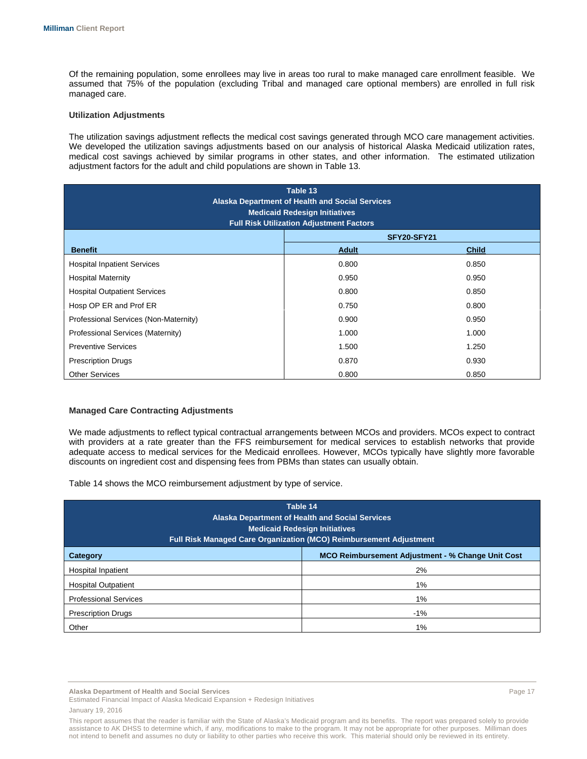Of the remaining population, some enrollees may live in areas too rural to make managed care enrollment feasible. We assumed that 75% of the population (excluding Tribal and managed care optional members) are enrolled in full risk managed care.

### Utilization Adjustments

The utilization savings adjustment reflects the medical cost savings generated through MCO care management activities. We developed the utilization savings adjustments based on our analysis of historical Alaska Medicaid utilization rates, medical cost savings achieved by similar programs in other states, and other information. The estimated utilization adjustment factors for the adult and child populations are shown in Table 13.

**Table 13**
**Alaska Department of Health and Social Services**
**Medicaid Redesign Initiatives**
**Full Risk Utilization Adjustment Factors**

| | SFY20-SFY21 | |
|---|---|---|
| **Benefit** | **Adult** | **Child** |
| Hospital Inpatient Services | 0.800 | 0.850 |
| Hospital Maternity | 0.950 | 0.950 |
| Hospital Outpatient Services | 0.800 | 0.850 |
| Hosp OP ER and Prof ER | 0.750 | 0.800 |
| Professional Services (Non-Maternity) | 0.900 | 0.950 |
| Professional Services (Maternity) | 1.000 | 1.000 |
| Preventive Services | 1.500 | 1.250 |
| Prescription Drugs | 0.870 | 0.930 |
| Other Services | 0.800 | 0.850 |

### Managed Care Contracting Adjustments

We made adjustments to reflect typical contractual arrangements between MCOs and providers. MCOs expect to contract with providers at a rate greater than the FFS reimbursement for medical services to establish networks that provide adequate access to medical services for the Medicaid enrollees. However, MCOs typically have slightly more favorable discounts on ingredient cost and dispensing fees from PBMs than states can usually obtain.

Table 14 shows the MCO reimbursement adjustment by type of service.

**Table 14**
**Alaska Department of Health and Social Services**
**Medicaid Redesign Initiatives**
**Full Risk Managed Care Organization (MCO) Reimbursement Adjustment**

| Category | MCO Reimbursement Adjustment - % Change Unit Cost |
|---|---|
| Hospital Inpatient | 2% |
| Hospital Outpatient | 1% |
| Professional Services | 1% |
| Prescription Drugs | -1% |
| Other | 1% |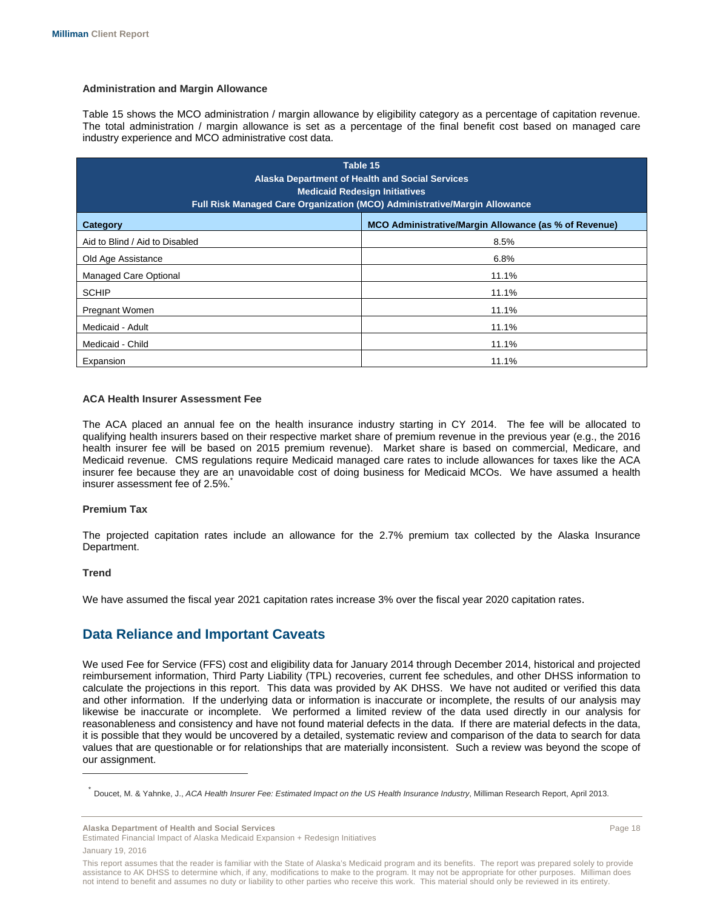### Administration and Margin Allowance

Table 15 shows the MCO administration / margin allowance by eligibility category as a percentage of capitation revenue. The total administration / margin allowance is set as a percentage of the final benefit cost based on managed care industry experience and MCO administrative cost data.

**Table 15**
**Alaska Department of Health and Social Services**
**Medicaid Redesign Initiatives**
**Full Risk Managed Care Organization (MCO) Administrative/Margin Allowance**

| Category | MCO Administrative/Margin Allowance (as % of Revenue) |
|---|---|
| Aid to Blind / Aid to Disabled | 8.5% |
| Old Age Assistance | 6.8% |
| Managed Care Optional | 11.1% |
| SCHIP | 11.1% |
| Pregnant Women | 11.1% |
| Medicaid - Adult | 11.1% |
| Medicaid - Child | 11.1% |
| Expansion | 11.1% |

### ACA Health Insurer Assessment Fee

The ACA placed an annual fee on the health insurance industry starting in CY 2014. The fee will be allocated to qualifying health insurers based on their respective market share of premium revenue in the previous year (e.g., the 2016 health insurer fee will be based on 2015 premium revenue). Market share is based on commercial, Medicare, and Medicaid revenue. CMS regulations require Medicaid managed care rates to include allowances for taxes like the ACA insurer fee because they are an unavoidable cost of doing business for Medicaid MCOs. We have assumed a health insurer assessment fee of 2.5%.*

### Premium Tax

The projected capitation rates include an allowance for the 2.7% premium tax collected by the Alaska Insurance Department.

### Trend

We have assumed the fiscal year 2021 capitation rates increase 3% over the fiscal year 2020 capitation rates.

## Data Reliance and Important Caveats

We used Fee for Service (FFS) cost and eligibility data for January 2014 through December 2014, historical and projected reimbursement information, Third Party Liability (TPL) recoveries, current fee schedules, and other DHSS information to calculate the projections in this report. This data was provided by AK DHSS. We have not audited or verified this data and other information. If the underlying data or information is inaccurate or incomplete, the results of our analysis may likewise be inaccurate or incomplete. We performed a limited review of the data used directly in our analysis for reasonableness and consistency and have not found material defects in the data. If there are material defects in the data, it is possible that they would be uncovered by a detailed, systematic review and comparison of the data to search for data values that are questionable or for relationships that are materially inconsistent. Such a review was beyond the scope of our assignment.

---

* Doucet, M. & Yahnke, J., *ACA Health Insurer Fee: Estimated Impact on the US Health Insurance Industry*, Milliman Research Report, April 2013.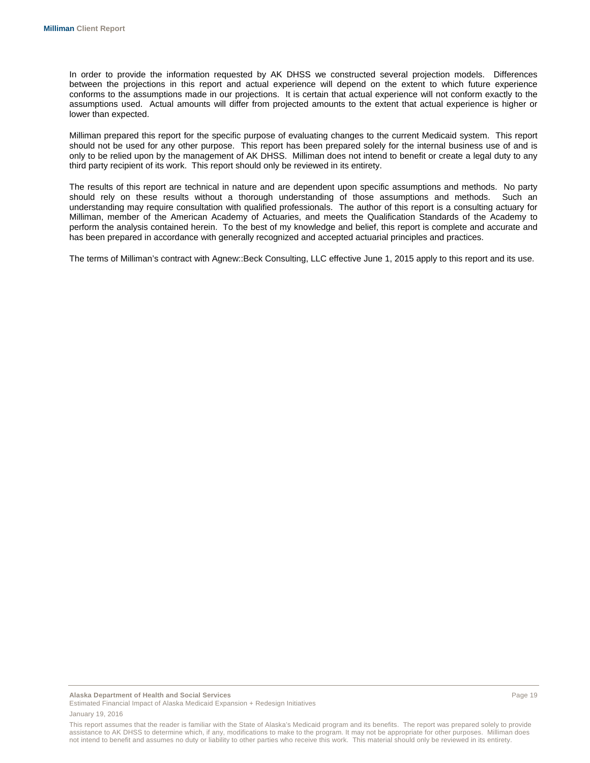In order to provide the information requested by AK DHSS we constructed several projection models. Differences between the projections in this report and actual experience will depend on the extent to which future experience conforms to the assumptions made in our projections. It is certain that actual experience will not conform exactly to the assumptions used. Actual amounts will differ from projected amounts to the extent that actual experience is higher or lower than expected.

Milliman prepared this report for the specific purpose of evaluating changes to the current Medicaid system. This report should not be used for any other purpose. This report has been prepared solely for the internal business use of and is only to be relied upon by the management of AK DHSS. Milliman does not intend to benefit or create a legal duty to any third party recipient of its work. This report should only be reviewed in its entirety.

The results of this report are technical in nature and are dependent upon specific assumptions and methods. No party should rely on these results without a thorough understanding of those assumptions and methods. Such an understanding may require consultation with qualified professionals. The author of this report is a consulting actuary for Milliman, member of the American Academy of Actuaries, and meets the Qualification Standards of the Academy to perform the analysis contained herein. To the best of my knowledge and belief, this report is complete and accurate and has been prepared in accordance with generally recognized and accepted actuarial principles and practices.

The terms of Milliman's contract with Agnew::Beck Consulting, LLC effective June 1, 2015 apply to this report and its use.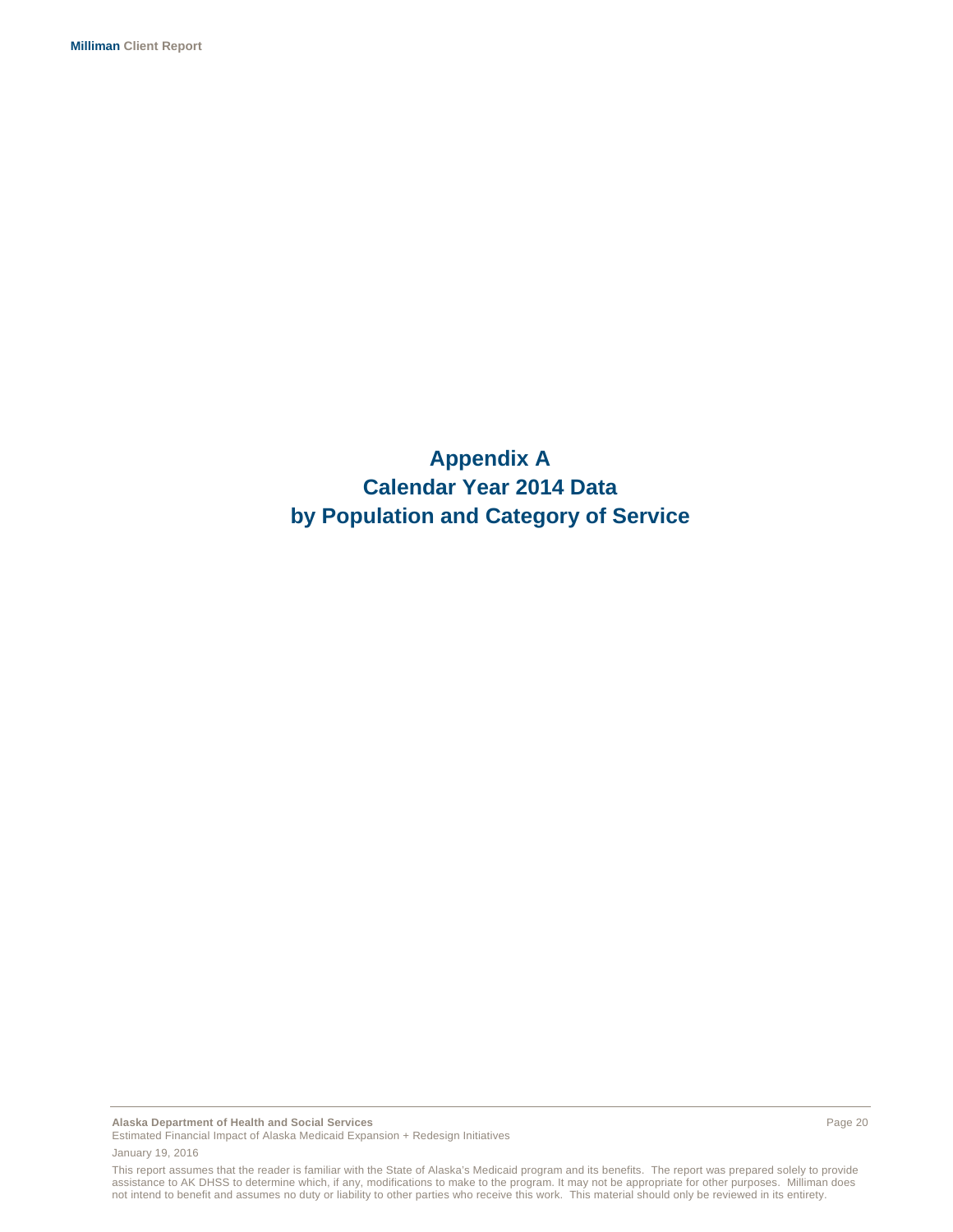# Appendix A
# Calendar Year 2014 Data
# by Population and Category of Service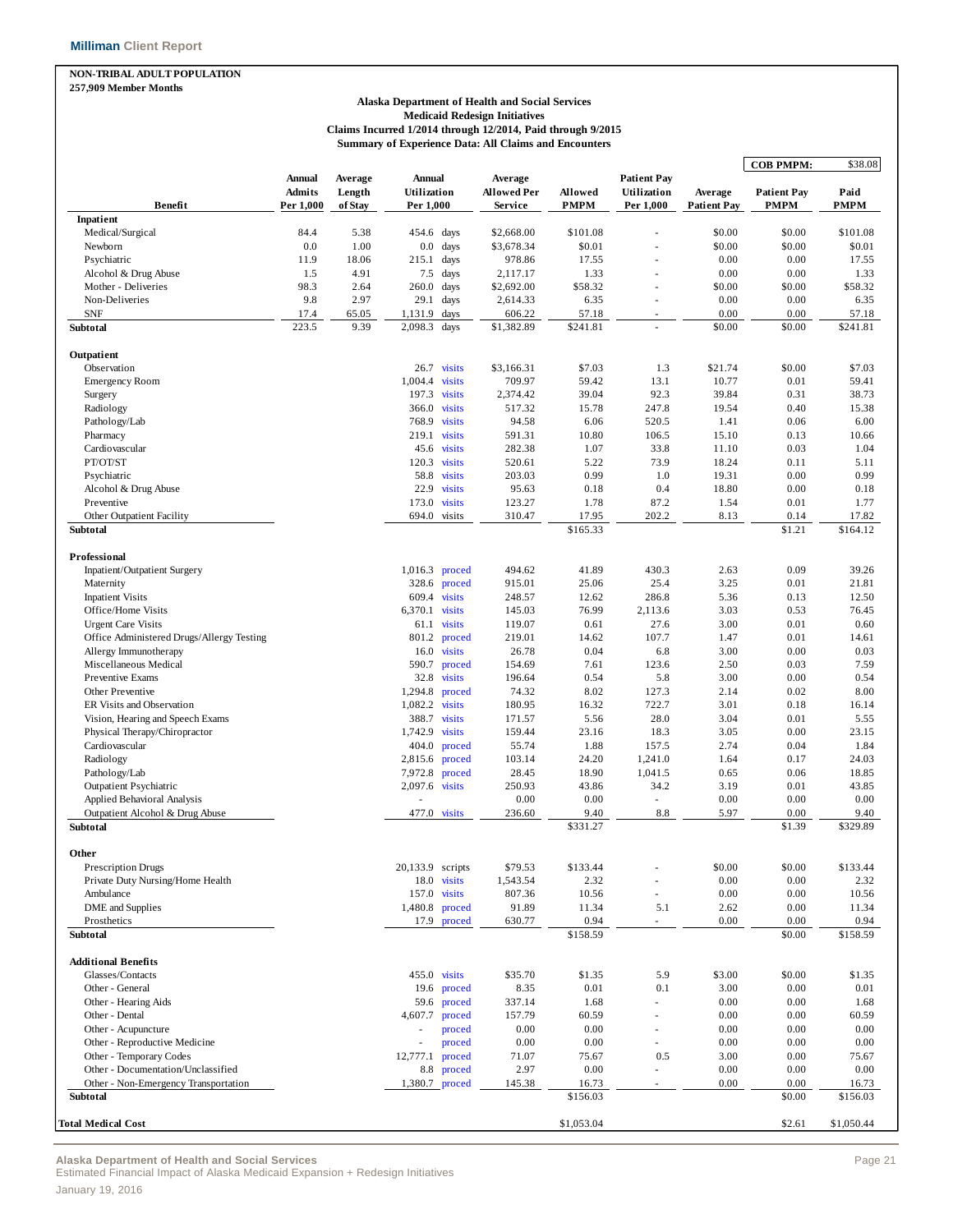**NON-TRIBAL ADULT POPULATION**
**257,909 Member Months**

**Alaska Department of Health and Social Services**
**Medicaid Redesign Initiatives**
**Claims Incurred 1/2014 through 12/2014, Paid through 9/2015**
**Summary of Experience Data: All Claims and Encounters**

**COB PMPM:** $38.08

| Benefit | Annual Admits Per 1,000 | Average Length of Stay | Annual Utilization Per 1,000 | | Average Allowed Per Service | Allowed PMPM | Patient Pay Utilization Per 1,000 | Average Patient Pay | Patient Pay PMPM | Paid PMPM |
|---|---|---|---|---|---|---|---|---|---|---|
| **Inpatient** | | | | | | | | | | |
| Medical/Surgical | 84.4 | 5.38 | 454.6 | days | $2,668.00 | $101.08 | - | $0.00 | $0.00 | $101.08 |
| Newborn | 0.0 | 1.00 | 0.0 | days | $3,678.34 | $0.01 | - | $0.00 | $0.00 | $0.01 |
| Psychiatric | 11.9 | 18.06 | 215.1 | days | 978.86 | 17.55 | - | 0.00 | 0.00 | 17.55 |
| Alcohol & Drug Abuse | 1.5 | 4.91 | 7.5 | days | 2,117.17 | 1.33 | - | 0.00 | 0.00 | 1.33 |
| Mother - Deliveries | 98.3 | 2.64 | 260.0 | days | $2,692.00 | $58.32 | - | $0.00 | $0.00 | $58.32 |
| Non-Deliveries | 9.8 | 2.97 | 29.1 | days | 2,614.33 | 6.35 | - | 0.00 | 0.00 | 6.35 |
| SNF | 17.4 | 65.05 | 1,131.9 | days | 606.22 | 57.18 | - | 0.00 | 0.00 | 57.18 |
| **Subtotal** | 223.5 | 9.39 | 2,098.3 | days | $1,382.89 | $241.81 | - | $0.00 | $0.00 | $241.81 |
| **Outpatient** | | | | | | | | | | |
| Observation | | | 26.7 | visits | $3,166.31 | $7.03 | 1.3 | $21.74 | $0.00 | $7.03 |
| Emergency Room | | | 1,004.4 | visits | 709.97 | 59.42 | 13.1 | 10.77 | 0.01 | 59.41 |
| Surgery | | | 197.3 | visits | 2,374.42 | 39.04 | 92.3 | 39.84 | 0.31 | 38.73 |
| Radiology | | | 366.0 | visits | 517.32 | 15.78 | 247.8 | 19.54 | 0.40 | 15.38 |
| Pathology/Lab | | | 768.9 | visits | 94.58 | 6.06 | 520.5 | 1.41 | 0.06 | 6.00 |
| Pharmacy | | | 219.1 | visits | 591.31 | 10.80 | 106.5 | 15.10 | 0.13 | 10.66 |
| Cardiovascular | | | 45.6 | visits | 282.38 | 1.07 | 33.8 | 11.10 | 0.03 | 1.04 |
| PT/OT/ST | | | 120.3 | visits | 520.61 | 5.22 | 73.9 | 18.24 | 0.11 | 5.11 |
| Psychiatric | | | 58.8 | visits | 203.03 | 0.99 | 1.0 | 19.31 | 0.00 | 0.99 |
| Alcohol & Drug Abuse | | | 22.9 | visits | 95.63 | 0.18 | 0.4 | 18.80 | 0.00 | 0.18 |
| Preventive | | | 173.0 | visits | 123.27 | 1.78 | 87.2 | 1.54 | 0.01 | 1.77 |
| Other Outpatient Facility | | | 694.0 | visits | 310.47 | 17.95 | 202.2 | 8.13 | 0.14 | 17.82 |
| **Subtotal** | | | | | | $165.33 | | | $1.21 | $164.12 |
| **Professional** | | | | | | | | | | |
| Inpatient/Outpatient Surgery | | | 1,016.3 | proced | 494.62 | 41.89 | 430.3 | 2.63 | 0.09 | 39.26 |
| Maternity | | | 328.6 | proced | 915.01 | 25.06 | 25.4 | 3.25 | 0.01 | 21.81 |
| Inpatient Visits | | | 609.4 | visits | 248.57 | 12.62 | 286.8 | 5.36 | 0.13 | 12.50 |
| Office/Home Visits | | | 6,370.1 | visits | 145.03 | 76.99 | 2,113.6 | 3.03 | 0.53 | 76.45 |
| Urgent Care Visits | | | 61.1 | visits | 119.07 | 0.61 | 27.6 | 3.00 | 0.01 | 0.60 |
| Office Administered Drugs/Allergy Testing | | | 801.2 | proced | 219.01 | 14.62 | 107.7 | 1.47 | 0.01 | 14.61 |
| Allergy Immunotherapy | | | 16.0 | visits | 26.78 | 0.04 | 6.8 | 3.00 | 0.00 | 0.03 |
| Miscellaneous Medical | | | 590.7 | proced | 154.69 | 7.61 | 123.6 | 2.50 | 0.03 | 7.59 |
| Preventive Exams | | | 32.8 | visits | 196.64 | 0.54 | 5.8 | 3.00 | 0.00 | 0.54 |
| Other Preventive | | | 1,294.8 | proced | 74.32 | 8.02 | 127.3 | 2.14 | 0.02 | 8.00 |
| ER Visits and Observation | | | 1,082.2 | visits | 180.95 | 16.32 | 722.7 | 3.01 | 0.18 | 16.14 |
| Vision, Hearing and Speech Exams | | | 388.7 | visits | 171.57 | 5.56 | 28.0 | 3.04 | 0.01 | 5.55 |
| Physical Therapy/Chiropractor | | | 1,742.9 | visits | 159.44 | 23.16 | 18.3 | 3.05 | 0.00 | 23.15 |
| Cardiovascular | | | 404.0 | proced | 55.74 | 1.88 | 157.5 | 2.74 | 0.04 | 1.84 |
| Radiology | | | 2,815.6 | proced | 103.14 | 24.20 | 1,241.0 | 1.64 | 0.17 | 24.03 |
| Pathology/Lab | | | 7,972.8 | proced | 28.45 | 18.90 | 1,041.5 | 0.65 | 0.06 | 18.85 |
| Outpatient Psychiatric | | | 2,097.6 | visits | 250.93 | 43.86 | 34.2 | 3.19 | 0.01 | 43.85 |
| Applied Behavioral Analysis | | | - | | 0.00 | 0.00 | - | 0.00 | 0.00 | 0.00 |
| Outpatient Alcohol & Drug Abuse | | | 477.0 | visits | 236.60 | 9.40 | 8.8 | 5.97 | 0.00 | 9.40 |
| **Subtotal** | | | | | | $331.27 | | | $1.39 | $329.89 |
| **Other** | | | | | | | | | | |
| Prescription Drugs | | | 20,133.9 | scripts | $79.53 | $133.44 | - | $0.00 | $0.00 | $133.44 |
| Private Duty Nursing/Home Health | | | 18.0 | visits | 1,543.54 | 2.32 | - | 0.00 | 0.00 | 2.32 |
| Ambulance | | | 157.0 | visits | 807.36 | 10.56 | - | 0.00 | 0.00 | 10.56 |
| DME and Supplies | | | 1,480.8 | proced | 91.89 | 11.34 | 5.1 | 2.62 | 0.00 | 11.34 |
| Prosthetics | | | 17.9 | proced | 630.77 | 0.94 | - | 0.00 | 0.00 | 0.94 |
| **Subtotal** | | | | | | $158.59 | | | $0.00 | $158.59 |
| **Additional Benefits** | | | | | | | | | | |
| Glasses/Contacts | | | 455.0 | visits | $35.70 | $1.35 | 5.9 | $3.00 | $0.00 | $1.35 |
| Other - General | | | 19.6 | proced | 8.35 | 0.01 | 0.1 | 3.00 | 0.00 | 0.01 |
| Other - Hearing Aids | | | 59.6 | proced | 337.14 | 1.68 | - | 0.00 | 0.00 | 1.68 |
| Other - Dental | | | 4,607.7 | proced | 157.79 | 60.59 | - | 0.00 | 0.00 | 60.59 |
| Other - Acupuncture | | | - | proced | 0.00 | 0.00 | - | 0.00 | 0.00 | 0.00 |
| Other - Reproductive Medicine | | | - | proced | 0.00 | 0.00 | - | 0.00 | 0.00 | 0.00 |
| Other - Temporary Codes | | | 12,777.1 | proced | 71.07 | 75.67 | 0.5 | 3.00 | 0.00 | 75.67 |
| Other - Documentation/Unclassified | | | 8.8 | proced | 2.97 | 0.00 | - | 0.00 | 0.00 | 0.00 |
| Other - Non-Emergency Transportation | | | 1,380.7 | proced | 145.38 | 16.73 | - | 0.00 | 0.00 | 16.73 |
| **Subtotal** | | | | | | $156.03 | | | $0.00 | $156.03 |
| **Total Medical Cost** | | | | | | $1,053.04 | | | $2.61 | $1,050.44 |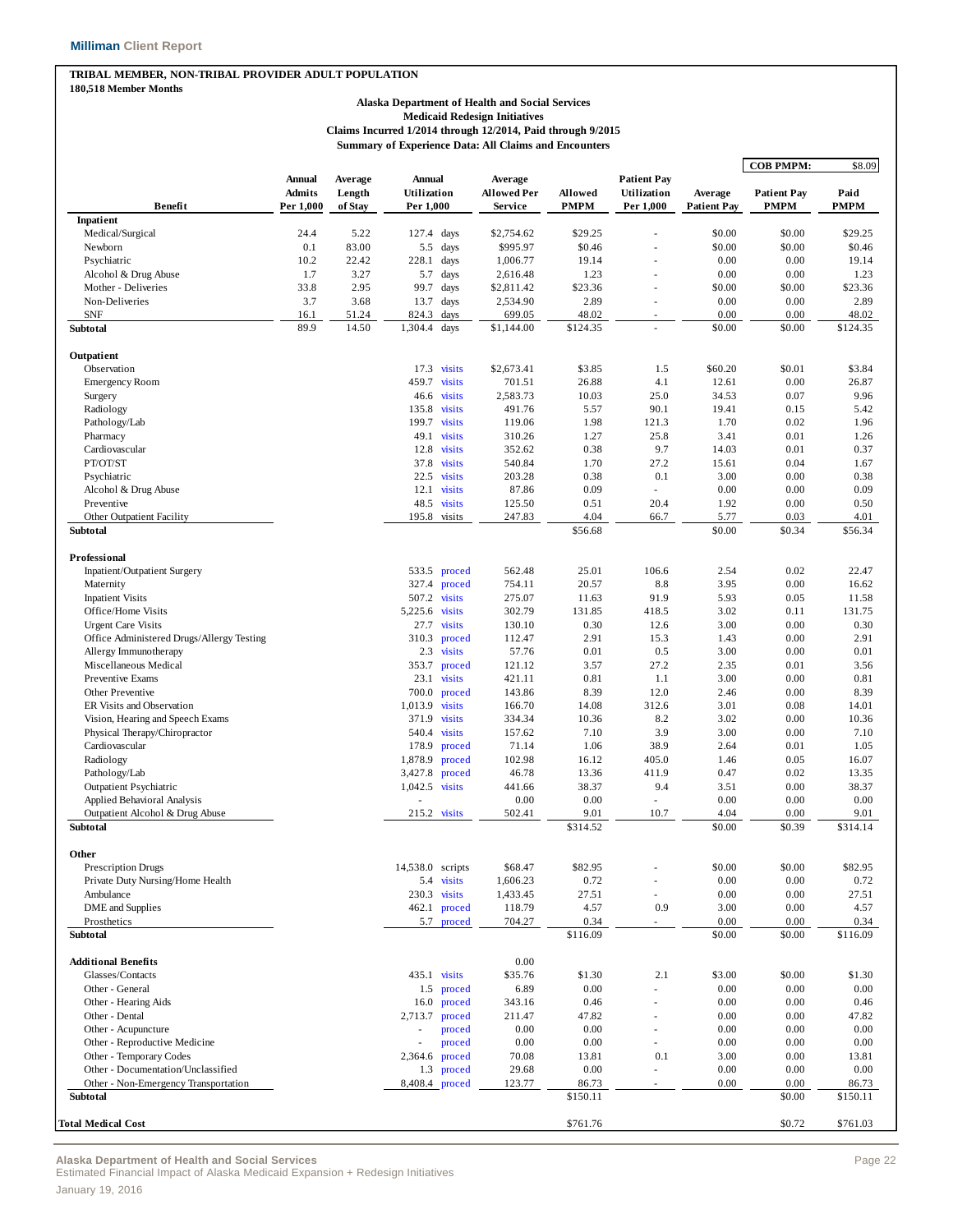**TRIBAL MEMBER, NON-TRIBAL PROVIDER ADULT POPULATION**
**180,518 Member Months**

**Alaska Department of Health and Social Services**
**Medicaid Redesign Initiatives**
**Claims Incurred 1/2014 through 12/2014, Paid through 9/2015**
**Summary of Experience Data: All Claims and Encounters**

**COB PMPM: $8.09**

| Benefit | Annual Admits Per 1,000 | Average Length of Stay | Annual Utilization Per 1,000 | | Average Allowed Per Service | Allowed PMPM | Patient Pay Utilization Per 1,000 | Average Patient Pay | Patient Pay PMPM | Paid PMPM |
|---|---|---|---|---|---|---|---|---|---|---|
| **Inpatient** | | | | | | | | | | |
| Medical/Surgical | 24.4 | 5.22 | 127.4 | days | $2,754.62 | $29.25 | - | $0.00 | $0.00 | $29.25 |
| Newborn | 0.1 | 83.00 | 5.5 | days | $995.97 | $0.46 | - | $0.00 | $0.00 | $0.46 |
| Psychiatric | 10.2 | 22.42 | 228.1 | days | 1,006.77 | 19.14 | - | 0.00 | 0.00 | 19.14 |
| Alcohol & Drug Abuse | 1.7 | 3.27 | 5.7 | days | 2,616.48 | 1.23 | - | 0.00 | 0.00 | 1.23 |
| Mother - Deliveries | 33.8 | 2.95 | 99.7 | days | $2,811.42 | $23.36 | - | $0.00 | $0.00 | $23.36 |
| Non-Deliveries | 3.7 | 3.68 | 13.7 | days | 2,534.90 | 2.89 | - | 0.00 | 0.00 | 2.89 |
| SNF | 16.1 | 51.24 | 824.3 | days | 699.05 | 48.02 | - | 0.00 | 0.00 | 48.02 |
| **Subtotal** | 89.9 | 14.50 | 1,304.4 | days | $1,144.00 | $124.35 | - | $0.00 | $0.00 | $124.35 |
| **Outpatient** | | | | | | | | | | |
| Observation | | | 17.3 | visits | $2,673.41 | $3.85 | 1.5 | $60.20 | $0.01 | $3.84 |
| Emergency Room | | | 459.7 | visits | 701.51 | 26.88 | 4.1 | 12.61 | 0.00 | 26.87 |
| Surgery | | | 46.6 | visits | 2,583.73 | 10.03 | 25.0 | 34.53 | 0.07 | 9.96 |
| Radiology | | | 135.8 | visits | 491.76 | 5.57 | 90.1 | 19.41 | 0.15 | 5.42 |
| Pathology/Lab | | | 199.7 | visits | 119.06 | 1.98 | 121.3 | 1.70 | 0.02 | 1.96 |
| Pharmacy | | | 49.1 | visits | 310.26 | 1.27 | 25.8 | 3.41 | 0.01 | 1.26 |
| Cardiovascular | | | 12.8 | visits | 352.62 | 0.38 | 9.7 | 14.03 | 0.01 | 0.37 |
| PT/OT/ST | | | 37.8 | visits | 540.84 | 1.70 | 27.2 | 15.61 | 0.04 | 1.67 |
| Psychiatric | | | 22.5 | visits | 203.28 | 0.38 | 0.1 | 3.00 | 0.00 | 0.38 |
| Alcohol & Drug Abuse | | | 12.1 | visits | 87.86 | 0.09 | - | 0.00 | 0.00 | 0.09 |
| Preventive | | | 48.5 | visits | 125.50 | 0.51 | 20.4 | 1.92 | 0.00 | 0.50 |
| Other Outpatient Facility | | | 195.8 | visits | 247.83 | 4.04 | 66.7 | 5.77 | 0.03 | 4.01 |
| **Subtotal** | | | | | | $56.68 | | $0.00 | $0.34 | $56.34 |
| **Professional** | | | | | | | | | | |
| Inpatient/Outpatient Surgery | | | 533.5 | proced | 562.48 | 25.01 | 106.6 | 2.54 | 0.02 | 22.47 |
| Maternity | | | 327.4 | proced | 754.11 | 20.57 | 8.8 | 3.95 | 0.00 | 16.62 |
| Inpatient Visits | | | 507.2 | visits | 275.07 | 11.63 | 91.9 | 5.93 | 0.05 | 11.58 |
| Office/Home Visits | | | 5,225.6 | visits | 302.79 | 131.85 | 418.5 | 3.02 | 0.11 | 131.75 |
| Urgent Care Visits | | | 27.7 | visits | 130.10 | 0.30 | 12.6 | 3.00 | 0.00 | 0.30 |
| Office Administered Drugs/Allergy Testing | | | 310.3 | proced | 112.47 | 2.91 | 15.3 | 1.43 | 0.00 | 2.91 |
| Allergy Immunotherapy | | | 2.3 | visits | 57.76 | 0.01 | 0.5 | 3.00 | 0.00 | 0.01 |
| Miscellaneous Medical | | | 353.7 | proced | 121.12 | 3.57 | 27.2 | 2.35 | 0.01 | 3.56 |
| Preventive Exams | | | 23.1 | visits | 421.11 | 0.81 | 1.1 | 3.00 | 0.00 | 0.81 |
| Other Preventive | | | 700.0 | proced | 143.86 | 8.39 | 12.0 | 2.46 | 0.00 | 8.39 |
| ER Visits and Observation | | | 1,013.9 | visits | 166.70 | 14.08 | 312.6 | 3.01 | 0.08 | 14.01 |
| Vision, Hearing and Speech Exams | | | 371.9 | visits | 334.34 | 10.36 | 8.2 | 3.02 | 0.00 | 10.36 |
| Physical Therapy/Chiropractor | | | 540.4 | visits | 157.62 | 7.10 | 3.9 | 3.00 | 0.00 | 7.10 |
| Cardiovascular | | | 178.9 | proced | 71.14 | 1.06 | 38.9 | 2.64 | 0.01 | 1.05 |
| Radiology | | | 1,878.9 | proced | 102.98 | 16.12 | 405.0 | 1.46 | 0.05 | 16.07 |
| Pathology/Lab | | | 3,427.8 | proced | 46.78 | 13.36 | 411.9 | 0.47 | 0.02 | 13.35 |
| Outpatient Psychiatric | | | 1,042.5 | visits | 441.66 | 38.37 | 9.4 | 3.51 | 0.00 | 38.37 |
| Applied Behavioral Analysis | | | - | | 0.00 | 0.00 | - | 0.00 | 0.00 | 0.00 |
| Outpatient Alcohol & Drug Abuse | | | 215.2 | visits | 502.41 | 9.01 | 10.7 | 4.04 | 0.00 | 9.01 |
| **Subtotal** | | | | | | $314.52 | | $0.00 | $0.39 | $314.14 |
| **Other** | | | | | | | | | | |
| Prescription Drugs | | | 14,538.0 | scripts | $68.47 | $82.95 | - | $0.00 | $0.00 | $82.95 |
| Private Duty Nursing/Home Health | | | 5.4 | visits | 1,606.23 | 0.72 | - | 0.00 | 0.00 | 0.72 |
| Ambulance | | | 230.3 | visits | 1,433.45 | 27.51 | - | 0.00 | 0.00 | 27.51 |
| DME and Supplies | | | 462.1 | proced | 118.79 | 4.57 | 0.9 | 3.00 | 0.00 | 4.57 |
| Prosthetics | | | 5.7 | proced | 704.27 | 0.34 | - | 0.00 | 0.00 | 0.34 |
| **Subtotal** | | | | | | $116.09 | | $0.00 | $0.00 | $116.09 |
| **Additional Benefits** | | | | | 0.00 | | | | | |
| Glasses/Contacts | | | 435.1 | visits | $35.76 | $1.30 | 2.1 | $3.00 | $0.00 | $1.30 |
| Other - General | | | 1.5 | proced | 6.89 | 0.00 | - | 0.00 | 0.00 | 0.00 |
| Other - Hearing Aids | | | 16.0 | proced | 343.16 | 0.46 | - | 0.00 | 0.00 | 0.46 |
| Other - Dental | | | 2,713.7 | proced | 211.47 | 47.82 | - | 0.00 | 0.00 | 47.82 |
| Other - Acupuncture | | | - | proced | 0.00 | 0.00 | - | 0.00 | 0.00 | 0.00 |
| Other - Reproductive Medicine | | | - | proced | 0.00 | 0.00 | - | 0.00 | 0.00 | 0.00 |
| Other - Temporary Codes | | | 2,364.6 | proced | 70.08 | 13.81 | 0.1 | 3.00 | 0.00 | 13.81 |
| Other - Documentation/Unclassified | | | 1.3 | proced | 29.68 | 0.00 | - | 0.00 | 0.00 | 0.00 |
| Other - Non-Emergency Transportation | | | 8,408.4 | proced | 123.77 | 86.73 | - | 0.00 | 0.00 | 86.73 |
| **Subtotal** | | | | | | $150.11 | | | $0.00 | $150.11 |
| **Total Medical Cost** | | | | | | $761.76 | | | $0.72 | $761.03 |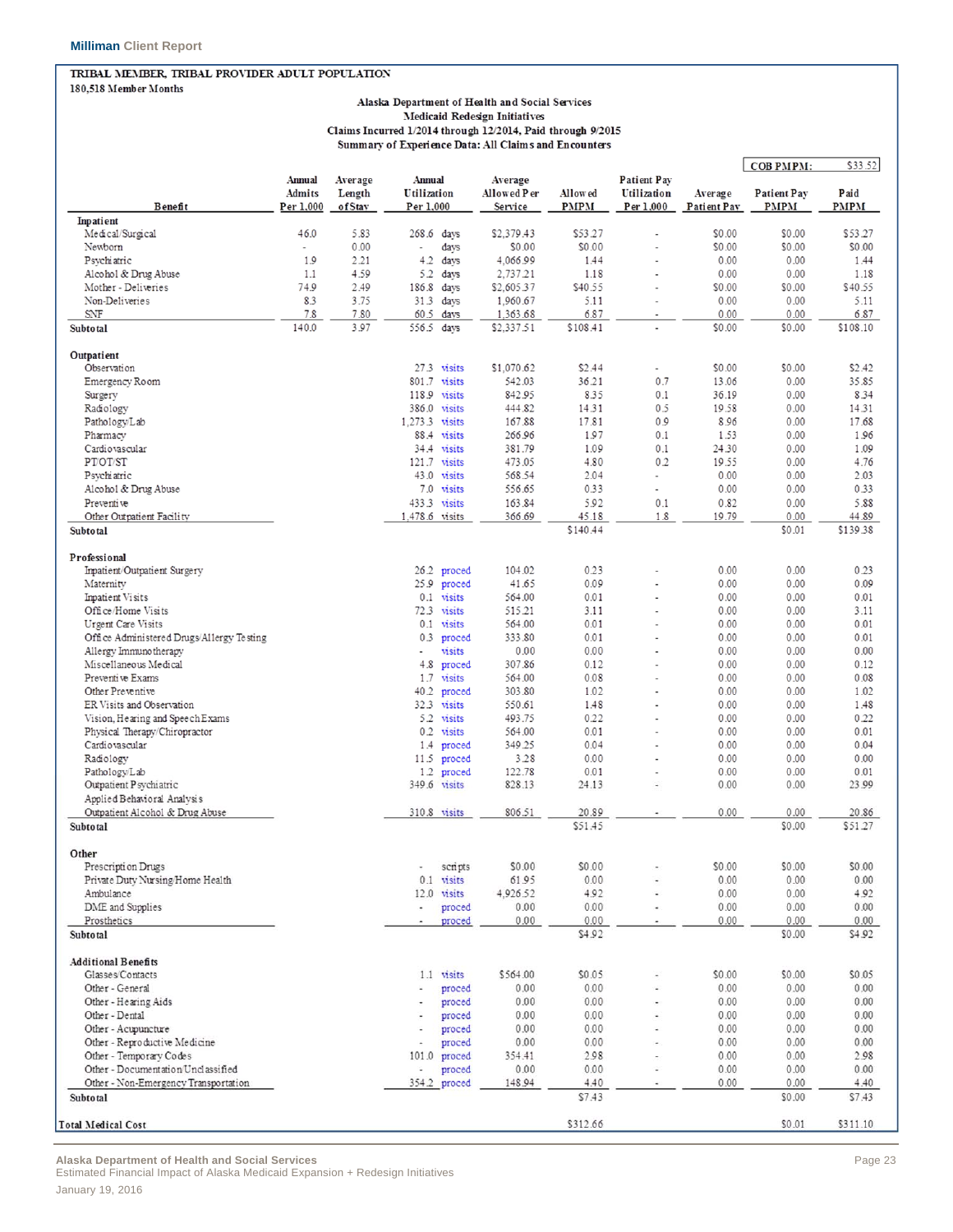**TRIBAL MEMBER, TRIBAL PROVIDER ADULT POPULATION**
**180,518 Member Months**

**Alaska Department of Health and Social Services**
**Medicaid Redesign Initiatives**
**Claims Incurred 1/2014 through 12/2014, Paid through 9/2015**
**Summary of Experience Data: All Claims and Encounters**

COB PMPM: $33.52

| Benefit | Annual Admits Per 1,000 | Average Length of Stay | Annual Utilization Per 1,000 | | Average Allowed Per Service | Allowed PMPM | Patient Pay Utilization Per 1,000 | Average Patient Pay | Patient Pay PMPM | Paid PMPM |
|---|---|---|---|---|---|---|---|---|---|---|
| **Inpatient** | | | | | | | | | | |
| Medical/Surgical | 46.0 | 5.83 | 268.6 | days | $2,379.43 | $53.27 | - | $0.00 | $0.00 | $53.27 |
| Newborn | - | 0.00 | - | days | $0.00 | $0.00 | - | $0.00 | $0.00 | $0.00 |
| Psychiatric | 1.9 | 2.21 | 4.2 | days | 4,066.99 | 1.44 | - | 0.00 | 0.00 | 1.44 |
| Alcohol & Drug Abuse | 1.1 | 4.59 | 5.2 | days | 2,737.21 | 1.18 | - | 0.00 | 0.00 | 1.18 |
| Mother - Deliveries | 74.9 | 2.49 | 186.8 | days | $2,605.37 | $40.55 | - | $0.00 | $0.00 | $40.55 |
| Non-Deliveries | 8.3 | 3.75 | 31.3 | days | 1,960.67 | 5.11 | - | 0.00 | 0.00 | 5.11 |
| SNF | 7.8 | 7.80 | 60.5 | days | 1,363.68 | 6.87 | - | 0.00 | 0.00 | 6.87 |
| **Subtotal** | 140.0 | 3.97 | 556.5 | days | $2,337.51 | $108.41 | - | $0.00 | $0.00 | $108.10 |
| | | | | | | | | | | |
| **Outpatient** | | | | | | | | | | |
| Observation | | | 27.3 | visits | $1,070.62 | $2.44 | - | $0.00 | $0.00 | $2.42 |
| Emergency Room | | | 801.7 | visits | 542.03 | 36.21 | 0.7 | 13.06 | 0.00 | 35.85 |
| Surgery | | | 118.9 | visits | 842.95 | 8.35 | 0.1 | 36.19 | 0.00 | 8.34 |
| Radiology | | | 386.0 | visits | 444.82 | 14.31 | 0.5 | 19.58 | 0.00 | 14.31 |
| Pathology/Lab | | | 1,273.3 | visits | 167.88 | 17.81 | 0.9 | 8.96 | 0.00 | 17.68 |
| Pharmacy | | | 88.4 | visits | 266.96 | 1.97 | 0.1 | 1.53 | 0.00 | 1.96 |
| Cardiovascular | | | 34.4 | visits | 381.79 | 1.09 | 0.1 | 24.30 | 0.00 | 1.09 |
| PT/OT/ST | | | 121.7 | visits | 473.05 | 4.80 | 0.2 | 19.55 | 0.00 | 4.76 |
| Psychiatric | | | 43.0 | visits | 568.54 | 2.04 | - | 0.00 | 0.00 | 2.03 |
| Alcohol & Drug Abuse | | | 7.0 | visits | 556.65 | 0.33 | - | 0.00 | 0.00 | 0.33 |
| Preventive | | | 433.3 | visits | 163.84 | 5.92 | 0.1 | 0.82 | 0.00 | 5.88 |
| Other Outpatient Facility | | | 1,478.6 | visits | 366.69 | 45.18 | 1.8 | 19.79 | 0.00 | 44.89 |
| **Subtotal** | | | | | | $140.44 | | | $0.01 | $139.38 |
| | | | | | | | | | | |
| **Professional** | | | | | | | | | | |
| Inpatient/Outpatient Surgery | | | 26.2 | proced | 104.02 | 0.23 | - | 0.00 | 0.00 | 0.23 |
| Maternity | | | 25.9 | proced | 41.65 | 0.09 | - | 0.00 | 0.00 | 0.09 |
| Inpatient Visits | | | 0.1 | visits | 564.00 | 0.01 | - | 0.00 | 0.00 | 0.01 |
| Office/Home Visits | | | 72.3 | visits | 515.21 | 3.11 | - | 0.00 | 0.00 | 3.11 |
| Urgent Care Visits | | | 0.1 | visits | 564.00 | 0.01 | - | 0.00 | 0.00 | 0.01 |
| Office Administered Drugs/Allergy Testing | | | 0.3 | proced | 333.80 | 0.01 | - | 0.00 | 0.00 | 0.01 |
| Allergy Immunotherapy | | | - | visits | 0.00 | 0.00 | - | 0.00 | 0.00 | 0.00 |
| Miscellaneous Medical | | | 4.8 | proced | 307.86 | 0.12 | - | 0.00 | 0.00 | 0.12 |
| Preventive Exams | | | 1.7 | visits | 564.00 | 0.08 | - | 0.00 | 0.00 | 0.08 |
| Other Preventive | | | 40.2 | proced | 303.80 | 1.02 | - | 0.00 | 0.00 | 1.02 |
| ER Visits and Observation | | | 32.3 | visits | 550.61 | 1.48 | - | 0.00 | 0.00 | 1.48 |
| Vision, Hearing and Speech Exams | | | 5.2 | visits | 493.75 | 0.22 | - | 0.00 | 0.00 | 0.22 |
| Physical Therapy/Chiropractor | | | 0.2 | visits | 564.00 | 0.01 | - | 0.00 | 0.00 | 0.01 |
| Cardiovascular | | | 1.4 | proced | 349.25 | 0.04 | - | 0.00 | 0.00 | 0.04 |
| Radiology | | | 11.5 | proced | 3.28 | 0.00 | - | 0.00 | 0.00 | 0.00 |
| Pathology/Lab | | | 1.2 | proced | 122.78 | 0.01 | - | 0.00 | 0.00 | 0.01 |
| Outpatient Psychiatric | | | 349.6 | visits | 828.13 | 24.13 | - | 0.00 | 0.00 | 23.99 |
| Applied Behavioral Analysis | | | | | | | | | | |
| Outpatient Alcohol & Drug Abuse | | | 310.8 | visits | 806.51 | 20.89 | - | 0.00 | 0.00 | 20.86 |
| **Subtotal** | | | | | | $51.45 | | | $0.00 | $51.27 |
| | | | | | | | | | | |
| **Other** | | | | | | | | | | |
| Prescription Drugs | | | - | scripts | $0.00 | $0.00 | - | $0.00 | $0.00 | $0.00 |
| Private Duty Nursing/Home Health | | | 0.1 | visits | 61.95 | 0.00 | - | 0.00 | 0.00 | 0.00 |
| Ambulance | | | 12.0 | visits | 4,926.52 | 4.92 | - | 0.00 | 0.00 | 4.92 |
| DME and Supplies | | | - | proced | 0.00 | 0.00 | - | 0.00 | 0.00 | 0.00 |
| Prosthetics | | | - | proced | 0.00 | 0.00 | - | 0.00 | 0.00 | 0.00 |
| **Subtotal** | | | | | | $4.92 | | | $0.00 | $4.92 |
| | | | | | | | | | | |
| **Additional Benefits** | | | | | | | | | | |
| Glasses/Contacts | | | 1.1 | visits | $564.00 | $0.05 | - | $0.00 | $0.00 | $0.05 |
| Other - General | | | - | proced | 0.00 | 0.00 | - | 0.00 | 0.00 | 0.00 |
| Other - Hearing Aids | | | - | proced | 0.00 | 0.00 | - | 0.00 | 0.00 | 0.00 |
| Other - Dental | | | - | proced | 0.00 | 0.00 | - | 0.00 | 0.00 | 0.00 |
| Other - Acupuncture | | | - | proced | 0.00 | 0.00 | - | 0.00 | 0.00 | 0.00 |
| Other - Reproductive Medicine | | | - | proced | 0.00 | 0.00 | - | 0.00 | 0.00 | 0.00 |
| Other - Temporary Codes | | | 101.0 | proced | 354.41 | 2.98 | - | 0.00 | 0.00 | 2.98 |
| Other - Documentation/Unclassified | | | - | proced | 0.00 | 0.00 | - | 0.00 | 0.00 | 0.00 |
| Other - Non-Emergency Transportation | | | 354.2 | proced | 148.94 | 4.40 | - | 0.00 | 0.00 | 4.40 |
| **Subtotal** | | | | | | $7.43 | | | $0.00 | $7.43 |
| | | | | | | | | | | |
| **Total Medical Cost** | | | | | | $312.66 | | | $0.01 | $311.10 |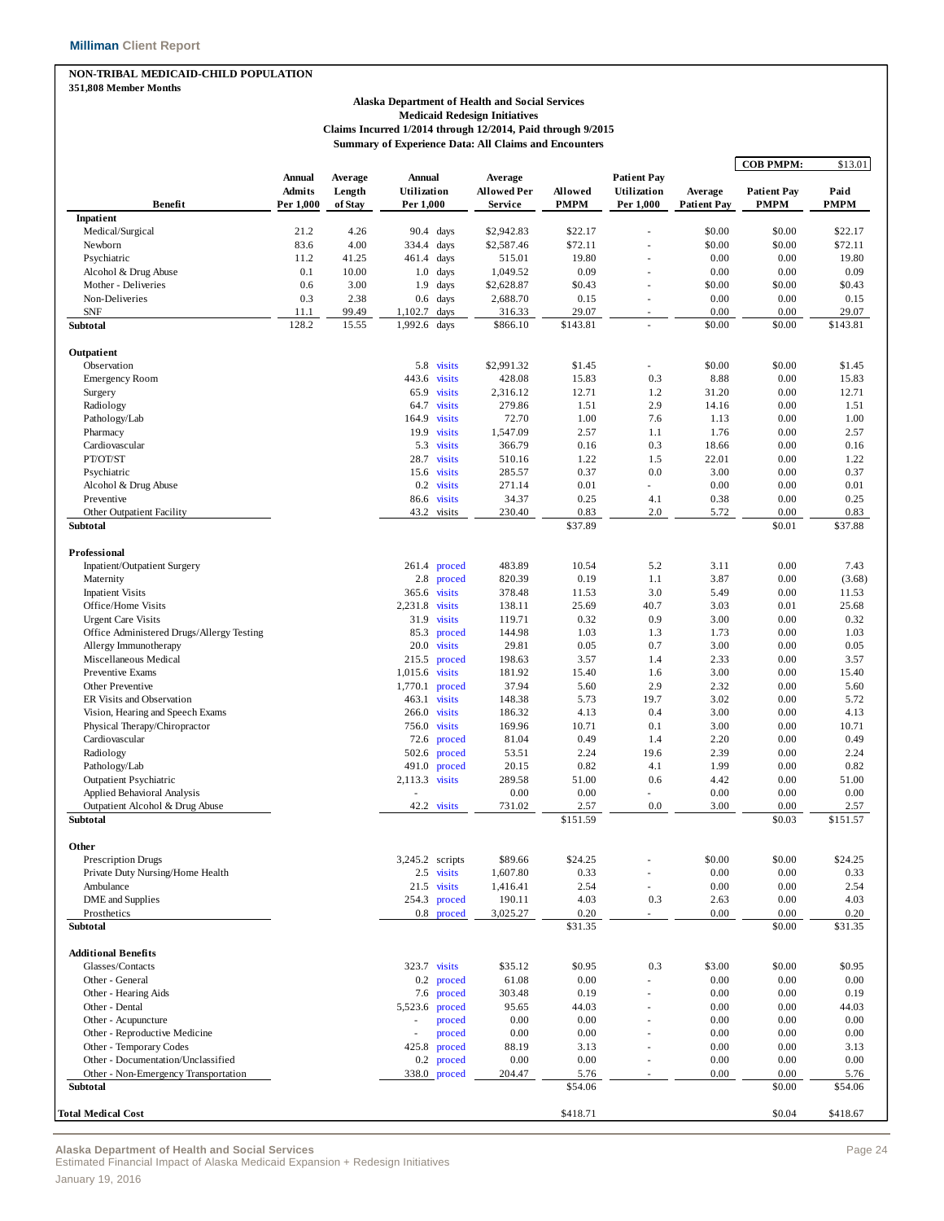**NON-TRIBAL MEDICAID-CHILD POPULATION**
**351,808 Member Months**

**Alaska Department of Health and Social Services**
**Medicaid Redesign Initiatives**
**Claims Incurred 1/2014 through 12/2014, Paid through 9/2015**
**Summary of Experience Data: All Claims and Encounters**

| | | | | | | | | | COB PMPM: | $13.01 |
|---|---|---|---|---|---|---|---|---|---|---|
| **Benefit** | **Annual Admits Per 1,000** | **Average Length of Stay** | **Annual Utilization Per 1,000** | | **Average Allowed Per Service** | **Allowed PMPM** | **Patient Pay Utilization Per 1,000** | **Average Patient Pay** | **Patient Pay PMPM** | **Paid PMPM** |
| **Inpatient** | | | | | | | | | | |
| Medical/Surgical | 21.2 | 4.26 | 90.4 | days | $2,942.83 | $22.17 | - | $0.00 | $0.00 | $22.17 |
| Newborn | 83.6 | 4.00 | 334.4 | days | $2,587.46 | $72.11 | - | $0.00 | $0.00 | $72.11 |
| Psychiatric | 11.2 | 41.25 | 461.4 | days | 515.01 | 19.80 | - | 0.00 | 0.00 | 19.80 |
| Alcohol & Drug Abuse | 0.1 | 10.00 | 1.0 | days | 1,049.52 | 0.09 | - | 0.00 | 0.00 | 0.09 |
| Mother - Deliveries | 0.6 | 3.00 | 1.9 | days | $2,628.87 | $0.43 | - | $0.00 | $0.00 | $0.43 |
| Non-Deliveries | 0.3 | 2.38 | 0.6 | days | 2,688.70 | 0.15 | - | 0.00 | 0.00 | 0.15 |
| SNF | 11.1 | 99.49 | 1,102.7 | days | 316.33 | 29.07 | - | 0.00 | 0.00 | 29.07 |
| **Subtotal** | 128.2 | 15.55 | 1,992.6 | days | $866.10 | $143.81 | - | $0.00 | $0.00 | $143.81 |
| **Outpatient** | | | | | | | | | | |
| Observation | | | 5.8 | visits | $2,991.32 | $1.45 | - | $0.00 | $0.00 | $1.45 |
| Emergency Room | | | 443.6 | visits | 428.08 | 15.83 | 0.3 | 8.88 | 0.00 | 15.83 |
| Surgery | | | 65.9 | visits | 2,316.12 | 12.71 | 1.2 | 31.20 | 0.00 | 12.71 |
| Radiology | | | 64.7 | visits | 279.86 | 1.51 | 2.9 | 14.16 | 0.00 | 1.51 |
| Pathology/Lab | | | 164.9 | visits | 72.70 | 1.00 | 7.6 | 1.13 | 0.00 | 1.00 |
| Pharmacy | | | 19.9 | visits | 1,547.09 | 2.57 | 1.1 | 1.76 | 0.00 | 2.57 |
| Cardiovascular | | | 5.3 | visits | 366.79 | 0.16 | 0.3 | 18.66 | 0.00 | 0.16 |
| PT/OT/ST | | | 28.7 | visits | 510.16 | 1.22 | 1.5 | 22.01 | 0.00 | 1.22 |
| Psychiatric | | | 15.6 | visits | 285.57 | 0.37 | 0.0 | 3.00 | 0.00 | 0.37 |
| Alcohol & Drug Abuse | | | 0.2 | visits | 271.14 | 0.01 | - | 0.00 | 0.00 | 0.01 |
| Preventive | | | 86.6 | visits | 34.37 | 0.25 | 4.1 | 0.38 | 0.00 | 0.25 |
| Other Outpatient Facility | | | 43.2 | visits | 230.40 | 0.83 | 2.0 | 5.72 | 0.00 | 0.83 |
| **Subtotal** | | | | | | $37.89 | | | $0.01 | $37.88 |
| **Professional** | | | | | | | | | | |
| Inpatient/Outpatient Surgery | | | 261.4 | proced | 483.89 | 10.54 | 5.2 | 3.11 | 0.00 | 7.43 |
| Maternity | | | 2.8 | proced | 820.39 | 0.19 | 1.1 | 3.87 | 0.00 | (3.68) |
| Inpatient Visits | | | 365.6 | visits | 378.48 | 11.53 | 3.0 | 5.49 | 0.00 | 11.53 |
| Office/Home Visits | | | 2,231.8 | visits | 138.11 | 25.69 | 40.7 | 3.03 | 0.01 | 25.68 |
| Urgent Care Visits | | | 31.9 | visits | 119.71 | 0.32 | 0.9 | 3.00 | 0.00 | 0.32 |
| Office Administered Drugs/Allergy Testing | | | 85.3 | proced | 144.98 | 1.03 | 1.3 | 1.73 | 0.00 | 1.03 |
| Allergy Immunotherapy | | | 20.0 | visits | 29.81 | 0.05 | 0.7 | 3.00 | 0.00 | 0.05 |
| Miscellaneous Medical | | | 215.5 | proced | 198.63 | 3.57 | 1.4 | 2.33 | 0.00 | 3.57 |
| Preventive Exams | | | 1,015.6 | visits | 181.92 | 15.40 | 1.6 | 3.00 | 0.00 | 15.40 |
| Other Preventive | | | 1,770.1 | proced | 37.94 | 5.60 | 2.9 | 2.32 | 0.00 | 5.60 |
| ER Visits and Observation | | | 463.1 | visits | 148.38 | 5.73 | 19.7 | 3.02 | 0.00 | 5.72 |
| Vision, Hearing and Speech Exams | | | 266.0 | visits | 186.32 | 4.13 | 0.4 | 3.00 | 0.00 | 4.13 |
| Physical Therapy/Chiropractor | | | 756.0 | visits | 169.96 | 10.71 | 0.1 | 3.00 | 0.00 | 10.71 |
| Cardiovascular | | | 72.6 | proced | 81.04 | 0.49 | 1.4 | 2.20 | 0.00 | 0.49 |
| Radiology | | | 502.6 | proced | 53.51 | 2.24 | 19.6 | 2.39 | 0.00 | 2.24 |
| Pathology/Lab | | | 491.0 | proced | 20.15 | 0.82 | 4.1 | 1.99 | 0.00 | 0.82 |
| Outpatient Psychiatric | | | 2,113.3 | visits | 289.58 | 51.00 | 0.6 | 4.42 | 0.00 | 51.00 |
| Applied Behavioral Analysis | | | - | | 0.00 | 0.00 | - | 0.00 | 0.00 | 0.00 |
| Outpatient Alcohol & Drug Abuse | | | 42.2 | visits | 731.02 | 2.57 | 0.0 | 3.00 | 0.00 | 2.57 |
| **Subtotal** | | | | | | $151.59 | | | $0.03 | $151.57 |
| **Other** | | | | | | | | | | |
| Prescription Drugs | | | 3,245.2 | scripts | $89.66 | $24.25 | - | $0.00 | $0.00 | $24.25 |
| Private Duty Nursing/Home Health | | | 2.5 | visits | 1,607.80 | 0.33 | - | 0.00 | 0.00 | 0.33 |
| Ambulance | | | 21.5 | visits | 1,416.41 | 2.54 | - | 0.00 | 0.00 | 2.54 |
| DME and Supplies | | | 254.3 | proced | 190.11 | 4.03 | 0.3 | 2.63 | 0.00 | 4.03 |
| Prosthetics | | | 0.8 | proced | 3,025.27 | 0.20 | - | 0.00 | 0.00 | 0.20 |
| **Subtotal** | | | | | | $31.35 | | | $0.00 | $31.35 |
| **Additional Benefits** | | | | | | | | | | |
| Glasses/Contacts | | | 323.7 | visits | $35.12 | $0.95 | 0.3 | $3.00 | $0.00 | $0.95 |
| Other - General | | | 0.2 | proced | 61.08 | 0.00 | - | 0.00 | 0.00 | 0.00 |
| Other - Hearing Aids | | | 7.6 | proced | 303.48 | 0.19 | - | 0.00 | 0.00 | 0.19 |
| Other - Dental | | | 5,523.6 | proced | 95.65 | 44.03 | - | 0.00 | 0.00 | 44.03 |
| Other - Acupuncture | | | - | proced | 0.00 | 0.00 | - | 0.00 | 0.00 | 0.00 |
| Other - Reproductive Medicine | | | - | proced | 0.00 | 0.00 | - | 0.00 | 0.00 | 0.00 |
| Other - Temporary Codes | | | 425.8 | proced | 88.19 | 3.13 | - | 0.00 | 0.00 | 3.13 |
| Other - Documentation/Unclassified | | | 0.2 | proced | 0.00 | 0.00 | - | 0.00 | 0.00 | 0.00 |
| Other - Non-Emergency Transportation | | | 338.0 | proced | 204.47 | 5.76 | - | 0.00 | 0.00 | 5.76 |
| **Subtotal** | | | | | | $54.06 | | | $0.00 | $54.06 |
| **Total Medical Cost** | | | | | | $418.71 | | | $0.04 | $418.67 |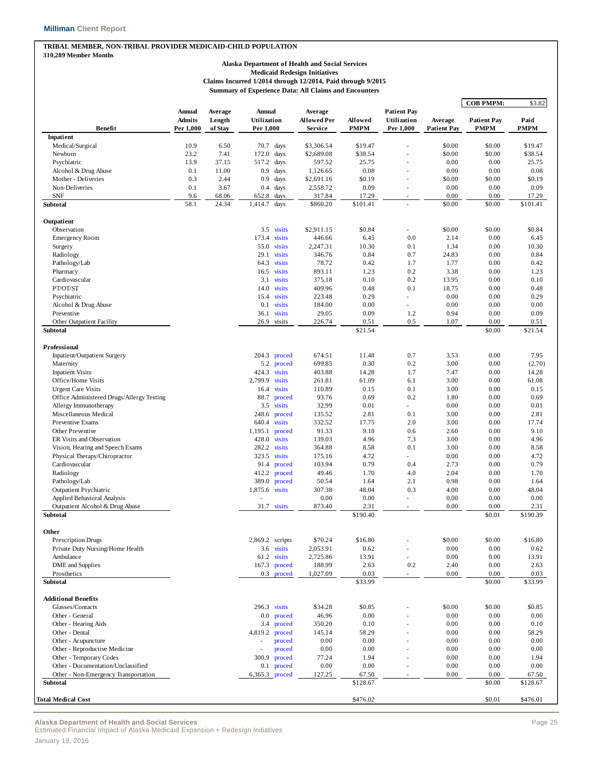**TRIBAL MEMBER, NON-TRIBAL PROVIDER MEDICAID-CHILD POPULATION**
**310,289 Member Months**

**Alaska Department of Health and Social Services**
**Medicaid Redesign Initiatives**
**Claims Incurred 1/2014 through 12/2014, Paid through 9/2015**
**Summary of Experience Data: All Claims and Encounters**

**COB PMPM: $3.82**

| Benefit | Annual Admits Per 1,000 | Average Length of Stay | Annual Utilization Per 1,000 | | Average Allowed Per Service | Allowed PMPM | Patient Pay Utilization Per 1,000 | Average Patient Pay | Patient Pay PMPM | Paid PMPM |
|---|---|---|---|---|---|---|---|---|---|---|
| **Inpatient** | | | | | | | | | | |
| Medical/Surgical | 10.9 | 6.50 | 70.7 | days | $3,306.54 | $19.47 | - | $0.00 | $0.00 | $19.47 |
| Newborn | 23.2 | 7.41 | 172.0 | days | $2,689.08 | $38.54 | - | $0.00 | $0.00 | $38.54 |
| Psychiatric | 13.9 | 37.15 | 517.2 | days | 597.52 | 25.75 | - | 0.00 | 0.00 | 25.75 |
| Alcohol & Drug Abuse | 0.1 | 11.00 | 0.9 | days | 1,126.65 | 0.08 | - | 0.00 | 0.00 | 0.08 |
| Mother - Deliveries | 0.3 | 2.44 | 0.9 | days | $2,691.16 | $0.19 | - | $0.00 | $0.00 | $0.19 |
| Non-Deliveries | 0.1 | 3.67 | 0.4 | days | 2,558.72 | 0.09 | - | 0.00 | 0.00 | 0.09 |
| SNF | 9.6 | 68.06 | 652.8 | days | 317.84 | 17.29 | - | 0.00 | 0.00 | 17.29 |
| **Subtotal** | 58.1 | 24.34 | 1,414.7 | days | $860.20 | $101.41 | - | $0.00 | $0.00 | $101.41 |
| **Outpatient** | | | | | | | | | | |
| Observation | | | 3.5 | visits | $2,911.15 | $0.84 | - | $0.00 | $0.00 | $0.84 |
| Emergency Room | | | 173.4 | visits | 446.66 | 6.45 | 0.0 | 2.14 | 0.00 | 6.45 |
| Surgery | | | 55.0 | visits | 2,247.31 | 10.30 | 0.1 | 1.34 | 0.00 | 10.30 |
| Radiology | | | 29.1 | visits | 346.76 | 0.84 | 0.7 | 24.83 | 0.00 | 0.84 |
| Pathology/Lab | | | 64.3 | visits | 78.72 | 0.42 | 1.7 | 1.77 | 0.00 | 0.42 |
| Pharmacy | | | 16.5 | visits | 893.11 | 1.23 | 0.2 | 3.38 | 0.00 | 1.23 |
| Cardiovascular | | | 3.1 | visits | 375.18 | 0.10 | 0.2 | 13.95 | 0.00 | 0.10 |
| PT/OT/ST | | | 14.0 | visits | 409.96 | 0.48 | 0.1 | 18.75 | 0.00 | 0.48 |
| Psychiatric | | | 15.4 | visits | 223.48 | 0.29 | - | 0.00 | 0.00 | 0.29 |
| Alcohol & Drug Abuse | | | 0.1 | visits | 184.00 | 0.00 | - | 0.00 | 0.00 | 0.00 |
| Preventive | | | 36.1 | visits | 29.05 | 0.09 | 1.2 | 0.94 | 0.00 | 0.09 |
| Other Outpatient Facility | | | 26.9 | visits | 226.74 | 0.51 | 0.5 | 1.07 | 0.00 | 0.51 |
| **Subtotal** | | | | | | $21.54 | | | $0.00 | $21.54 |
| **Professional** | | | | | | | | | | |
| Inpatient/Outpatient Surgery | | | 204.3 | proced | 674.51 | 11.48 | 0.7 | 3.53 | 0.00 | 7.95 |
| Maternity | | | 5.2 | proced | 699.85 | 0.30 | 0.2 | 3.00 | 0.00 | (2.70) |
| Inpatient Visits | | | 424.3 | visits | 403.88 | 14.28 | 1.7 | 7.47 | 0.00 | 14.28 |
| Office/Home Visits | | | 2,799.9 | visits | 261.81 | 61.09 | 6.1 | 3.00 | 0.00 | 61.08 |
| Urgent Care Visits | | | 16.4 | visits | 110.89 | 0.15 | 0.1 | 3.00 | 0.00 | 0.15 |
| Office Administered Drugs/Allergy Testing | | | 88.7 | proced | 93.76 | 0.69 | 0.2 | 1.80 | 0.00 | 0.69 |
| Allergy Immunotherapy | | | 3.5 | visits | 32.99 | 0.01 | - | 0.00 | 0.00 | 0.01 |
| Miscellaneous Medical | | | 248.6 | proced | 135.52 | 2.81 | 0.1 | 3.00 | 0.00 | 2.81 |
| Preventive Exams | | | 640.4 | visits | 332.52 | 17.75 | 2.0 | 3.00 | 0.00 | 17.74 |
| Other Preventive | | | 1,195.1 | proced | 91.33 | 9.10 | 0.6 | 2.60 | 0.00 | 9.10 |
| ER Visits and Observation | | | 428.0 | visits | 139.03 | 4.96 | 7.3 | 3.00 | 0.00 | 4.96 |
| Vision, Hearing and Speech Exams | | | 282.2 | visits | 364.88 | 8.58 | 0.1 | 3.00 | 0.00 | 8.58 |
| Physical Therapy/Chiropractor | | | 323.5 | visits | 175.16 | 4.72 | - | 0.00 | 0.00 | 4.72 |
| Cardiovascular | | | 91.4 | proced | 103.94 | 0.79 | 0.4 | 2.73 | 0.00 | 0.79 |
| Radiology | | | 412.2 | proced | 49.46 | 1.70 | 4.0 | 2.04 | 0.00 | 1.70 |
| Pathology/Lab | | | 389.0 | proced | 50.54 | 1.64 | 2.1 | 0.98 | 0.00 | 1.64 |
| Outpatient Psychiatric | | | 1,875.6 | visits | 307.38 | 48.04 | 0.3 | 4.00 | 0.00 | 48.04 |
| Applied Behavioral Analysis | | | - | | 0.00 | 0.00 | - | 0.00 | 0.00 | 0.00 |
| Outpatient Alcohol & Drug Abuse | | | 31.7 | visits | 873.40 | 2.31 | - | 0.00 | 0.00 | 2.31 |
| **Subtotal** | | | | | | $190.40 | | | $0.01 | $190.39 |
| **Other** | | | | | | | | | | |
| Prescription Drugs | | | 2,869.2 | scripts | $70.24 | $16.80 | - | $0.00 | $0.00 | $16.80 |
| Private Duty Nursing/Home Health | | | 3.6 | visits | 2,053.91 | 0.62 | - | 0.00 | 0.00 | 0.62 |
| Ambulance | | | 61.2 | visits | 2,725.86 | 13.91 | - | 0.00 | 0.00 | 13.91 |
| DME and Supplies | | | 167.3 | proced | 188.99 | 2.63 | 0.2 | 2.40 | 0.00 | 2.63 |
| Prosthetics | | | 0.3 | proced | 1,027.09 | 0.03 | - | 0.00 | 0.00 | 0.03 |
| **Subtotal** | | | | | | $33.99 | | | $0.00 | $33.99 |
| **Additional Benefits** | | | | | | | | | | |
| Glasses/Contacts | | | 296.3 | visits | $34.28 | $0.85 | - | $0.00 | $0.00 | $0.85 |
| Other - General | | | 0.0 | proced | 46.96 | 0.00 | - | 0.00 | 0.00 | 0.00 |
| Other - Hearing Aids | | | 3.4 | proced | 350.20 | 0.10 | - | 0.00 | 0.00 | 0.10 |
| Other - Dental | | | 4,819.2 | proced | 145.14 | 58.29 | - | 0.00 | 0.00 | 58.29 |
| Other - Acupuncture | | | - | proced | 0.00 | 0.00 | - | 0.00 | 0.00 | 0.00 |
| Other - Reproductive Medicine | | | - | proced | 0.00 | 0.00 | - | 0.00 | 0.00 | 0.00 |
| Other - Temporary Codes | | | 300.9 | proced | 77.24 | 1.94 | - | 0.00 | 0.00 | 1.94 |
| Other - Documentation/Unclassified | | | 0.1 | proced | 0.00 | 0.00 | - | 0.00 | 0.00 | 0.00 |
| Other - Non-Emergency Transportation | | | 6,365.3 | proced | 127.25 | 67.50 | - | 0.00 | 0.00 | 67.50 |
| **Subtotal** | | | | | | $128.67 | | | $0.00 | $128.67 |
| **Total Medical Cost** | | | | | | $476.02 | | | $0.01 | $476.01 |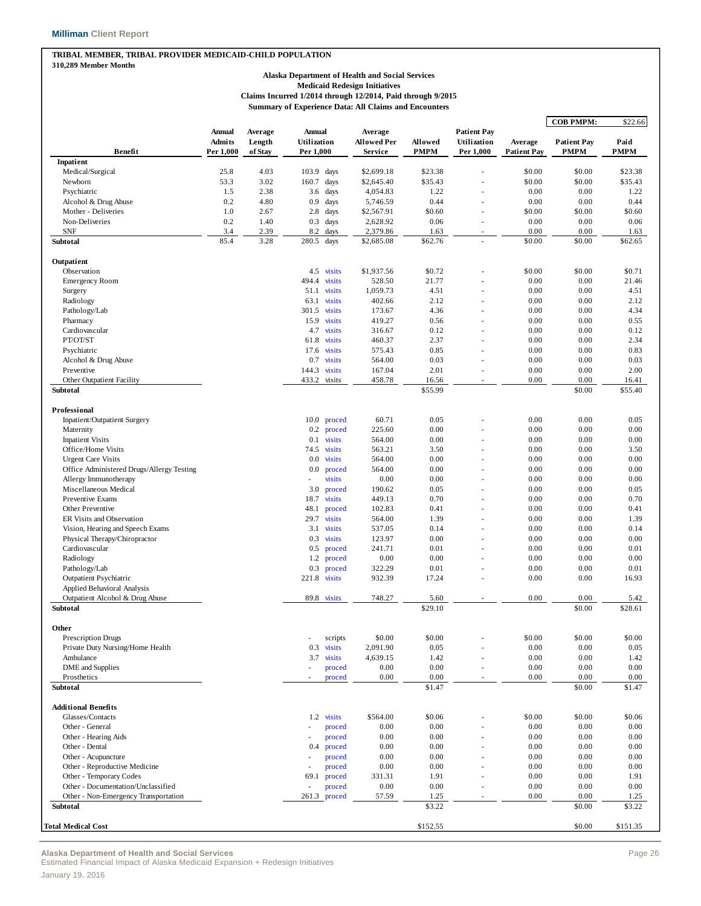**TRIBAL MEMBER, TRIBAL PROVIDER MEDICAID-CHILD POPULATION**
**310,289 Member Months**

**Alaska Department of Health and Social Services**
**Medicaid Redesign Initiatives**
**Claims Incurred 1/2014 through 12/2014, Paid through 9/2015**
**Summary of Experience Data: All Claims and Encounters**

**COB PMPM: $22.66**

| Benefit | Annual Admits Per 1,000 | Average Length of Stay | Annual Utilization Per 1,000 | | Average Allowed Per Service | Allowed PMPM | Patient Pay Utilization Per 1,000 | Average Patient Pay | Patient Pay PMPM | Paid PMPM |
|---|---|---|---|---|---|---|---|---|---|---|
| **Inpatient** | | | | | | | | | | |
| Medical/Surgical | 25.8 | 4.03 | 103.9 | days | $2,699.18 | $23.38 | - | $0.00 | $0.00 | $23.38 |
| Newborn | 53.3 | 3.02 | 160.7 | days | $2,645.40 | $35.43 | - | $0.00 | $0.00 | $35.43 |
| Psychiatric | 1.5 | 2.38 | 3.6 | days | 4,054.83 | 1.22 | - | 0.00 | 0.00 | 1.22 |
| Alcohol & Drug Abuse | 0.2 | 4.80 | 0.9 | days | 5,746.59 | 0.44 | - | 0.00 | 0.00 | 0.44 |
| Mother - Deliveries | 1.0 | 2.67 | 2.8 | days | $2,567.91 | $0.60 | - | $0.00 | $0.00 | $0.60 |
| Non-Deliveries | 0.2 | 1.40 | 0.3 | days | 2,628.92 | 0.06 | - | 0.00 | 0.00 | 0.06 |
| SNF | 3.4 | 2.39 | 8.2 | days | 2,379.86 | 1.63 | - | 0.00 | 0.00 | 1.63 |
| **Subtotal** | 85.4 | 3.28 | 280.5 | days | $2,685.08 | $62.76 | - | $0.00 | $0.00 | $62.65 |
| **Outpatient** | | | | | | | | | | |
| Observation | | | 4.5 | visits | $1,937.56 | $0.72 | - | $0.00 | $0.00 | $0.71 |
| Emergency Room | | | 494.4 | visits | 528.50 | 21.77 | - | 0.00 | 0.00 | 21.46 |
| Surgery | | | 51.1 | visits | 1,059.73 | 4.51 | - | 0.00 | 0.00 | 4.51 |
| Radiology | | | 63.1 | visits | 402.66 | 2.12 | - | 0.00 | 0.00 | 2.12 |
| Pathology/Lab | | | 301.5 | visits | 173.67 | 4.36 | - | 0.00 | 0.00 | 4.34 |
| Pharmacy | | | 15.9 | visits | 419.27 | 0.56 | - | 0.00 | 0.00 | 0.55 |
| Cardiovascular | | | 4.7 | visits | 316.67 | 0.12 | - | 0.00 | 0.00 | 0.12 |
| PT/OT/ST | | | 61.8 | visits | 460.37 | 2.37 | - | 0.00 | 0.00 | 2.34 |
| Psychiatric | | | 17.6 | visits | 575.43 | 0.85 | - | 0.00 | 0.00 | 0.83 |
| Alcohol & Drug Abuse | | | 0.7 | visits | 564.00 | 0.03 | - | 0.00 | 0.00 | 0.03 |
| Preventive | | | 144.3 | visits | 167.04 | 2.01 | - | 0.00 | 0.00 | 2.00 |
| Other Outpatient Facility | | | 433.2 | visits | 458.78 | 16.56 | - | 0.00 | 0.00 | 16.41 |
| **Subtotal** | | | | | | $55.99 | | | $0.00 | $55.40 |
| **Professional** | | | | | | | | | | |
| Inpatient/Outpatient Surgery | | | 10.0 | proced | 60.71 | 0.05 | - | 0.00 | 0.00 | 0.05 |
| Maternity | | | 0.2 | proced | 225.60 | 0.00 | - | 0.00 | 0.00 | 0.00 |
| Inpatient Visits | | | 0.1 | visits | 564.00 | 0.00 | - | 0.00 | 0.00 | 0.00 |
| Office/Home Visits | | | 74.5 | visits | 563.21 | 3.50 | - | 0.00 | 0.00 | 3.50 |
| Urgent Care Visits | | | 0.0 | visits | 564.00 | 0.00 | - | 0.00 | 0.00 | 0.00 |
| Office Administered Drugs/Allergy Testing | | | 0.0 | proced | 564.00 | 0.00 | - | 0.00 | 0.00 | 0.00 |
| Allergy Immunotherapy | | | - | visits | 0.00 | 0.00 | - | 0.00 | 0.00 | 0.00 |
| Miscellaneous Medical | | | 3.0 | proced | 190.62 | 0.05 | - | 0.00 | 0.00 | 0.05 |
| Preventive Exams | | | 18.7 | visits | 449.13 | 0.70 | - | 0.00 | 0.00 | 0.70 |
| Other Preventive | | | 48.1 | proced | 102.83 | 0.41 | - | 0.00 | 0.00 | 0.41 |
| ER Visits and Observation | | | 29.7 | visits | 564.00 | 1.39 | - | 0.00 | 0.00 | 1.39 |
| Vision, Hearing and Speech Exams | | | 3.1 | visits | 537.05 | 0.14 | - | 0.00 | 0.00 | 0.14 |
| Physical Therapy/Chiropractor | | | 0.3 | visits | 123.97 | 0.00 | - | 0.00 | 0.00 | 0.00 |
| Cardiovascular | | | 0.5 | proced | 241.71 | 0.01 | - | 0.00 | 0.00 | 0.01 |
| Radiology | | | 1.2 | proced | 0.00 | 0.00 | - | 0.00 | 0.00 | 0.00 |
| Pathology/Lab | | | 0.3 | proced | 322.29 | 0.01 | - | 0.00 | 0.00 | 0.01 |
| Outpatient Psychiatric | | | 221.8 | visits | 932.39 | 17.24 | - | 0.00 | 0.00 | 16.93 |
| Applied Behavioral Analysis | | | | | | | | | | |
| Outpatient Alcohol & Drug Abuse | | | 89.8 | visits | 748.27 | 5.60 | - | 0.00 | 0.00 | 5.42 |
| **Subtotal** | | | | | | $29.10 | | | $0.00 | $28.61 |
| **Other** | | | | | | | | | | |
| Prescription Drugs | | | - | scripts | $0.00 | $0.00 | - | $0.00 | $0.00 | $0.00 |
| Private Duty Nursing/Home Health | | | 0.3 | visits | 2,091.90 | 0.05 | - | 0.00 | 0.00 | 0.05 |
| Ambulance | | | 3.7 | visits | 4,639.15 | 1.42 | - | 0.00 | 0.00 | 1.42 |
| DME and Supplies | | | - | proced | 0.00 | 0.00 | - | 0.00 | 0.00 | 0.00 |
| Prosthetics | | | - | proced | 0.00 | 0.00 | - | 0.00 | 0.00 | 0.00 |
| **Subtotal** | | | | | | $1.47 | | | $0.00 | $1.47 |
| **Additional Benefits** | | | | | | | | | | |
| Glasses/Contacts | | | 1.2 | visits | $564.00 | $0.06 | - | $0.00 | $0.00 | $0.06 |
| Other - General | | | - | proced | 0.00 | 0.00 | - | 0.00 | 0.00 | 0.00 |
| Other - Hearing Aids | | | - | proced | 0.00 | 0.00 | - | 0.00 | 0.00 | 0.00 |
| Other - Dental | | | 0.4 | proced | 0.00 | 0.00 | - | 0.00 | 0.00 | 0.00 |
| Other - Acupuncture | | | - | proced | 0.00 | 0.00 | - | 0.00 | 0.00 | 0.00 |
| Other - Reproductive Medicine | | | - | proced | 0.00 | 0.00 | - | 0.00 | 0.00 | 0.00 |
| Other - Temporary Codes | | | 69.1 | proced | 331.31 | 1.91 | - | 0.00 | 0.00 | 1.91 |
| Other - Documentation/Unclassified | | | - | proced | 0.00 | 0.00 | - | 0.00 | 0.00 | 0.00 |
| Other - Non-Emergency Transportation | | | 261.3 | proced | 57.59 | 1.25 | - | 0.00 | 0.00 | 1.25 |
| **Subtotal** | | | | | | $3.22 | | | $0.00 | $3.22 |
| **Total Medical Cost** | | | | | | $152.55 | | | $0.00 | $151.35 |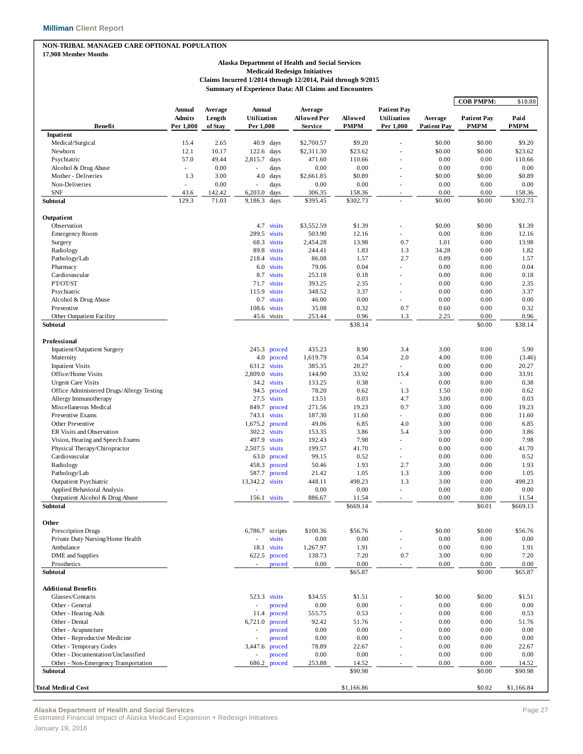**NON-TRIBAL MANAGED CARE OPTIONAL POPULATION**
**17,908 Member Months**

**Alaska Department of Health and Social Services**
**Medicaid Redesign Initiatives**
**Claims Incurred 1/2014 through 12/2014, Paid through 9/2015**
**Summary of Experience Data: All Claims and Encounters**

COB PMPM: $18.88

| Benefit | Annual Admits Per 1,000 | Average Length of Stay | Annual Utilization Per 1,000 | | Average Allowed Per Service | Allowed PMPM | Patient Pay Utilization Per 1,000 | Average Patient Pay | Patient Pay PMPM | Paid PMPM |
|---|---|---|---|---|---|---|---|---|---|---|
| **Inpatient** | | | | | | | | | | |
| Medical/Surgical | 15.4 | 2.65 | 40.9 | days | $2,700.57 | $9.20 | - | $0.00 | $0.00 | $9.20 |
| Newborn | 12.1 | 10.17 | 122.6 | days | $2,311.30 | $23.62 | - | $0.00 | $0.00 | $23.62 |
| Psychiatric | 57.0 | 49.44 | 2,815.7 | days | 471.60 | 110.66 | - | 0.00 | 0.00 | 110.66 |
| Alcohol & Drug Abuse | - | 0.00 | - | days | 0.00 | 0.00 | - | 0.00 | 0.00 | 0.00 |
| Mother - Deliveries | 1.3 | 3.00 | 4.0 | days | $2,661.85 | $0.89 | - | $0.00 | $0.00 | $0.89 |
| Non-Deliveries | - | 0.00 | - | days | 0.00 | 0.00 | - | 0.00 | 0.00 | 0.00 |
| SNF | 43.6 | 142.42 | 6,203.0 | days | 306.35 | 158.36 | - | 0.00 | 0.00 | 158.36 |
| **Subtotal** | 129.3 | 71.03 | 9,186.3 | days | $395.45 | $302.73 | - | $0.00 | $0.00 | $302.73 |
| **Outpatient** | | | | | | | | | | |
| Observation | | | 4.7 | visits | $3,552.59 | $1.39 | - | $0.00 | $0.00 | $1.39 |
| Emergency Room | | | 289.5 | visits | 503.90 | 12.16 | - | 0.00 | 0.00 | 12.16 |
| Surgery | | | 68.3 | visits | 2,454.28 | 13.98 | 0.7 | 1.01 | 0.00 | 13.98 |
| Radiology | | | 89.8 | visits | 244.41 | 1.83 | 1.3 | 34.28 | 0.00 | 1.82 |
| Pathology/Lab | | | 218.4 | visits | 86.08 | 1.57 | 2.7 | 0.89 | 0.00 | 1.57 |
| Pharmacy | | | 6.0 | visits | 79.06 | 0.04 | - | 0.00 | 0.00 | 0.04 |
| Cardiovascular | | | 8.7 | visits | 253.18 | 0.18 | - | 0.00 | 0.00 | 0.18 |
| PT/OT/ST | | | 71.7 | visits | 393.25 | 2.35 | - | 0.00 | 0.00 | 2.35 |
| Psychiatric | | | 115.9 | visits | 348.52 | 3.37 | - | 0.00 | 0.00 | 3.37 |
| Alcohol & Drug Abuse | | | 0.7 | visits | 46.00 | 0.00 | - | 0.00 | 0.00 | 0.00 |
| Preventive | | | 108.6 | visits | 35.08 | 0.32 | 0.7 | 0.60 | 0.00 | 0.32 |
| Other Outpatient Facility | | | 45.6 | visits | 253.44 | 0.96 | 1.3 | 2.25 | 0.00 | 0.96 |
| **Subtotal** | | | | | | $38.14 | | | $0.00 | $38.14 |
| **Professional** | | | | | | | | | | |
| Inpatient/Outpatient Surgery | | | 245.3 | proced | 435.23 | 8.90 | 3.4 | 3.00 | 0.00 | 5.90 |
| Maternity | | | 4.0 | proced | 1,619.79 | 0.54 | 2.0 | 4.00 | 0.00 | (3.46) |
| Inpatient Visits | | | 631.2 | visits | 385.35 | 20.27 | - | 0.00 | 0.00 | 20.27 |
| Office/Home Visits | | | 2,809.0 | visits | 144.90 | 33.92 | 15.4 | 3.00 | 0.00 | 33.91 |
| Urgent Care Visits | | | 34.2 | visits | 133.25 | 0.38 | - | 0.00 | 0.00 | 0.38 |
| Office Administered Drugs/Allergy Testing | | | 94.5 | proced | 78.20 | 0.62 | 1.3 | 1.50 | 0.00 | 0.62 |
| Allergy Immunotherapy | | | 27.5 | visits | 13.51 | 0.03 | 4.7 | 3.00 | 0.00 | 0.03 |
| Miscellaneous Medical | | | 849.7 | proced | 271.56 | 19.23 | 0.7 | 3.00 | 0.00 | 19.23 |
| Preventive Exams | | | 743.1 | visits | 187.30 | 11.60 | - | 0.00 | 0.00 | 11.60 |
| Other Preventive | | | 1,675.2 | proced | 49.06 | 6.85 | 4.0 | 3.00 | 0.00 | 6.85 |
| ER Visits and Observation | | | 302.2 | visits | 153.35 | 3.86 | 5.4 | 3.00 | 0.00 | 3.86 |
| Vision, Hearing and Speech Exams | | | 497.9 | visits | 192.43 | 7.98 | - | 0.00 | 0.00 | 7.98 |
| Physical Therapy/Chiropractor | | | 2,507.5 | visits | 199.57 | 41.70 | - | 0.00 | 0.00 | 41.70 |
| Cardiovascular | | | 63.0 | proced | 99.15 | 0.52 | - | 0.00 | 0.00 | 0.52 |
| Radiology | | | 458.3 | proced | 50.46 | 1.93 | 2.7 | 3.00 | 0.00 | 1.93 |
| Pathology/Lab | | | 587.7 | proced | 21.42 | 1.05 | 1.3 | 3.00 | 0.00 | 1.05 |
| Outpatient Psychiatric | | | 13,342.2 | visits | 448.11 | 498.23 | 1.3 | 3.00 | 0.00 | 498.23 |
| Applied Behavioral Analysis | | | - | | 0.00 | 0.00 | - | 0.00 | 0.00 | 0.00 |
| Outpatient Alcohol & Drug Abuse | | | 156.1 | visits | 886.67 | 11.54 | - | 0.00 | 0.00 | 11.54 |
| **Subtotal** | | | | | | $669.14 | | | $0.01 | $669.13 |
| **Other** | | | | | | | | | | |
| Prescription Drugs | | | 6,786.7 | scripts | $100.36 | $56.76 | - | $0.00 | $0.00 | $56.76 |
| Private Duty Nursing/Home Health | | | - | visits | 0.00 | 0.00 | - | 0.00 | 0.00 | 0.00 |
| Ambulance | | | 18.1 | visits | 1,267.97 | 1.91 | - | 0.00 | 0.00 | 1.91 |
| DME and Supplies | | | 622.5 | proced | 138.73 | 7.20 | 0.7 | 3.00 | 0.00 | 7.20 |
| Prosthetics | | | - | proced | 0.00 | 0.00 | - | 0.00 | 0.00 | 0.00 |
| **Subtotal** | | | | | | $65.87 | | | $0.00 | $65.87 |
| **Additional Benefits** | | | | | | | | | | |
| Glasses/Contacts | | | 523.3 | visits | $34.55 | $1.51 | - | $0.00 | $0.00 | $1.51 |
| Other - General | | | - | proced | 0.00 | 0.00 | - | 0.00 | 0.00 | 0.00 |
| Other - Hearing Aids | | | 11.4 | proced | 555.75 | 0.53 | - | 0.00 | 0.00 | 0.53 |
| Other - Dental | | | 6,721.0 | proced | 92.42 | 51.76 | - | 0.00 | 0.00 | 51.76 |
| Other - Acupuncture | | | - | proced | 0.00 | 0.00 | - | 0.00 | 0.00 | 0.00 |
| Other - Reproductive Medicine | | | - | proced | 0.00 | 0.00 | - | 0.00 | 0.00 | 0.00 |
| Other - Temporary Codes | | | 3,447.6 | proced | 78.89 | 22.67 | - | 0.00 | 0.00 | 22.67 |
| Other - Documentation/Unclassified | | | - | proced | 0.00 | 0.00 | - | 0.00 | 0.00 | 0.00 |
| Other - Non-Emergency Transportation | | | 686.2 | proced | 253.88 | 14.52 | - | 0.00 | 0.00 | 14.52 |
| **Subtotal** | | | | | | $90.98 | | | $0.00 | $90.98 |
| **Total Medical Cost** | | | | | | $1,166.86 | | | $0.02 | $1,166.84 |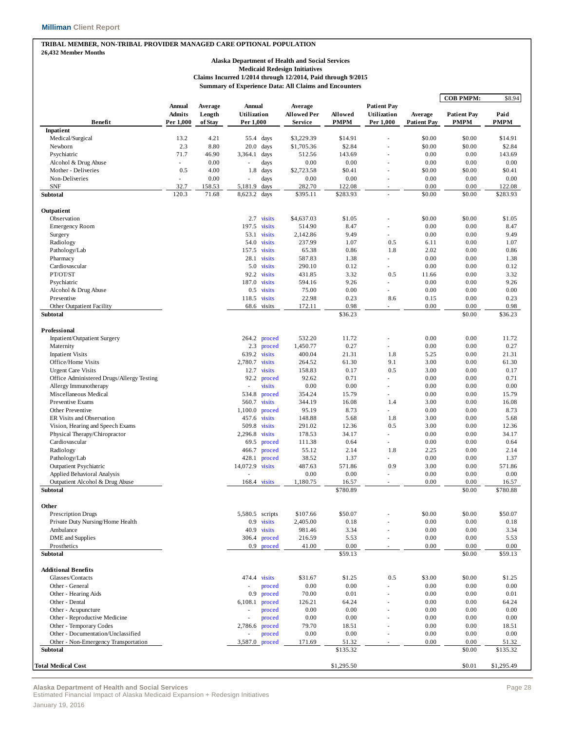**TRIBAL MEMBER, NON-TRIBAL PROVIDER MANAGED CARE OPTIONAL POPULATION**
**26,432 Member Months**

**Alaska Department of Health and Social Services**
**Medicaid Redesign Initiatives**
**Claims Incurred 1/2014 through 12/2014, Paid through 9/2015**
**Summary of Experience Data: All Claims and Encounters**

COB PMPM: $8.94

| Benefit | Annual Admits Per 1,000 | Average Length of Stay | Annual Utilization Per 1,000 | | Average Allowed Per Service | Allowed PMPM | Patient Pay Utilization Per 1,000 | Average Patient Pay | Patient Pay PMPM | Paid PMPM |
|---|---|---|---|---|---|---|---|---|---|---|
| **Inpatient** | | | | | | | | | | |
| Medical/Surgical | 13.2 | 4.21 | 55.4 | days | $3,229.39 | $14.91 | - | $0.00 | $0.00 | $14.91 |
| Newborn | 2.3 | 8.80 | 20.0 | days | $1,705.36 | $2.84 | - | $0.00 | $0.00 | $2.84 |
| Psychiatric | 71.7 | 46.90 | 3,364.1 | days | 512.56 | 143.69 | - | 0.00 | 0.00 | 143.69 |
| Alcohol & Drug Abuse | - | 0.00 | - | days | 0.00 | 0.00 | - | 0.00 | 0.00 | 0.00 |
| Mother - Deliveries | 0.5 | 4.00 | 1.8 | days | $2,723.58 | $0.41 | - | $0.00 | $0.00 | $0.41 |
| Non-Deliveries | - | 0.00 | - | days | 0.00 | 0.00 | - | 0.00 | 0.00 | 0.00 |
| SNF | 32.7 | 158.53 | 5,181.9 | days | 282.70 | 122.08 | - | 0.00 | 0.00 | 122.08 |
| **Subtotal** | 120.3 | 71.68 | 8,623.2 | days | $395.11 | $283.93 | - | $0.00 | $0.00 | $283.93 |
| **Outpatient** | | | | | | | | | | |
| Observation | | | 2.7 | visits | $4,637.03 | $1.05 | - | $0.00 | $0.00 | $1.05 |
| Emergency Room | | | 197.5 | visits | 514.90 | 8.47 | - | 0.00 | 0.00 | 8.47 |
| Surgery | | | 53.1 | visits | 2,142.86 | 9.49 | - | 0.00 | 0.00 | 9.49 |
| Radiology | | | 54.0 | visits | 237.99 | 1.07 | 0.5 | 6.11 | 0.00 | 1.07 |
| Pathology/Lab | | | 157.5 | visits | 65.38 | 0.86 | 1.8 | 2.02 | 0.00 | 0.86 |
| Pharmacy | | | 28.1 | visits | 587.83 | 1.38 | - | 0.00 | 0.00 | 1.38 |
| Cardiovascular | | | 5.0 | visits | 290.10 | 0.12 | - | 0.00 | 0.00 | 0.12 |
| PT/OT/ST | | | 92.2 | visits | 431.85 | 3.32 | 0.5 | 11.66 | 0.00 | 3.32 |
| Psychiatric | | | 187.0 | visits | 594.16 | 9.26 | - | 0.00 | 0.00 | 9.26 |
| Alcohol & Drug Abuse | | | 0.5 | visits | 75.00 | 0.00 | - | 0.00 | 0.00 | 0.00 |
| Preventive | | | 118.5 | visits | 22.98 | 0.23 | 8.6 | 0.15 | 0.00 | 0.23 |
| Other Outpatient Facility | | | 68.6 | visits | 172.11 | 0.98 | - | 0.00 | 0.00 | 0.98 |
| **Subtotal** | | | | | | $36.23 | | | $0.00 | $36.23 |
| **Professional** | | | | | | | | | | |
| Inpatient/Outpatient Surgery | | | 264.2 | proced | 532.20 | 11.72 | - | 0.00 | 0.00 | 11.72 |
| Maternity | | | 2.3 | proced | 1,450.77 | 0.27 | - | 0.00 | 0.00 | 0.27 |
| Inpatient Visits | | | 639.2 | visits | 400.04 | 21.31 | 1.8 | 5.25 | 0.00 | 21.31 |
| Office/Home Visits | | | 2,780.7 | visits | 264.52 | 61.30 | 9.1 | 3.00 | 0.00 | 61.30 |
| Urgent Care Visits | | | 12.7 | visits | 158.83 | 0.17 | 0.5 | 3.00 | 0.00 | 0.17 |
| Office Administered Drugs/Allergy Testing | | | 92.2 | proced | 92.62 | 0.71 | - | 0.00 | 0.00 | 0.71 |
| Allergy Immunotherapy | | | - | visits | 0.00 | 0.00 | - | 0.00 | 0.00 | 0.00 |
| Miscellaneous Medical | | | 534.8 | proced | 354.24 | 15.79 | - | 0.00 | 0.00 | 15.79 |
| Preventive Exams | | | 560.7 | visits | 344.19 | 16.08 | 1.4 | 3.00 | 0.00 | 16.08 |
| Other Preventive | | | 1,100.0 | proced | 95.19 | 8.73 | - | 0.00 | 0.00 | 8.73 |
| ER Visits and Observation | | | 457.6 | visits | 148.88 | 5.68 | 1.8 | 3.00 | 0.00 | 5.68 |
| Vision, Hearing and Speech Exams | | | 509.8 | visits | 291.02 | 12.36 | 0.5 | 3.00 | 0.00 | 12.36 |
| Physical Therapy/Chiropractor | | | 2,296.8 | visits | 178.53 | 34.17 | - | 0.00 | 0.00 | 34.17 |
| Cardiovascular | | | 69.5 | proced | 111.38 | 0.64 | - | 0.00 | 0.00 | 0.64 |
| Radiology | | | 466.7 | proced | 55.12 | 2.14 | 1.8 | 2.25 | 0.00 | 2.14 |
| Pathology/Lab | | | 428.1 | proced | 38.52 | 1.37 | - | 0.00 | 0.00 | 1.37 |
| Outpatient Psychiatric | | | 14,072.9 | visits | 487.63 | 571.86 | 0.9 | 3.00 | 0.00 | 571.86 |
| Applied Behavioral Analysis | | | - | | 0.00 | 0.00 | - | 0.00 | 0.00 | 0.00 |
| Outpatient Alcohol & Drug Abuse | | | 168.4 | visits | 1,180.75 | 16.57 | - | 0.00 | 0.00 | 16.57 |
| **Subtotal** | | | | | | $780.89 | | | $0.00 | $780.88 |
| **Other** | | | | | | | | | | |
| Prescription Drugs | | | 5,580.5 | scripts | $107.66 | $50.07 | - | $0.00 | $0.00 | $50.07 |
| Private Duty Nursing/Home Health | | | 0.9 | visits | 2,405.00 | 0.18 | - | 0.00 | 0.00 | 0.18 |
| Ambulance | | | 40.9 | visits | 981.46 | 3.34 | - | 0.00 | 0.00 | 3.34 |
| DME and Supplies | | | 306.4 | proced | 216.59 | 5.53 | - | 0.00 | 0.00 | 5.53 |
| Prosthetics | | | 0.9 | proced | 41.00 | 0.00 | - | 0.00 | 0.00 | 0.00 |
| **Subtotal** | | | | | | $59.13 | | | $0.00 | $59.13 |
| **Additional Benefits** | | | | | | | | | | |
| Glasses/Contacts | | | 474.4 | visits | $31.67 | $1.25 | 0.5 | $3.00 | $0.00 | $1.25 |
| Other - General | | | - | proced | 0.00 | 0.00 | - | 0.00 | 0.00 | 0.00 |
| Other - Hearing Aids | | | 0.9 | proced | 70.00 | 0.01 | - | 0.00 | 0.00 | 0.01 |
| Other - Dental | | | 6,108.1 | proced | 126.21 | 64.24 | - | 0.00 | 0.00 | 64.24 |
| Other - Acupuncture | | | - | proced | 0.00 | 0.00 | - | 0.00 | 0.00 | 0.00 |
| Other - Reproductive Medicine | | | - | proced | 0.00 | 0.00 | - | 0.00 | 0.00 | 0.00 |
| Other - Temporary Codes | | | 2,786.6 | proced | 79.70 | 18.51 | - | 0.00 | 0.00 | 18.51 |
| Other - Documentation/Unclassified | | | - | proced | 0.00 | 0.00 | - | 0.00 | 0.00 | 0.00 |
| Other - Non-Emergency Transportation | | | 3,587.0 | proced | 171.69 | 51.32 | - | 0.00 | 0.00 | 51.32 |
| **Subtotal** | | | | | | $135.32 | | | $0.00 | $135.32 |
| **Total Medical Cost** | | | | | | $1,295.50 | | | $0.01 | $1,295.49 |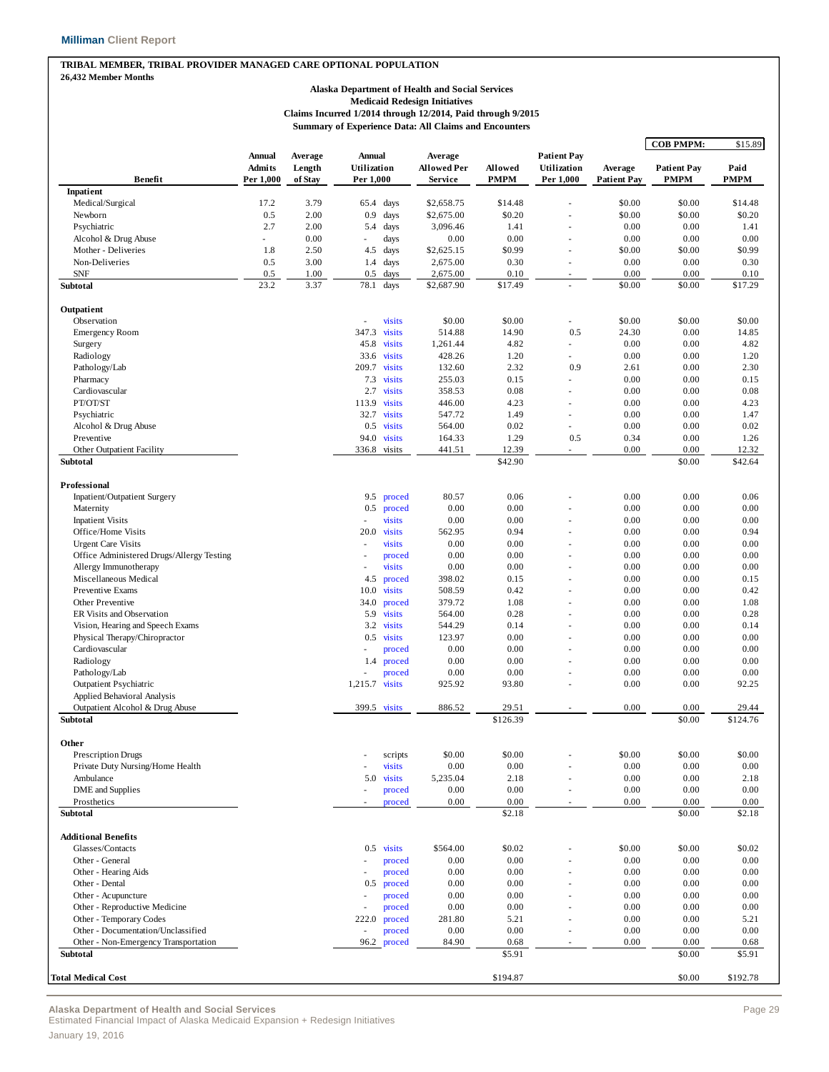**TRIBAL MEMBER, TRIBAL PROVIDER MANAGED CARE OPTIONAL POPULATION**
**26,432 Member Months**

**Alaska Department of Health and Social Services**
**Medicaid Redesign Initiatives**
**Claims Incurred 1/2014 through 12/2014, Paid through 9/2015**
**Summary of Experience Data: All Claims and Encounters**

| | | | | | | | | | COB PMPM: | $15.89 |
|---|---|---|---|---|---|---|---|---|---|---|
| **Benefit** | **Annual Admits Per 1,000** | **Average Length of Stay** | **Annual Utilization Per 1,000** | | **Average Allowed Per Service** | **Allowed PMPM** | **Patient Pay Utilization Per 1,000** | **Average Patient Pay** | **Patient Pay PMPM** | **Paid PMPM** |
| **Inpatient** | | | | | | | | | | |
| Medical/Surgical | 17.2 | 3.79 | 65.4 | days | $2,658.75 | $14.48 | - | $0.00 | $0.00 | $14.48 |
| Newborn | 0.5 | 2.00 | 0.9 | days | $2,675.00 | $0.20 | - | $0.00 | $0.00 | $0.20 |
| Psychiatric | 2.7 | 2.00 | 5.4 | days | 3,096.46 | 1.41 | - | 0.00 | 0.00 | 1.41 |
| Alcohol & Drug Abuse | - | 0.00 | - | days | 0.00 | 0.00 | - | 0.00 | 0.00 | 0.00 |
| Mother - Deliveries | 1.8 | 2.50 | 4.5 | days | $2,625.15 | $0.99 | - | $0.00 | $0.00 | $0.99 |
| Non-Deliveries | 0.5 | 3.00 | 1.4 | days | 2,675.00 | 0.30 | - | 0.00 | 0.00 | 0.30 |
| SNF | 0.5 | 1.00 | 0.5 | days | 2,675.00 | 0.10 | - | 0.00 | 0.00 | 0.10 |
| **Subtotal** | 23.2 | 3.37 | 78.1 | days | $2,687.90 | $17.49 | - | $0.00 | $0.00 | $17.29 |
| **Outpatient** | | | | | | | | | | |
| Observation | | | - | visits | $0.00 | $0.00 | - | $0.00 | $0.00 | $0.00 |
| Emergency Room | | | 347.3 | visits | 514.88 | 14.90 | 0.5 | 24.30 | 0.00 | 14.85 |
| Surgery | | | 45.8 | visits | 1,261.44 | 4.82 | - | 0.00 | 0.00 | 4.82 |
| Radiology | | | 33.6 | visits | 428.26 | 1.20 | - | 0.00 | 0.00 | 1.20 |
| Pathology/Lab | | | 209.7 | visits | 132.60 | 2.32 | 0.9 | 2.61 | 0.00 | 2.30 |
| Pharmacy | | | 7.3 | visits | 255.03 | 0.15 | - | 0.00 | 0.00 | 0.15 |
| Cardiovascular | | | 2.7 | visits | 358.53 | 0.08 | - | 0.00 | 0.00 | 0.08 |
| PT/OT/ST | | | 113.9 | visits | 446.00 | 4.23 | - | 0.00 | 0.00 | 4.23 |
| Psychiatric | | | 32.7 | visits | 547.72 | 1.49 | - | 0.00 | 0.00 | 1.47 |
| Alcohol & Drug Abuse | | | 0.5 | visits | 564.00 | 0.02 | - | 0.00 | 0.00 | 0.02 |
| Preventive | | | 94.0 | visits | 164.33 | 1.29 | 0.5 | 0.34 | 0.00 | 1.26 |
| Other Outpatient Facility | | | 336.8 | visits | 441.51 | 12.39 | - | 0.00 | 0.00 | 12.32 |
| **Subtotal** | | | | | | $42.90 | | | $0.00 | $42.64 |
| **Professional** | | | | | | | | | | |
| Inpatient/Outpatient Surgery | | | 9.5 | proced | 80.57 | 0.06 | - | 0.00 | 0.00 | 0.06 |
| Maternity | | | 0.5 | proced | 0.00 | 0.00 | - | 0.00 | 0.00 | 0.00 |
| Inpatient Visits | | | - | visits | 0.00 | 0.00 | - | 0.00 | 0.00 | 0.00 |
| Office/Home Visits | | | 20.0 | visits | 562.95 | 0.94 | - | 0.00 | 0.00 | 0.94 |
| Urgent Care Visits | | | - | visits | 0.00 | 0.00 | - | 0.00 | 0.00 | 0.00 |
| Office Administered Drugs/Allergy Testing | | | - | proced | 0.00 | 0.00 | - | 0.00 | 0.00 | 0.00 |
| Allergy Immunotherapy | | | - | visits | 0.00 | 0.00 | - | 0.00 | 0.00 | 0.00 |
| Miscellaneous Medical | | | 4.5 | proced | 398.02 | 0.15 | - | 0.00 | 0.00 | 0.15 |
| Preventive Exams | | | 10.0 | visits | 508.59 | 0.42 | - | 0.00 | 0.00 | 0.42 |
| Other Preventive | | | 34.0 | proced | 379.72 | 1.08 | - | 0.00 | 0.00 | 1.08 |
| ER Visits and Observation | | | 5.9 | visits | 564.00 | 0.28 | - | 0.00 | 0.00 | 0.28 |
| Vision, Hearing and Speech Exams | | | 3.2 | visits | 544.29 | 0.14 | - | 0.00 | 0.00 | 0.14 |
| Physical Therapy/Chiropractor | | | 0.5 | visits | 123.97 | 0.00 | - | 0.00 | 0.00 | 0.00 |
| Cardiovascular | | | - | proced | 0.00 | 0.00 | - | 0.00 | 0.00 | 0.00 |
| Radiology | | | 1.4 | proced | 0.00 | 0.00 | - | 0.00 | 0.00 | 0.00 |
| Pathology/Lab | | | - | proced | 0.00 | 0.00 | - | 0.00 | 0.00 | 0.00 |
| Outpatient Psychiatric | | | 1,215.7 | visits | 925.92 | 93.80 | - | 0.00 | 0.00 | 92.25 |
| Applied Behavioral Analysis | | | | | | | | | | |
| Outpatient Alcohol & Drug Abuse | | | 399.5 | visits | 886.52 | 29.51 | - | 0.00 | 0.00 | 29.44 |
| **Subtotal** | | | | | | $126.39 | | | $0.00 | $124.76 |
| **Other** | | | | | | | | | | |
| Prescription Drugs | | | - | scripts | $0.00 | $0.00 | - | $0.00 | $0.00 | $0.00 |
| Private Duty Nursing/Home Health | | | - | visits | 0.00 | 0.00 | - | 0.00 | 0.00 | 0.00 |
| Ambulance | | | 5.0 | visits | 5,235.04 | 2.18 | - | 0.00 | 0.00 | 2.18 |
| DME and Supplies | | | - | proced | 0.00 | 0.00 | - | 0.00 | 0.00 | 0.00 |
| Prosthetics | | | - | proced | 0.00 | 0.00 | - | 0.00 | 0.00 | 0.00 |
| **Subtotal** | | | | | | $2.18 | | | $0.00 | $2.18 |
| **Additional Benefits** | | | | | | | | | | |
| Glasses/Contacts | | | 0.5 | visits | $564.00 | $0.02 | - | $0.00 | $0.00 | $0.02 |
| Other - General | | | - | proced | 0.00 | 0.00 | - | 0.00 | 0.00 | 0.00 |
| Other - Hearing Aids | | | - | proced | 0.00 | 0.00 | - | 0.00 | 0.00 | 0.00 |
| Other - Dental | | | 0.5 | proced | 0.00 | 0.00 | - | 0.00 | 0.00 | 0.00 |
| Other - Acupuncture | | | - | proced | 0.00 | 0.00 | - | 0.00 | 0.00 | 0.00 |
| Other - Reproductive Medicine | | | - | proced | 0.00 | 0.00 | - | 0.00 | 0.00 | 0.00 |
| Other - Temporary Codes | | | 222.0 | proced | 281.80 | 5.21 | - | 0.00 | 0.00 | 5.21 |
| Other - Documentation/Unclassified | | | - | proced | 0.00 | 0.00 | - | 0.00 | 0.00 | 0.00 |
| Other - Non-Emergency Transportation | | | 96.2 | proced | 84.90 | 0.68 | - | 0.00 | 0.00 | 0.68 |
| **Subtotal** | | | | | | $5.91 | | | $0.00 | $5.91 |
| **Total Medical Cost** | | | | | | $194.87 | | | $0.00 | $192.78 |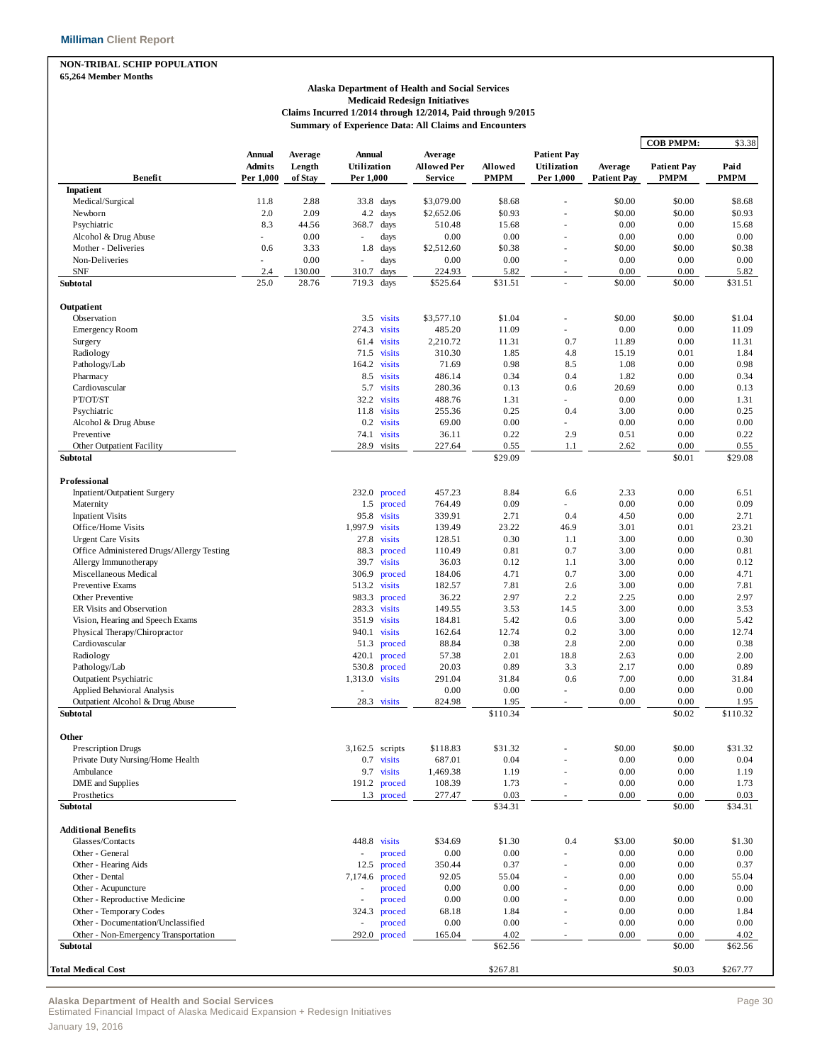**NON-TRIBAL SCHIP POPULATION**
**65,264 Member Months**

**Alaska Department of Health and Social Services**
**Medicaid Redesign Initiatives**
**Claims Incurred 1/2014 through 12/2014, Paid through 9/2015**
**Summary of Experience Data: All Claims and Encounters**

**COB PMPM: $3.38**

| Benefit | Annual Admits Per 1,000 | Average Length of Stay | Annual Utilization Per 1,000 | | Average Allowed Per Service | Allowed PMPM | Patient Pay Utilization Per 1,000 | Average Patient Pay | Patient Pay PMPM | Paid PMPM |
|---|---|---|---|---|---|---|---|---|---|---|
| **Inpatient** | | | | | | | | | | |
| Medical/Surgical | 11.8 | 2.88 | 33.8 | days | $3,079.00 | $8.68 | - | $0.00 | $0.00 | $8.68 |
| Newborn | 2.0 | 2.09 | 4.2 | days | $2,652.06 | $0.93 | - | $0.00 | $0.00 | $0.93 |
| Psychiatric | 8.3 | 44.56 | 368.7 | days | 510.48 | 15.68 | - | 0.00 | 0.00 | 15.68 |
| Alcohol & Drug Abuse | - | 0.00 | - | days | 0.00 | 0.00 | - | 0.00 | 0.00 | 0.00 |
| Mother - Deliveries | 0.6 | 3.33 | 1.8 | days | $2,512.60 | $0.38 | - | $0.00 | $0.00 | $0.38 |
| Non-Deliveries | - | 0.00 | - | days | 0.00 | 0.00 | - | 0.00 | 0.00 | 0.00 |
| SNF | 2.4 | 130.00 | 310.7 | days | 224.93 | 5.82 | - | 0.00 | 0.00 | 5.82 |
| **Subtotal** | 25.0 | 28.76 | 719.3 | days | $525.64 | $31.51 | - | $0.00 | $0.00 | $31.51 |
| **Outpatient** | | | | | | | | | | |
| Observation | | | 3.5 | visits | $3,577.10 | $1.04 | - | $0.00 | $0.00 | $1.04 |
| Emergency Room | | | 274.3 | visits | 485.20 | 11.09 | - | 0.00 | 0.00 | 11.09 |
| Surgery | | | 61.4 | visits | 2,210.72 | 11.31 | 0.7 | 11.89 | 0.00 | 11.31 |
| Radiology | | | 71.5 | visits | 310.30 | 1.85 | 4.8 | 15.19 | 0.01 | 1.84 |
| Pathology/Lab | | | 164.2 | visits | 71.69 | 0.98 | 8.5 | 1.08 | 0.00 | 0.98 |
| Pharmacy | | | 8.5 | visits | 486.14 | 0.34 | 0.4 | 1.82 | 0.00 | 0.34 |
| Cardiovascular | | | 5.7 | visits | 280.36 | 0.13 | 0.6 | 20.69 | 0.00 | 0.13 |
| PT/OT/ST | | | 32.2 | visits | 488.76 | 1.31 | - | 0.00 | 0.00 | 1.31 |
| Psychiatric | | | 11.8 | visits | 255.36 | 0.25 | 0.4 | 3.00 | 0.00 | 0.25 |
| Alcohol & Drug Abuse | | | 0.2 | visits | 69.00 | 0.00 | - | 0.00 | 0.00 | 0.00 |
| Preventive | | | 74.1 | visits | 36.11 | 0.22 | 2.9 | 0.51 | 0.00 | 0.22 |
| Other Outpatient Facility | | | 28.9 | visits | 227.64 | 0.55 | 1.1 | 2.62 | 0.00 | 0.55 |
| **Subtotal** | | | | | | $29.09 | | | $0.01 | $29.08 |
| **Professional** | | | | | | | | | | |
| Inpatient/Outpatient Surgery | | | 232.0 | proced | 457.23 | 8.84 | 6.6 | 2.33 | 0.00 | 6.51 |
| Maternity | | | 1.5 | proced | 764.49 | 0.09 | - | 0.00 | 0.00 | 0.09 |
| Inpatient Visits | | | 95.8 | visits | 339.91 | 2.71 | 0.4 | 4.50 | 0.00 | 2.71 |
| Office/Home Visits | | | 1,997.9 | visits | 139.49 | 23.22 | 46.9 | 3.01 | 0.01 | 23.21 |
| Urgent Care Visits | | | 27.8 | visits | 128.51 | 0.30 | 1.1 | 3.00 | 0.00 | 0.30 |
| Office Administered Drugs/Allergy Testing | | | 88.3 | proced | 110.49 | 0.81 | 0.7 | 3.00 | 0.00 | 0.81 |
| Allergy Immunotherapy | | | 39.7 | visits | 36.03 | 0.12 | 1.1 | 3.00 | 0.00 | 0.12 |
| Miscellaneous Medical | | | 306.9 | proced | 184.06 | 4.71 | 0.7 | 3.00 | 0.00 | 4.71 |
| Preventive Exams | | | 513.2 | visits | 182.57 | 7.81 | 2.6 | 3.00 | 0.00 | 7.81 |
| Other Preventive | | | 983.3 | proced | 36.22 | 2.97 | 2.2 | 2.25 | 0.00 | 2.97 |
| ER Visits and Observation | | | 283.3 | visits | 149.55 | 3.53 | 14.5 | 3.00 | 0.00 | 3.53 |
| Vision, Hearing and Speech Exams | | | 351.9 | visits | 184.81 | 5.42 | 0.6 | 3.00 | 0.00 | 5.42 |
| Physical Therapy/Chiropractor | | | 940.1 | visits | 162.64 | 12.74 | 0.2 | 3.00 | 0.00 | 12.74 |
| Cardiovascular | | | 51.3 | proced | 88.84 | 0.38 | 2.8 | 2.00 | 0.00 | 0.38 |
| Radiology | | | 420.1 | proced | 57.38 | 2.01 | 18.8 | 2.63 | 0.00 | 2.00 |
| Pathology/Lab | | | 530.8 | proced | 20.03 | 0.89 | 3.3 | 2.17 | 0.00 | 0.89 |
| Outpatient Psychiatric | | | 1,313.0 | visits | 291.04 | 31.84 | 0.6 | 7.00 | 0.00 | 31.84 |
| Applied Behavioral Analysis | | | - | | 0.00 | 0.00 | - | 0.00 | 0.00 | 0.00 |
| Outpatient Alcohol & Drug Abuse | | | 28.3 | visits | 824.98 | 1.95 | - | 0.00 | 0.00 | 1.95 |
| **Subtotal** | | | | | | $110.34 | | | $0.02 | $110.32 |
| **Other** | | | | | | | | | | |
| Prescription Drugs | | | 3,162.5 | scripts | $118.83 | $31.32 | - | $0.00 | $0.00 | $31.32 |
| Private Duty Nursing/Home Health | | | 0.7 | visits | 687.01 | 0.04 | - | 0.00 | 0.00 | 0.04 |
| Ambulance | | | 9.7 | visits | 1,469.38 | 1.19 | - | 0.00 | 0.00 | 1.19 |
| DME and Supplies | | | 191.2 | proced | 108.39 | 1.73 | - | 0.00 | 0.00 | 1.73 |
| Prosthetics | | | 1.3 | proced | 277.47 | 0.03 | - | 0.00 | 0.00 | 0.03 |
| **Subtotal** | | | | | | $34.31 | | | $0.00 | $34.31 |
| **Additional Benefits** | | | | | | | | | | |
| Glasses/Contacts | | | 448.8 | visits | $34.69 | $1.30 | 0.4 | $3.00 | $0.00 | $1.30 |
| Other - General | | | - | proced | 0.00 | 0.00 | - | 0.00 | 0.00 | 0.00 |
| Other - Hearing Aids | | | 12.5 | proced | 350.44 | 0.37 | - | 0.00 | 0.00 | 0.37 |
| Other - Dental | | | 7,174.6 | proced | 92.05 | 55.04 | - | 0.00 | 0.00 | 55.04 |
| Other - Acupuncture | | | - | proced | 0.00 | 0.00 | - | 0.00 | 0.00 | 0.00 |
| Other - Reproductive Medicine | | | - | proced | 0.00 | 0.00 | - | 0.00 | 0.00 | 0.00 |
| Other - Temporary Codes | | | 324.3 | proced | 68.18 | 1.84 | - | 0.00 | 0.00 | 1.84 |
| Other - Documentation/Unclassified | | | - | proced | 0.00 | 0.00 | - | 0.00 | 0.00 | 0.00 |
| Other - Non-Emergency Transportation | | | 292.0 | proced | 165.04 | 4.02 | - | 0.00 | 0.00 | 4.02 |
| **Subtotal** | | | | | | $62.56 | | | $0.00 | $62.56 |
| **Total Medical Cost** | | | | | | $267.81 | | | $0.03 | $267.77 |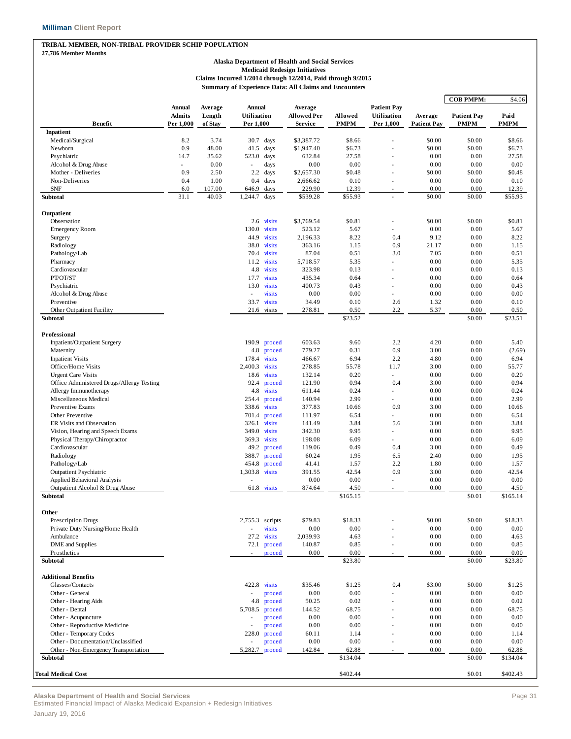**TRIBAL MEMBER, NON-TRIBAL PROVIDER SCHIP POPULATION**
**27,786 Member Months**

**Alaska Department of Health and Social Services**
**Medicaid Redesign Initiatives**
**Claims Incurred 1/2014 through 12/2014, Paid through 9/2015**
**Summary of Experience Data: All Claims and Encounters**

| | | | | | | | | | COB PMPM: | $4.06 |
|---|---|---|---|---|---|---|---|---|---|---|
| Benefit | Annual Admits Per 1,000 | Average Length of Stay | Annual Utilization Per 1,000 | | Average Allowed Per Service | Allowed PMPM | Patient Pay Utilization Per 1,000 | Average Patient Pay | Patient Pay PMPM | Paid PMPM |
| **Inpatient** | | | | | | | | | | |
| Medical/Surgical | 8.2 | 3.74 | 30.7 | days | $3,387.72 | $8.66 | - | $0.00 | $0.00 | $8.66 |
| Newborn | 0.9 | 48.00 | 41.5 | days | $1,947.40 | $6.73 | - | $0.00 | $0.00 | $6.73 |
| Psychiatric | 14.7 | 35.62 | 523.0 | days | 632.84 | 27.58 | - | 0.00 | 0.00 | 27.58 |
| Alcohol & Drug Abuse | - | 0.00 | - | days | 0.00 | 0.00 | - | 0.00 | 0.00 | 0.00 |
| Mother - Deliveries | 0.9 | 2.50 | 2.2 | days | $2,657.30 | $0.48 | - | $0.00 | $0.00 | $0.48 |
| Non-Deliveries | 0.4 | 1.00 | 0.4 | days | 2,666.62 | 0.10 | - | 0.00 | 0.00 | 0.10 |
| SNF | 6.0 | 107.00 | 646.9 | days | 229.90 | 12.39 | - | 0.00 | 0.00 | 12.39 |
| **Subtotal** | 31.1 | 40.03 | 1,244.7 | days | $539.28 | $55.93 | - | $0.00 | $0.00 | $55.93 |
| **Outpatient** | | | | | | | | | | |
| Observation | | | 2.6 | visits | $3,769.54 | $0.81 | - | $0.00 | $0.00 | $0.81 |
| Emergency Room | | | 130.0 | visits | 523.12 | 5.67 | - | 0.00 | 0.00 | 5.67 |
| Surgery | | | 44.9 | visits | 2,196.33 | 8.22 | 0.4 | 9.12 | 0.00 | 8.22 |
| Radiology | | | 38.0 | visits | 363.16 | 1.15 | 0.9 | 21.17 | 0.00 | 1.15 |
| Pathology/Lab | | | 70.4 | visits | 87.04 | 0.51 | 3.0 | 7.05 | 0.00 | 0.51 |
| Pharmacy | | | 11.2 | visits | 5,718.57 | 5.35 | - | 0.00 | 0.00 | 5.35 |
| Cardiovascular | | | 4.8 | visits | 323.98 | 0.13 | - | 0.00 | 0.00 | 0.13 |
| PT/OT/ST | | | 17.7 | visits | 435.34 | 0.64 | - | 0.00 | 0.00 | 0.64 |
| Psychiatric | | | 13.0 | visits | 400.73 | 0.43 | - | 0.00 | 0.00 | 0.43 |
| Alcohol & Drug Abuse | | | - | visits | 0.00 | 0.00 | - | 0.00 | 0.00 | 0.00 |
| Preventive | | | 33.7 | visits | 34.49 | 0.10 | 2.6 | 1.32 | 0.00 | 0.10 |
| Other Outpatient Facility | | | 21.6 | visits | 278.81 | 0.50 | 2.2 | 5.37 | 0.00 | 0.50 |
| **Subtotal** | | | | | | $23.52 | | | $0.00 | $23.51 |
| **Professional** | | | | | | | | | | |
| Inpatient/Outpatient Surgery | | | 190.9 | proced | 603.63 | 9.60 | 2.2 | 4.20 | 0.00 | 5.40 |
| Maternity | | | 4.8 | proced | 779.27 | 0.31 | 0.9 | 3.00 | 0.00 | (2.69) |
| Inpatient Visits | | | 178.4 | visits | 466.67 | 6.94 | 2.2 | 4.80 | 0.00 | 6.94 |
| Office/Home Visits | | | 2,400.3 | visits | 278.85 | 55.78 | 11.7 | 3.00 | 0.00 | 55.77 |
| Urgent Care Visits | | | 18.6 | visits | 132.14 | 0.20 | - | 0.00 | 0.00 | 0.20 |
| Office Administered Drugs/Allergy Testing | | | 92.4 | proced | 121.90 | 0.94 | 0.4 | 3.00 | 0.00 | 0.94 |
| Allergy Immunotherapy | | | 4.8 | visits | 611.44 | 0.24 | - | 0.00 | 0.00 | 0.24 |
| Miscellaneous Medical | | | 254.4 | proced | 140.94 | 2.99 | - | 0.00 | 0.00 | 2.99 |
| Preventive Exams | | | 338.6 | visits | 377.83 | 10.66 | 0.9 | 3.00 | 0.00 | 10.66 |
| Other Preventive | | | 701.4 | proced | 111.97 | 6.54 | - | 0.00 | 0.00 | 6.54 |
| ER Visits and Observation | | | 326.1 | visits | 141.49 | 3.84 | 5.6 | 3.00 | 0.00 | 3.84 |
| Vision, Hearing and Speech Exams | | | 349.0 | visits | 342.30 | 9.95 | - | 0.00 | 0.00 | 9.95 |
| Physical Therapy/Chiropractor | | | 369.3 | visits | 198.08 | 6.09 | - | 0.00 | 0.00 | 6.09 |
| Cardiovascular | | | 49.2 | proced | 119.06 | 0.49 | 0.4 | 3.00 | 0.00 | 0.49 |
| Radiology | | | 388.7 | proced | 60.24 | 1.95 | 6.5 | 2.40 | 0.00 | 1.95 |
| Pathology/Lab | | | 454.8 | proced | 41.41 | 1.57 | 2.2 | 1.80 | 0.00 | 1.57 |
| Outpatient Psychiatric | | | 1,303.8 | visits | 391.55 | 42.54 | 0.9 | 3.00 | 0.00 | 42.54 |
| Applied Behavioral Analysis | | | - | | 0.00 | 0.00 | - | 0.00 | 0.00 | 0.00 |
| Outpatient Alcohol & Drug Abuse | | | 61.8 | visits | 874.64 | 4.50 | - | 0.00 | 0.00 | 4.50 |
| **Subtotal** | | | | | | $165.15 | | | $0.01 | $165.14 |
| **Other** | | | | | | | | | | |
| Prescription Drugs | | | 2,755.3 | scripts | $79.83 | $18.33 | - | $0.00 | $0.00 | $18.33 |
| Private Duty Nursing/Home Health | | | - | visits | 0.00 | 0.00 | - | 0.00 | 0.00 | 0.00 |
| Ambulance | | | 27.2 | visits | 2,039.93 | 4.63 | - | 0.00 | 0.00 | 4.63 |
| DME and Supplies | | | 72.1 | proced | 140.87 | 0.85 | - | 0.00 | 0.00 | 0.85 |
| Prosthetics | | | - | proced | 0.00 | 0.00 | - | 0.00 | 0.00 | 0.00 |
| **Subtotal** | | | | | | $23.80 | | | $0.00 | $23.80 |
| **Additional Benefits** | | | | | | | | | | |
| Glasses/Contacts | | | 422.8 | visits | $35.46 | $1.25 | 0.4 | $3.00 | $0.00 | $1.25 |
| Other - General | | | - | proced | 0.00 | 0.00 | - | 0.00 | 0.00 | 0.00 |
| Other - Hearing Aids | | | 4.8 | proced | 50.25 | 0.02 | - | 0.00 | 0.00 | 0.02 |
| Other - Dental | | | 5,708.5 | proced | 144.52 | 68.75 | - | 0.00 | 0.00 | 68.75 |
| Other - Acupuncture | | | - | proced | 0.00 | 0.00 | - | 0.00 | 0.00 | 0.00 |
| Other - Reproductive Medicine | | | - | proced | 0.00 | 0.00 | - | 0.00 | 0.00 | 0.00 |
| Other - Temporary Codes | | | 228.0 | proced | 60.11 | 1.14 | - | 0.00 | 0.00 | 1.14 |
| Other - Documentation/Unclassified | | | - | proced | 0.00 | 0.00 | - | 0.00 | 0.00 | 0.00 |
| Other - Non-Emergency Transportation | | | 5,282.7 | proced | 142.84 | 62.88 | - | 0.00 | 0.00 | 62.88 |
| **Subtotal** | | | | | | $134.04 | | | $0.00 | $134.04 |
| **Total Medical Cost** | | | | | | $402.44 | | | $0.01 | $402.43 |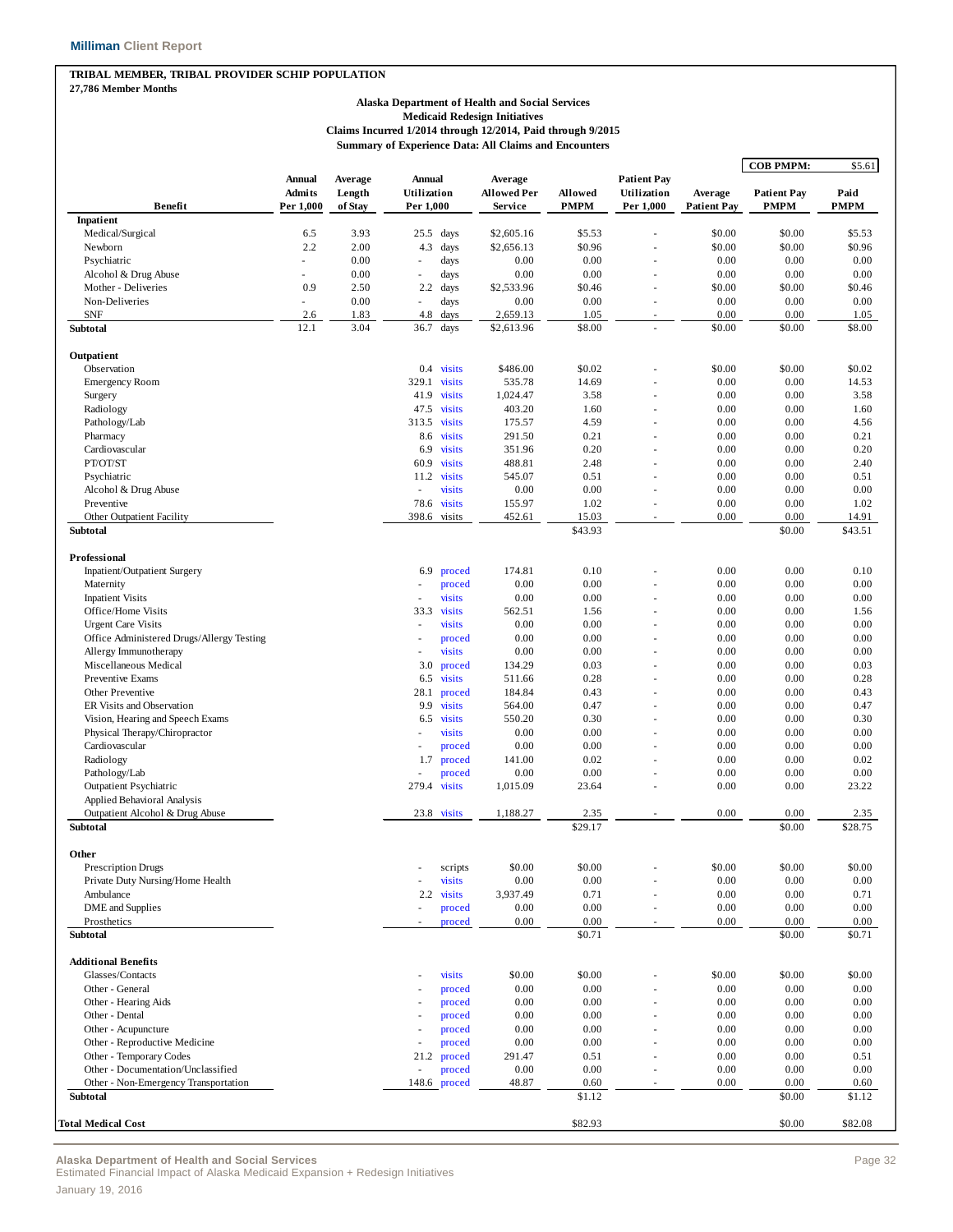**TRIBAL MEMBER, TRIBAL PROVIDER SCHIP POPULATION**
**27,786 Member Months**

**Alaska Department of Health and Social Services**
**Medicaid Redesign Initiatives**
**Claims Incurred 1/2014 through 12/2014, Paid through 9/2015**
**Summary of Experience Data: All Claims and Encounters**

**COB PMPM:** $5.61

| Benefit | Annual Admits Per 1,000 | Average Length of Stay | Annual Utilization Per 1,000 | | Average Allowed Per Service | Allowed PMPM | Patient Pay Utilization Per 1,000 | Average Patient Pay | Patient Pay PMPM | Paid PMPM |
|---|---|---|---|---|---|---|---|---|---|---|
| **Inpatient** | | | | | | | | | | |
| Medical/Surgical | 6.5 | 3.93 | 25.5 | days | $2,605.16 | $5.53 | - | $0.00 | $0.00 | $5.53 |
| Newborn | 2.2 | 2.00 | 4.3 | days | $2,656.13 | $0.96 | - | $0.00 | $0.00 | $0.96 |
| Psychiatric | - | 0.00 | - | days | 0.00 | 0.00 | - | 0.00 | 0.00 | 0.00 |
| Alcohol & Drug Abuse | - | 0.00 | - | days | 0.00 | 0.00 | - | 0.00 | 0.00 | 0.00 |
| Mother - Deliveries | 0.9 | 2.50 | 2.2 | days | $2,533.96 | $0.46 | - | $0.00 | $0.00 | $0.46 |
| Non-Deliveries | - | 0.00 | - | days | 0.00 | 0.00 | - | 0.00 | 0.00 | 0.00 |
| SNF | 2.6 | 1.83 | 4.8 | days | 2,659.13 | 1.05 | - | 0.00 | 0.00 | 1.05 |
| **Subtotal** | 12.1 | 3.04 | 36.7 | days | $2,613.96 | $8.00 | - | $0.00 | $0.00 | $8.00 |
| **Outpatient** | | | | | | | | | | |
| Observation | | | 0.4 | visits | $486.00 | $0.02 | - | $0.00 | $0.00 | $0.02 |
| Emergency Room | | | 329.1 | visits | 535.78 | 14.69 | - | 0.00 | 0.00 | 14.53 |
| Surgery | | | 41.9 | visits | 1,024.47 | 3.58 | - | 0.00 | 0.00 | 3.58 |
| Radiology | | | 47.5 | visits | 403.20 | 1.60 | - | 0.00 | 0.00 | 1.60 |
| Pathology/Lab | | | 313.5 | visits | 175.57 | 4.59 | - | 0.00 | 0.00 | 4.56 |
| Pharmacy | | | 8.6 | visits | 291.50 | 0.21 | - | 0.00 | 0.00 | 0.21 |
| Cardiovascular | | | 6.9 | visits | 351.96 | 0.20 | - | 0.00 | 0.00 | 0.20 |
| PT/OT/ST | | | 60.9 | visits | 488.81 | 2.48 | - | 0.00 | 0.00 | 2.40 |
| Psychiatric | | | 11.2 | visits | 545.07 | 0.51 | - | 0.00 | 0.00 | 0.51 |
| Alcohol & Drug Abuse | | | - | visits | 0.00 | 0.00 | - | 0.00 | 0.00 | 0.00 |
| Preventive | | | 78.6 | visits | 155.97 | 1.02 | - | 0.00 | 0.00 | 1.02 |
| Other Outpatient Facility | | | 398.6 | visits | 452.61 | 15.03 | - | 0.00 | 0.00 | 14.91 |
| **Subtotal** | | | | | | $43.93 | | | $0.00 | $43.51 |
| **Professional** | | | | | | | | | | |
| Inpatient/Outpatient Surgery | | | 6.9 | proced | 174.81 | 0.10 | - | 0.00 | 0.00 | 0.10 |
| Maternity | | | - | proced | 0.00 | 0.00 | - | 0.00 | 0.00 | 0.00 |
| Inpatient Visits | | | - | visits | 0.00 | 0.00 | - | 0.00 | 0.00 | 0.00 |
| Office/Home Visits | | | 33.3 | visits | 562.51 | 1.56 | - | 0.00 | 0.00 | 1.56 |
| Urgent Care Visits | | | - | visits | 0.00 | 0.00 | - | 0.00 | 0.00 | 0.00 |
| Office Administered Drugs/Allergy Testing | | | - | proced | 0.00 | 0.00 | - | 0.00 | 0.00 | 0.00 |
| Allergy Immunotherapy | | | - | visits | 0.00 | 0.00 | - | 0.00 | 0.00 | 0.00 |
| Miscellaneous Medical | | | 3.0 | proced | 134.29 | 0.03 | - | 0.00 | 0.00 | 0.03 |
| Preventive Exams | | | 6.5 | visits | 511.66 | 0.28 | - | 0.00 | 0.00 | 0.28 |
| Other Preventive | | | 28.1 | proced | 184.84 | 0.43 | - | 0.00 | 0.00 | 0.43 |
| ER Visits and Observation | | | 9.9 | visits | 564.00 | 0.47 | - | 0.00 | 0.00 | 0.47 |
| Vision, Hearing and Speech Exams | | | 6.5 | visits | 550.20 | 0.30 | - | 0.00 | 0.00 | 0.30 |
| Physical Therapy/Chiropractor | | | - | visits | 0.00 | 0.00 | - | 0.00 | 0.00 | 0.00 |
| Cardiovascular | | | - | proced | 0.00 | 0.00 | - | 0.00 | 0.00 | 0.00 |
| Radiology | | | 1.7 | proced | 141.00 | 0.02 | - | 0.00 | 0.00 | 0.02 |
| Pathology/Lab | | | - | proced | 0.00 | 0.00 | - | 0.00 | 0.00 | 0.00 |
| Outpatient Psychiatric | | | 279.4 | visits | 1,015.09 | 23.64 | - | 0.00 | 0.00 | 23.22 |
| Applied Behavioral Analysis | | | | | | | | | | |
| Outpatient Alcohol & Drug Abuse | | | 23.8 | visits | 1,188.27 | 2.35 | - | 0.00 | 0.00 | 2.35 |
| **Subtotal** | | | | | | $29.17 | | | $0.00 | $28.75 |
| **Other** | | | | | | | | | | |
| Prescription Drugs | | | - | scripts | $0.00 | $0.00 | - | $0.00 | $0.00 | $0.00 |
| Private Duty Nursing/Home Health | | | - | visits | 0.00 | 0.00 | - | 0.00 | 0.00 | 0.00 |
| Ambulance | | | 2.2 | visits | 3,937.49 | 0.71 | - | 0.00 | 0.00 | 0.71 |
| DME and Supplies | | | - | proced | 0.00 | 0.00 | - | 0.00 | 0.00 | 0.00 |
| Prosthetics | | | - | proced | 0.00 | 0.00 | - | 0.00 | 0.00 | 0.00 |
| **Subtotal** | | | | | | $0.71 | | | $0.00 | $0.71 |
| **Additional Benefits** | | | | | | | | | | |
| Glasses/Contacts | | | - | visits | $0.00 | $0.00 | - | $0.00 | $0.00 | $0.00 |
| Other - General | | | - | proced | 0.00 | 0.00 | - | 0.00 | 0.00 | 0.00 |
| Other - Hearing Aids | | | - | proced | 0.00 | 0.00 | - | 0.00 | 0.00 | 0.00 |
| Other - Dental | | | - | proced | 0.00 | 0.00 | - | 0.00 | 0.00 | 0.00 |
| Other - Acupuncture | | | - | proced | 0.00 | 0.00 | - | 0.00 | 0.00 | 0.00 |
| Other - Reproductive Medicine | | | - | proced | 0.00 | 0.00 | - | 0.00 | 0.00 | 0.00 |
| Other - Temporary Codes | | | 21.2 | proced | 291.47 | 0.51 | - | 0.00 | 0.00 | 0.51 |
| Other - Documentation/Unclassified | | | - | proced | 0.00 | 0.00 | - | 0.00 | 0.00 | 0.00 |
| Other - Non-Emergency Transportation | | | 148.6 | proced | 48.87 | 0.60 | - | 0.00 | 0.00 | 0.60 |
| **Subtotal** | | | | | | $1.12 | | | $0.00 | $1.12 |
| **Total Medical Cost** | | | | | | $82.93 | | | $0.00 | $82.08 |